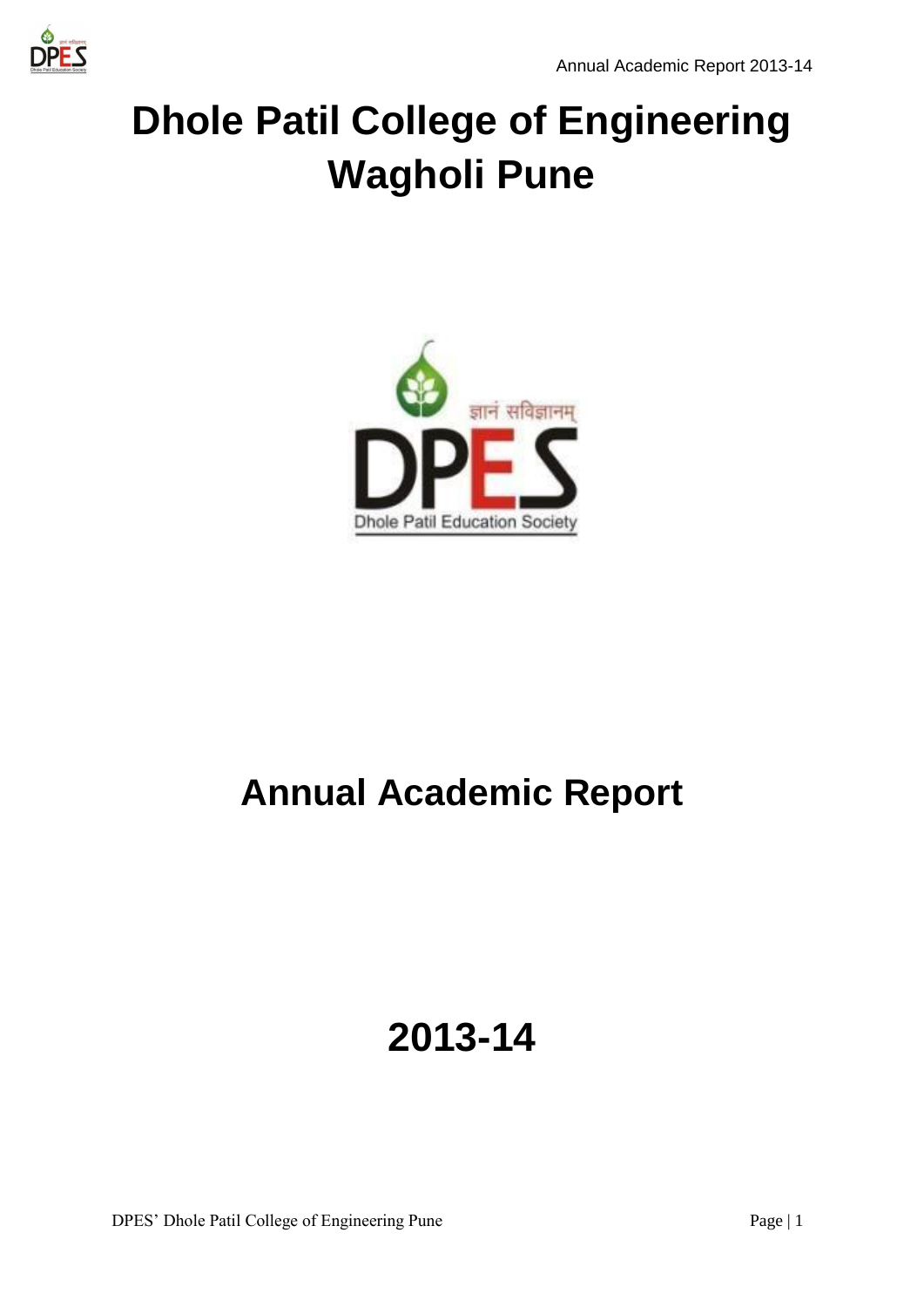# Dhole Patil College of Engineering Wagholi Pune

ज्ञानं सविज्ञानम्

DPES

Dhole Patil Education Society

# Annual Academic Report

# 2013-14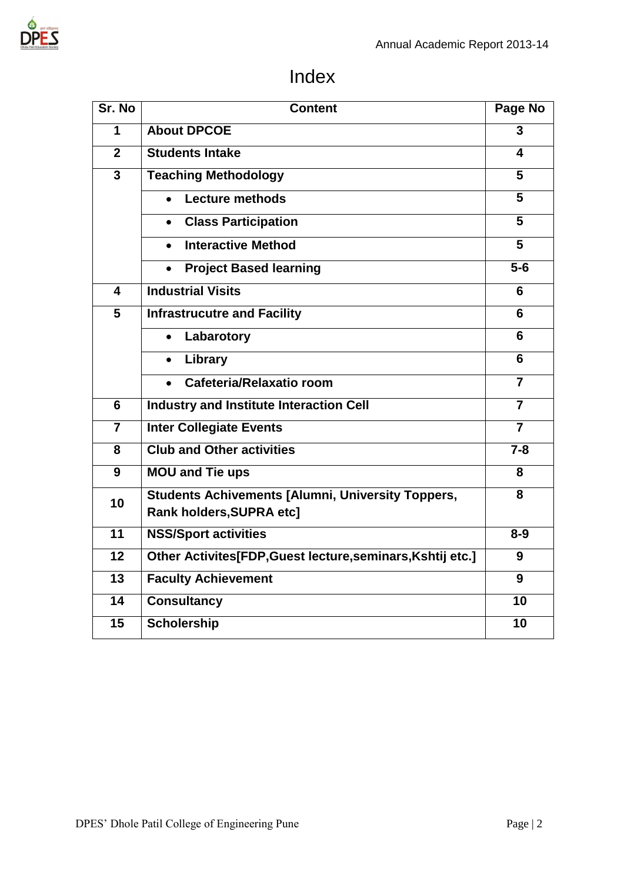# Index

| Sr. No | Content | Page No |
|---|---|---|
| 1 | **About DPCOE** | 3 |
| 2 | **Students Intake** | 4 |
| 3 | **Teaching Methodology** | 5 |
| | • **Lecture methods** | 5 |
| | • **Class Participation** | 5 |
| | • **Interactive Method** | 5 |
| | • **Project Based learning** | 5-6 |
| 4 | **Industrial Visits** | 6 |
| 5 | **Infrastrucutre and Facility** | 6 |
| | • **Labarotory** | 6 |
| | • **Library** | 6 |
| | • **Cafeteria/Relaxatio room** | 7 |
| 6 | **Industry and Institute Interaction Cell** | 7 |
| 7 | **Inter Collegiate Events** | 7 |
| 8 | **Club and Other activities** | 7-8 |
| 9 | **MOU and Tie ups** | 8 |
| 10 | **Students Achivements [Alumni, University Toppers, Rank holders,SUPRA etc]** | 8 |
| 11 | **NSS/Sport activities** | 8-9 |
| 12 | **Other Activites[FDP,Guest lecture,seminars,Kshtij etc.]** | 9 |
| 13 | **Faculty Achievement** | 9 |
| 14 | **Consultancy** | 10 |
| 15 | **Scholership** | 10 |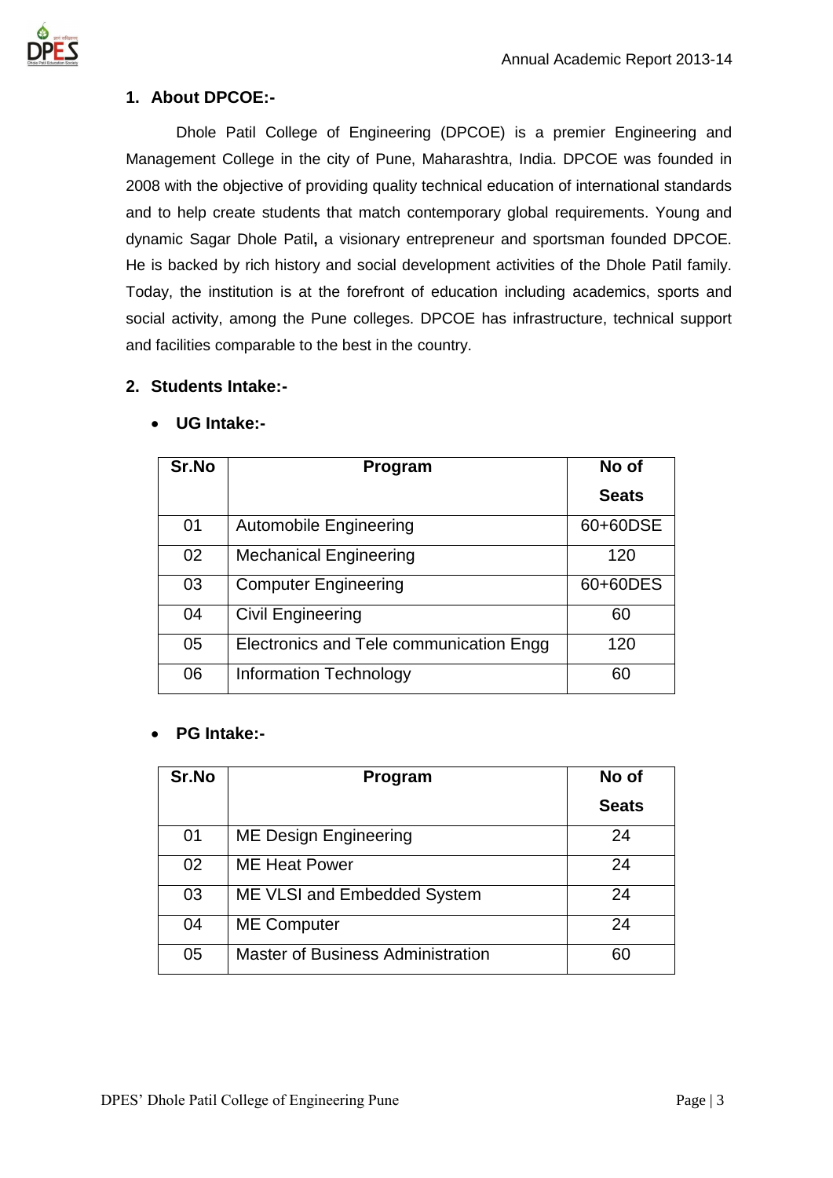## 1. About DPCOE:-

Dhole Patil College of Engineering (DPCOE) is a premier Engineering and Management College in the city of Pune, Maharashtra, India. DPCOE was founded in 2008 with the objective of providing quality technical education of international standards and to help create students that match contemporary global requirements. Young and dynamic Sagar Dhole Patil**,** a visionary entrepreneur and sportsman founded DPCOE. He is backed by rich history and social development activities of the Dhole Patil family. Today, the institution is at the forefront of education including academics, sports and social activity, among the Pune colleges. DPCOE has infrastructure, technical support and facilities comparable to the best in the country.

## 2. Students Intake:-

- **UG Intake:-**

| Sr.No | Program | No of Seats |
|---|---|---|
| 01 | Automobile Engineering | 60+60DSE |
| 02 | Mechanical Engineering | 120 |
| 03 | Computer Engineering | 60+60DES |
| 04 | Civil Engineering | 60 |
| 05 | Electronics and Tele communication Engg | 120 |
| 06 | Information Technology | 60 |

- **PG Intake:-**

| Sr.No | Program | No of Seats |
|---|---|---|
| 01 | ME Design Engineering | 24 |
| 02 | ME Heat Power | 24 |
| 03 | ME VLSI and Embedded System | 24 |
| 04 | ME Computer | 24 |
| 05 | Master of Business Administration | 60 |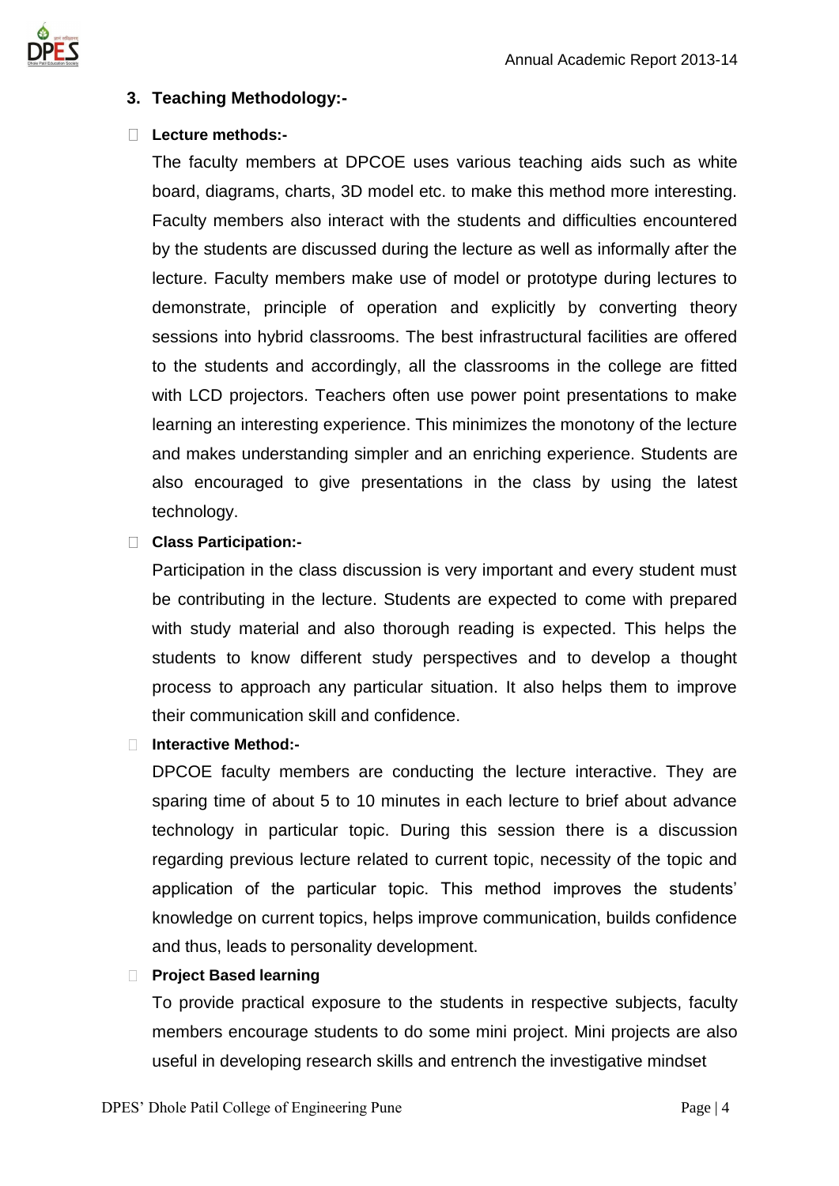## 3. Teaching Methodology:-

- **Lecture methods:-**

  The faculty members at DPCOE uses various teaching aids such as white board, diagrams, charts, 3D model etc. to make this method more interesting. Faculty members also interact with the students and difficulties encountered by the students are discussed during the lecture as well as informally after the lecture. Faculty members make use of model or prototype during lectures to demonstrate, principle of operation and explicitly by converting theory sessions into hybrid classrooms. The best infrastructural facilities are offered to the students and accordingly, all the classrooms in the college are fitted with LCD projectors. Teachers often use power point presentations to make learning an interesting experience. This minimizes the monotony of the lecture and makes understanding simpler and an enriching experience. Students are also encouraged to give presentations in the class by using the latest technology.

- **Class Participation:-**

  Participation in the class discussion is very important and every student must be contributing in the lecture. Students are expected to come with prepared with study material and also thorough reading is expected. This helps the students to know different study perspectives and to develop a thought process to approach any particular situation. It also helps them to improve their communication skill and confidence.

- **Interactive Method:-**

  DPCOE faculty members are conducting the lecture interactive. They are sparing time of about 5 to 10 minutes in each lecture to brief about advance technology in particular topic. During this session there is a discussion regarding previous lecture related to current topic, necessity of the topic and application of the particular topic. This method improves the students' knowledge on current topics, helps improve communication, builds confidence and thus, leads to personality development.

- **Project Based learning**

  To provide practical exposure to the students in respective subjects, faculty members encourage students to do some mini project. Mini projects are also useful in developing research skills and entrench the investigative mindset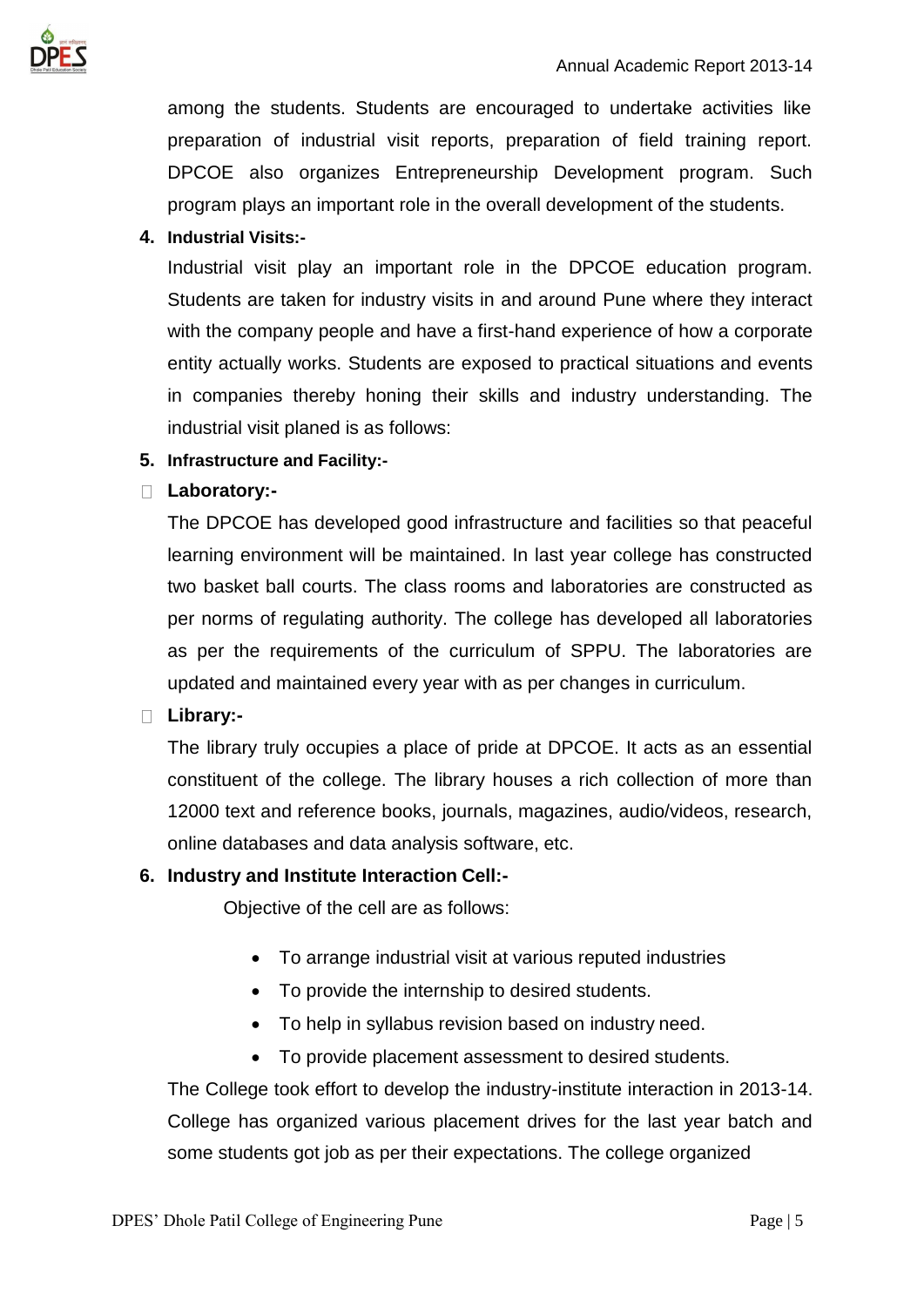among the students. Students are encouraged to undertake activities like preparation of industrial visit reports, preparation of field training report. DPCOE also organizes Entrepreneurship Development program. Such program plays an important role in the overall development of the students.

4. **Industrial Visits:-**

   Industrial visit play an important role in the DPCOE education program. Students are taken for industry visits in and around Pune where they interact with the company people and have a first-hand experience of how a corporate entity actually works. Students are exposed to practical situations and events in companies thereby honing their skills and industry understanding. The industrial visit planed is as follows:

5. **Infrastructure and Facility:-**

- **Laboratory:-**

  The DPCOE has developed good infrastructure and facilities so that peaceful learning environment will be maintained. In last year college has constructed two basket ball courts. The class rooms and laboratories are constructed as per norms of regulating authority. The college has developed all laboratories as per the requirements of the curriculum of SPPU. The laboratories are updated and maintained every year with as per changes in curriculum.

- **Library:-**

  The library truly occupies a place of pride at DPCOE. It acts as an essential constituent of the college. The library houses a rich collection of more than 12000 text and reference books, journals, magazines, audio/videos, research, online databases and data analysis software, etc.

6. **Industry and Institute Interaction Cell:-**

   Objective of the cell are as follows:

   - To arrange industrial visit at various reputed industries
   - To provide the internship to desired students.
   - To help in syllabus revision based on industry need.
   - To provide placement assessment to desired students.

   The College took effort to develop the industry-institute interaction in 2013-14. College has organized various placement drives for the last year batch and some students got job as per their expectations. The college organized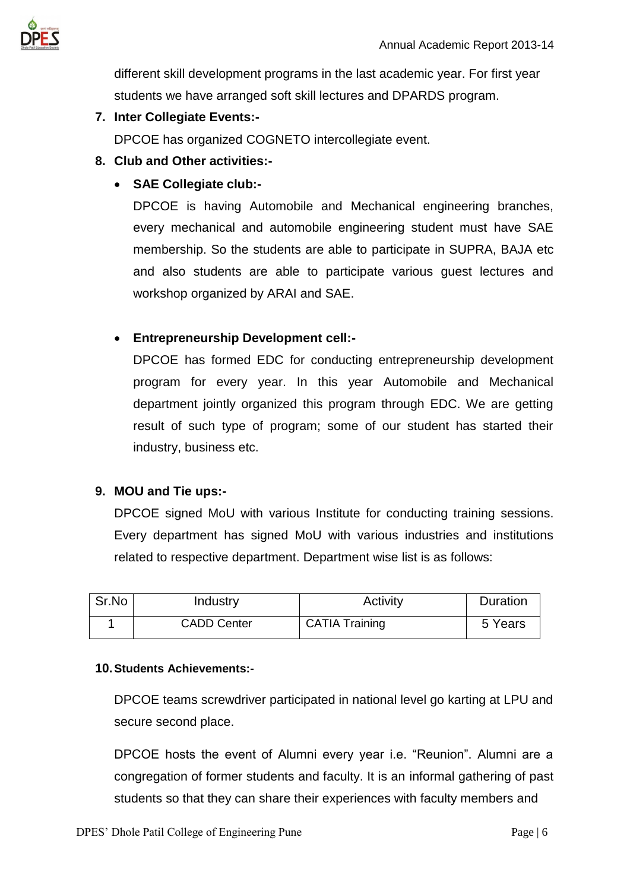different skill development programs in the last academic year. For first year students we have arranged soft skill lectures and DPARDS program.

7. **Inter Collegiate Events:-**

   DPCOE has organized COGNETO intercollegiate event.

8. **Club and Other activities:-**

   - **SAE Collegiate club:-**

     DPCOE is having Automobile and Mechanical engineering branches, every mechanical and automobile engineering student must have SAE membership. So the students are able to participate in SUPRA, BAJA etc and also students are able to participate various guest lectures and workshop organized by ARAI and SAE.

   - **Entrepreneurship Development cell:-**

     DPCOE has formed EDC for conducting entrepreneurship development program for every year. In this year Automobile and Mechanical department jointly organized this program through EDC. We are getting result of such type of program; some of our student has started their industry, business etc.

9. **MOU and Tie ups:-**

   DPCOE signed MoU with various Institute for conducting training sessions. Every department has signed MoU with various industries and institutions related to respective department. Department wise list is as follows:

| Sr.No | Industry | Activity | Duration |
| --- | --- | --- | --- |
| 1 | CADD Center | CATIA Training | 5 Years |

10. **Students Achievements:-**

    DPCOE teams screwdriver participated in national level go karting at LPU and secure second place.

    DPCOE hosts the event of Alumni every year i.e. "Reunion". Alumni are a congregation of former students and faculty. It is an informal gathering of past students so that they can share their experiences with faculty members and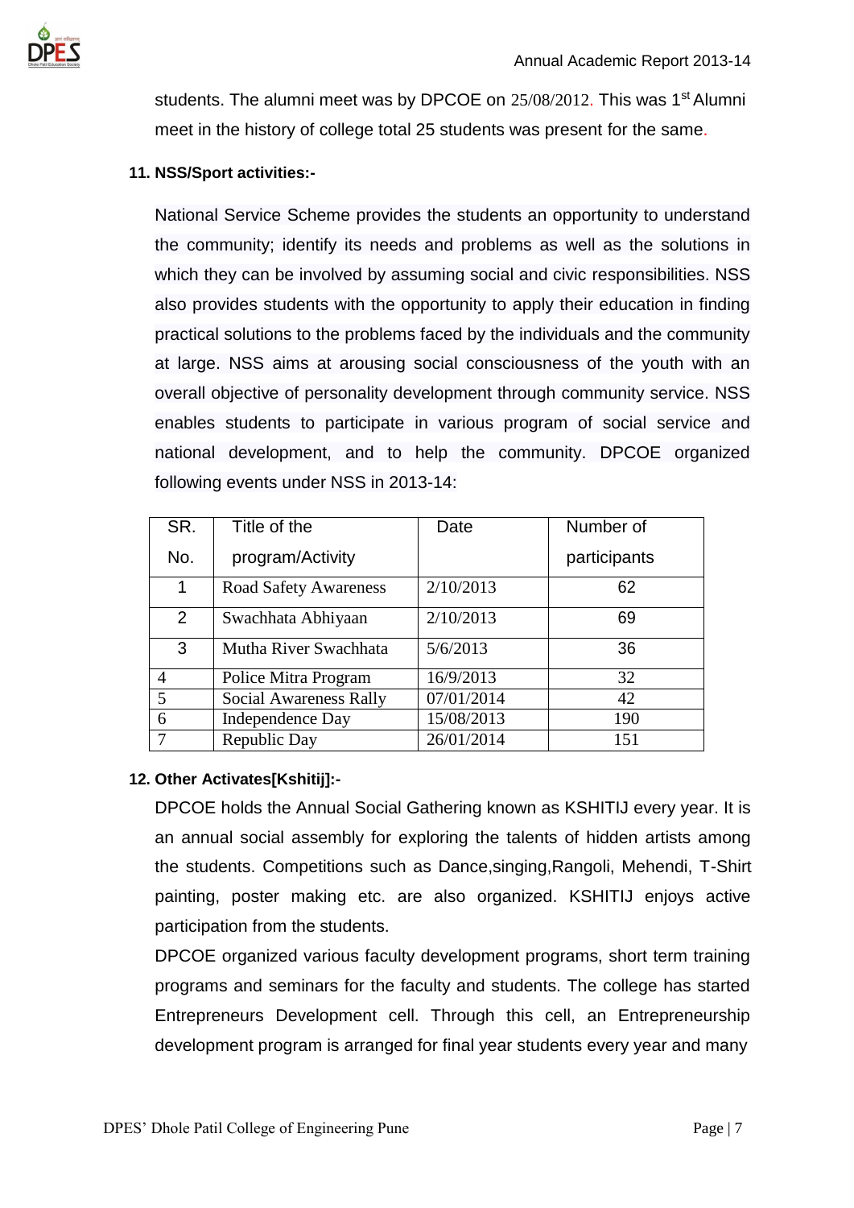students. The alumni meet was by DPCOE on 25/08/2012. This was 1st Alumni meet in the history of college total 25 students was present for the same.

**11. NSS/Sport activities:-**

National Service Scheme provides the students an opportunity to understand the community; identify its needs and problems as well as the solutions in which they can be involved by assuming social and civic responsibilities. NSS also provides students with the opportunity to apply their education in finding practical solutions to the problems faced by the individuals and the community at large. NSS aims at arousing social consciousness of the youth with an overall objective of personality development through community service. NSS enables students to participate in various program of social service and national development, and to help the community. DPCOE organized following events under NSS in 2013-14:

| SR. No. | Title of the program/Activity | Date | Number of participants |
|---|---|---|---|
| 1 | Road Safety Awareness | 2/10/2013 | 62 |
| 2 | Swachhata Abhiyaan | 2/10/2013 | 69 |
| 3 | Mutha River Swachhata | 5/6/2013 | 36 |
| 4 | Police Mitra Program | 16/9/2013 | 32 |
| 5 | Social Awareness Rally | 07/01/2014 | 42 |
| 6 | Independence Day | 15/08/2013 | 190 |
| 7 | Republic Day | 26/01/2014 | 151 |

**12. Other Activates[Kshitij]:-**

DPCOE holds the Annual Social Gathering known as KSHITIJ every year. It is an annual social assembly for exploring the talents of hidden artists among the students. Competitions such as Dance,singing,Rangoli, Mehendi, T-Shirt painting, poster making etc. are also organized. KSHITIJ enjoys active participation from the students.

DPCOE organized various faculty development programs, short term training programs and seminars for the faculty and students. The college has started Entrepreneurs Development cell. Through this cell, an Entrepreneurship development program is arranged for final year students every year and many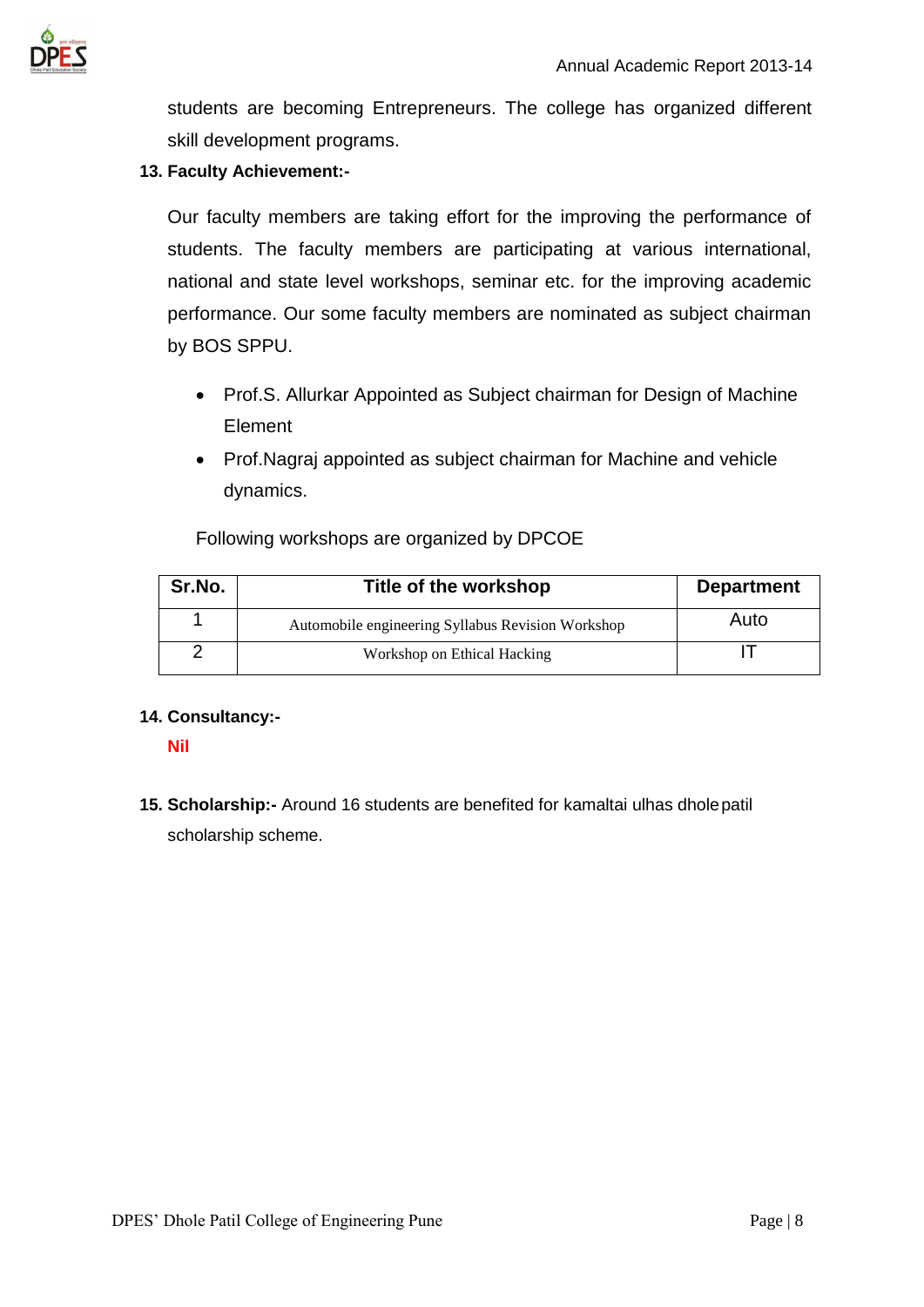students are becoming Entrepreneurs. The college has organized different skill development programs.

**13. Faculty Achievement:-**

Our faculty members are taking effort for the improving the performance of students. The faculty members are participating at various international, national and state level workshops, seminar etc. for the improving academic performance. Our some faculty members are nominated as subject chairman by BOS SPPU.

- Prof.S. Allurkar Appointed as Subject chairman for Design of Machine Element
- Prof.Nagraj appointed as subject chairman for Machine and vehicle dynamics.

Following workshops are organized by DPCOE

| Sr.No. | Title of the workshop | Department |
|---|---|---|
| 1 | Automobile engineering Syllabus Revision Workshop | Auto |
| 2 | Workshop on Ethical Hacking | IT |

**14. Consultancy:-**

**Nil**

**15. Scholarship:-** Around 16 students are benefited for kamaltai ulhas dhole patil scholarship scheme.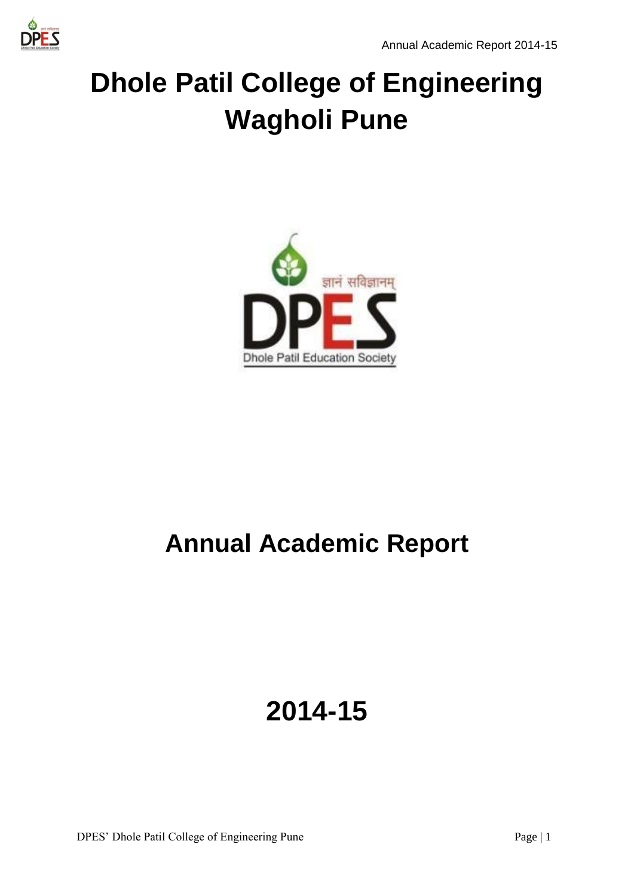# Dhole Patil College of Engineering Wagholi Pune

# Annual Academic Report

# 2014-15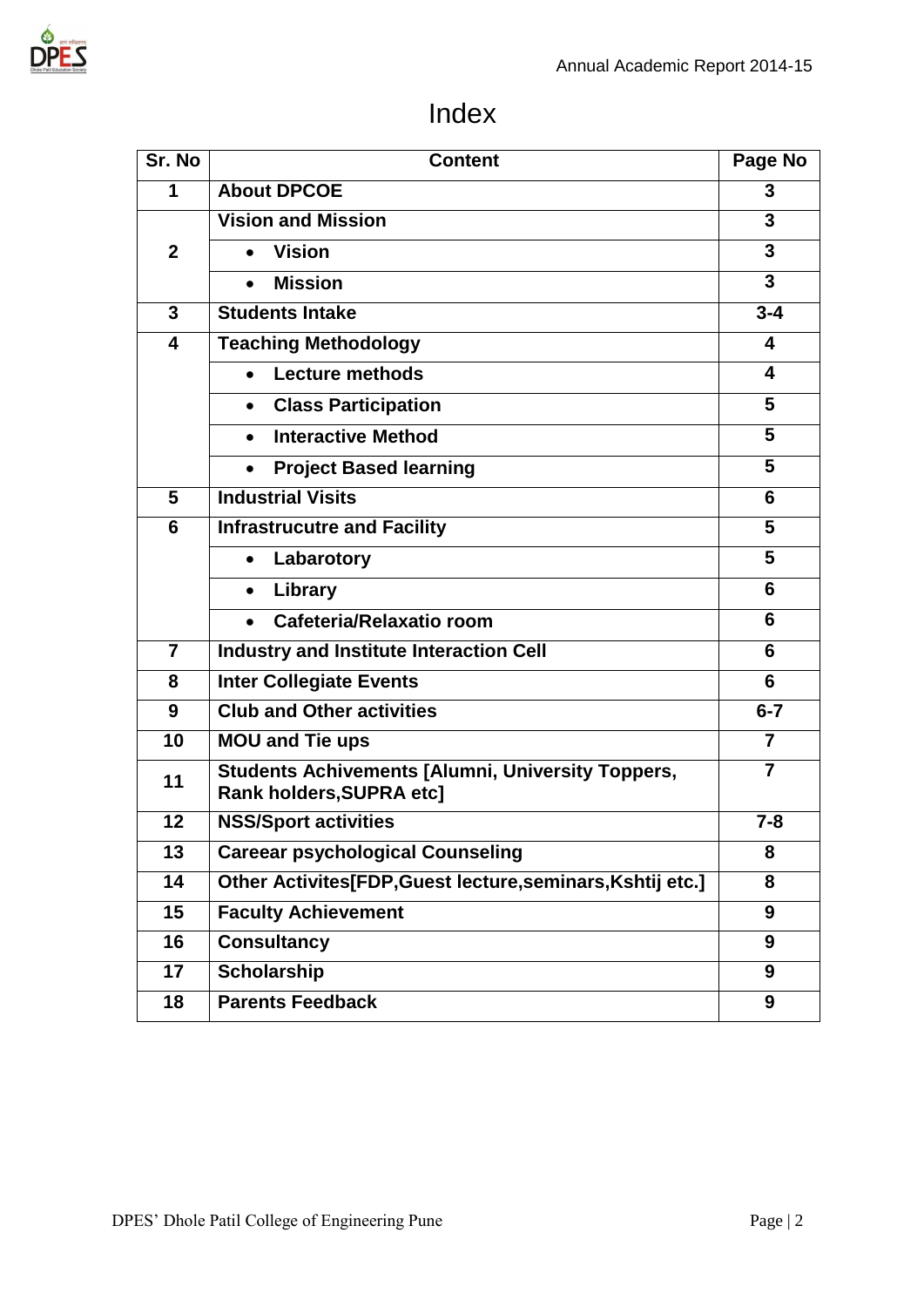# Index

| Sr. No | Content | Page No |
|---|---|---|
| 1 | About DPCOE | 3 |
| 2 | Vision and Mission | 3 |
| | • Vision | 3 |
| | • Mission | 3 |
| 3 | Students Intake | 3-4 |
| 4 | Teaching Methodology | 4 |
| | • Lecture methods | 4 |
| | • Class Participation | 5 |
| | • Interactive Method | 5 |
| | • Project Based learning | 5 |
| 5 | Industrial Visits | 6 |
| 6 | Infrastrucutre and Facility | 5 |
| | • Labarotory | 5 |
| | • Library | 6 |
| | • Cafeteria/Relaxatio room | 6 |
| 7 | Industry and Institute Interaction Cell | 6 |
| 8 | Inter Collegiate Events | 6 |
| 9 | Club and Other activities | 6-7 |
| 10 | MOU and Tie ups | 7 |
| 11 | Students Achivements [Alumni, University Toppers, Rank holders,SUPRA etc] | 7 |
| 12 | NSS/Sport activities | 7-8 |
| 13 | Careear psychological Counseling | 8 |
| 14 | Other Activites[FDP,Guest lecture,seminars,Kshtij etc.] | 8 |
| 15 | Faculty Achievement | 9 |
| 16 | Consultancy | 9 |
| 17 | Scholarship | 9 |
| 18 | Parents Feedback | 9 |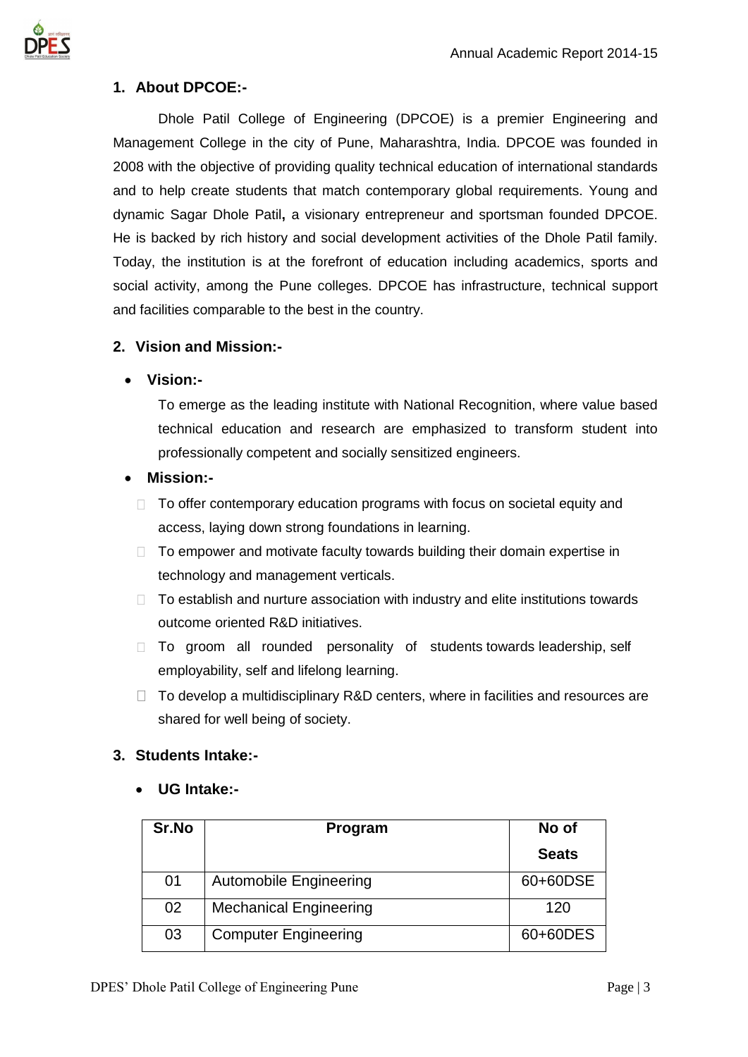## 1. About DPCOE:-

Dhole Patil College of Engineering (DPCOE) is a premier Engineering and Management College in the city of Pune, Maharashtra, India. DPCOE was founded in 2008 with the objective of providing quality technical education of international standards and to help create students that match contemporary global requirements. Young and dynamic Sagar Dhole Patil**,** a visionary entrepreneur and sportsman founded DPCOE. He is backed by rich history and social development activities of the Dhole Patil family. Today, the institution is at the forefront of education including academics, sports and social activity, among the Pune colleges. DPCOE has infrastructure, technical support and facilities comparable to the best in the country.

## 2. Vision and Mission:-

- **Vision:-**

  To emerge as the leading institute with National Recognition, where value based technical education and research are emphasized to transform student into professionally competent and socially sensitized engineers.

- **Mission:-**
  - To offer contemporary education programs with focus on societal equity and access, laying down strong foundations in learning.
  - To empower and motivate faculty towards building their domain expertise in technology and management verticals.
  - To establish and nurture association with industry and elite institutions towards outcome oriented R&D initiatives.
  - To groom all rounded personality of students towards leadership, self employability, self and lifelong learning.
  - To develop a multidisciplinary R&D centers, where in facilities and resources are shared for well being of society.

## 3. Students Intake:-

- **UG Intake:-**

| Sr.No | Program | No of Seats |
|---|---|---|
| 01 | Automobile Engineering | 60+60DSE |
| 02 | Mechanical Engineering | 120 |
| 03 | Computer Engineering | 60+60DES |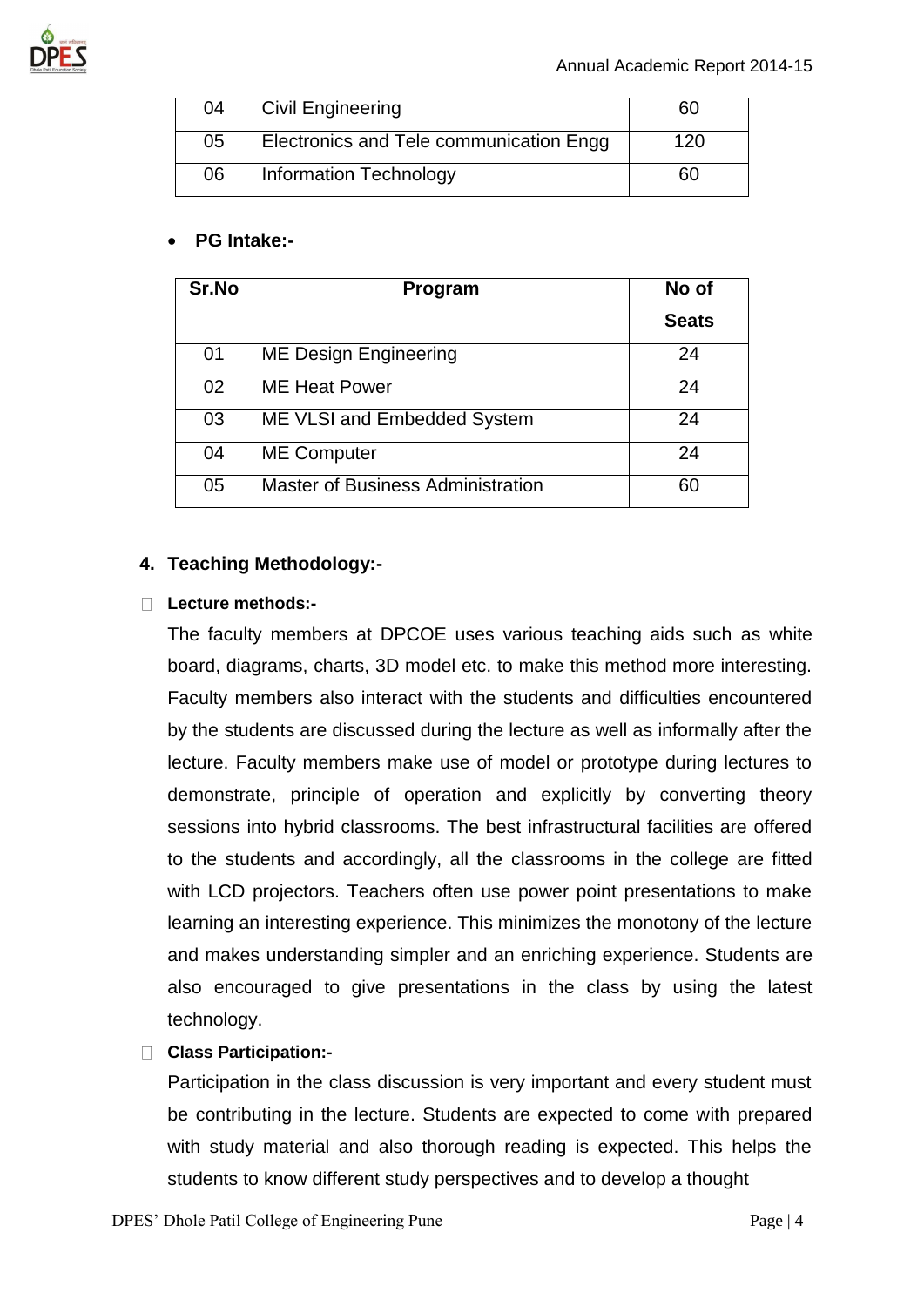| | | |
|---|---|---|
| 04 | Civil Engineering | 60 |
| 05 | Electronics and Tele communication Engg | 120 |
| 06 | Information Technology | 60 |

- **PG Intake:-**

| Sr.No | Program | No of Seats |
|---|---|---|
| 01 | ME Design Engineering | 24 |
| 02 | ME Heat Power | 24 |
| 03 | ME VLSI and Embedded System | 24 |
| 04 | ME Computer | 24 |
| 05 | Master of Business Administration | 60 |

## 4. Teaching Methodology:-

- **Lecture methods:-**

  The faculty members at DPCOE uses various teaching aids such as white board, diagrams, charts, 3D model etc. to make this method more interesting. Faculty members also interact with the students and difficulties encountered by the students are discussed during the lecture as well as informally after the lecture. Faculty members make use of model or prototype during lectures to demonstrate, principle of operation and explicitly by converting theory sessions into hybrid classrooms. The best infrastructural facilities are offered to the students and accordingly, all the classrooms in the college are fitted with LCD projectors. Teachers often use power point presentations to make learning an interesting experience. This minimizes the monotony of the lecture and makes understanding simpler and an enriching experience. Students are also encouraged to give presentations in the class by using the latest technology.

- **Class Participation:-**

  Participation in the class discussion is very important and every student must be contributing in the lecture. Students are expected to come with prepared with study material and also thorough reading is expected. This helps the students to know different study perspectives and to develop a thought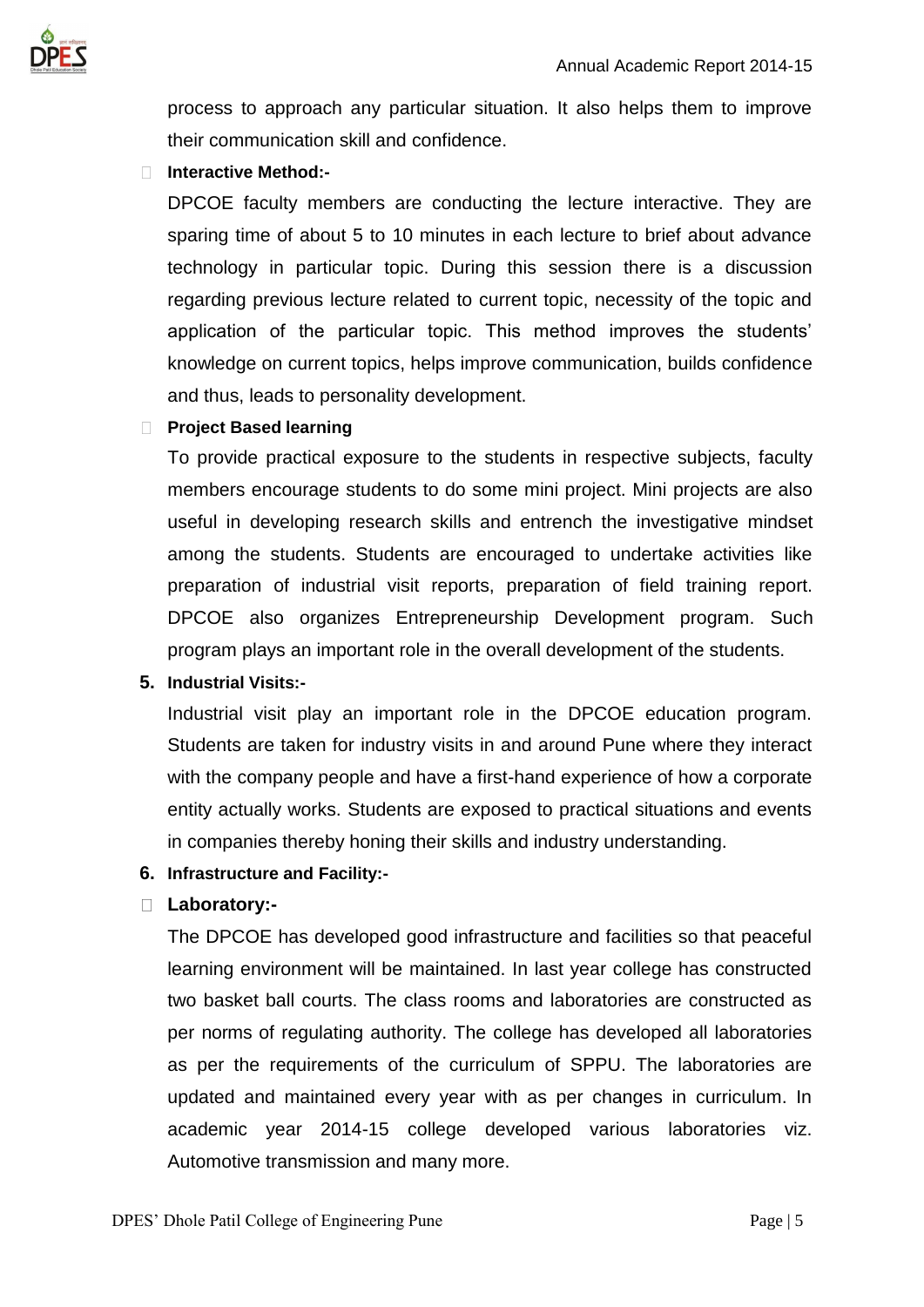process to approach any particular situation. It also helps them to improve their communication skill and confidence.

- **Interactive Method:-**

  DPCOE faculty members are conducting the lecture interactive. They are sparing time of about 5 to 10 minutes in each lecture to brief about advance technology in particular topic. During this session there is a discussion regarding previous lecture related to current topic, necessity of the topic and application of the particular topic. This method improves the students' knowledge on current topics, helps improve communication, builds confidence and thus, leads to personality development.

- **Project Based learning**

  To provide practical exposure to the students in respective subjects, faculty members encourage students to do some mini project. Mini projects are also useful in developing research skills and entrench the investigative mindset among the students. Students are encouraged to undertake activities like preparation of industrial visit reports, preparation of field training report. DPCOE also organizes Entrepreneurship Development program. Such program plays an important role in the overall development of the students.

**5. Industrial Visits:-**

Industrial visit play an important role in the DPCOE education program. Students are taken for industry visits in and around Pune where they interact with the company people and have a first-hand experience of how a corporate entity actually works. Students are exposed to practical situations and events in companies thereby honing their skills and industry understanding.

**6. Infrastructure and Facility:-**

- **Laboratory:-**

  The DPCOE has developed good infrastructure and facilities so that peaceful learning environment will be maintained. In last year college has constructed two basket ball courts. The class rooms and laboratories are constructed as per norms of regulating authority. The college has developed all laboratories as per the requirements of the curriculum of SPPU. The laboratories are updated and maintained every year with as per changes in curriculum. In academic year 2014-15 college developed various laboratories viz. Automotive transmission and many more.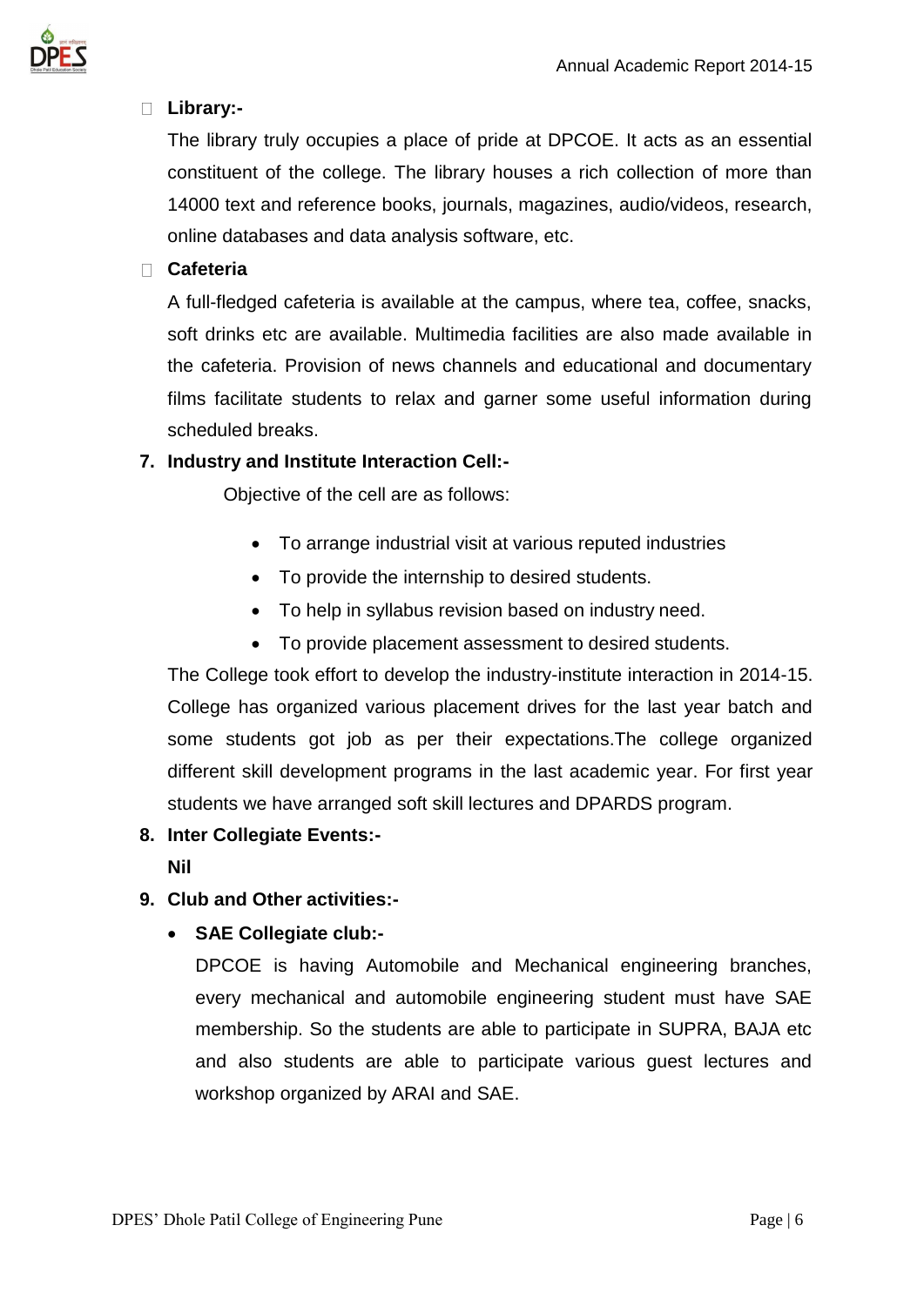- **Library:-**

  The library truly occupies a place of pride at DPCOE. It acts as an essential constituent of the college. The library houses a rich collection of more than 14000 text and reference books, journals, magazines, audio/videos, research, online databases and data analysis software, etc.

- **Cafeteria**

  A full-fledged cafeteria is available at the campus, where tea, coffee, snacks, soft drinks etc are available. Multimedia facilities are also made available in the cafeteria. Provision of news channels and educational and documentary films facilitate students to relax and garner some useful information during scheduled breaks.

**7. Industry and Institute Interaction Cell:-**

Objective of the cell are as follows:

- To arrange industrial visit at various reputed industries
- To provide the internship to desired students.
- To help in syllabus revision based on industry need.
- To provide placement assessment to desired students.

The College took effort to develop the industry-institute interaction in 2014-15. College has organized various placement drives for the last year batch and some students got job as per their expectations.The college organized different skill development programs in the last academic year. For first year students we have arranged soft skill lectures and DPARDS program.

**8. Inter Collegiate Events:-**

**Nil**

**9. Club and Other activities:-**

- **SAE Collegiate club:-**

  DPCOE is having Automobile and Mechanical engineering branches, every mechanical and automobile engineering student must have SAE membership. So the students are able to participate in SUPRA, BAJA etc and also students are able to participate various guest lectures and workshop organized by ARAI and SAE.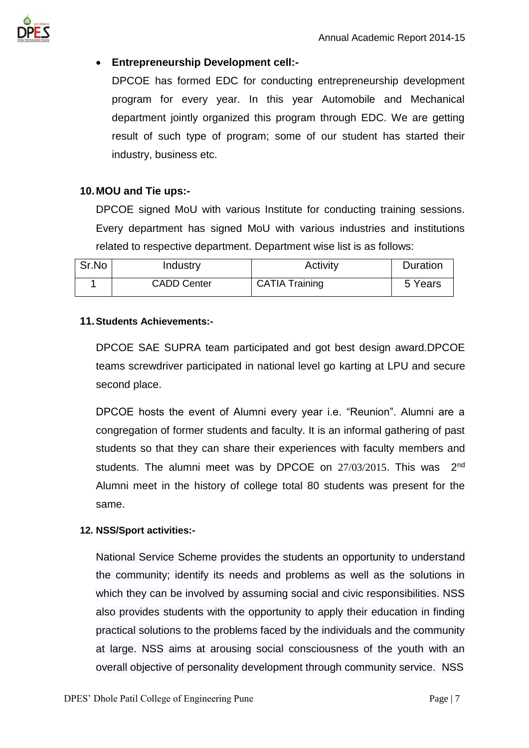- **Entrepreneurship Development cell:-**

  DPCOE has formed EDC for conducting entrepreneurship development program for every year. In this year Automobile and Mechanical department jointly organized this program through EDC. We are getting result of such type of program; some of our student has started their industry, business etc.

## 10. MOU and Tie ups:-

DPCOE signed MoU with various Institute for conducting training sessions. Every department has signed MoU with various industries and institutions related to respective department. Department wise list is as follows:

| Sr.No | Industry | Activity | Duration |
|---|---|---|---|
| 1 | CADD Center | CATIA Training | 5 Years |

## 11. Students Achievements:-

DPCOE SAE SUPRA team participated and got best design award.DPCOE teams screwdriver participated in national level go karting at LPU and secure second place.

DPCOE hosts the event of Alumni every year i.e. "Reunion". Alumni are a congregation of former students and faculty. It is an informal gathering of past students so that they can share their experiences with faculty members and students. The alumni meet was by DPCOE on 27/03/2015. This was 2nd Alumni meet in the history of college total 80 students was present for the same.

## 12. NSS/Sport activities:-

National Service Scheme provides the students an opportunity to understand the community; identify its needs and problems as well as the solutions in which they can be involved by assuming social and civic responsibilities. NSS also provides students with the opportunity to apply their education in finding practical solutions to the problems faced by the individuals and the community at large. NSS aims at arousing social consciousness of the youth with an overall objective of personality development through community service. NSS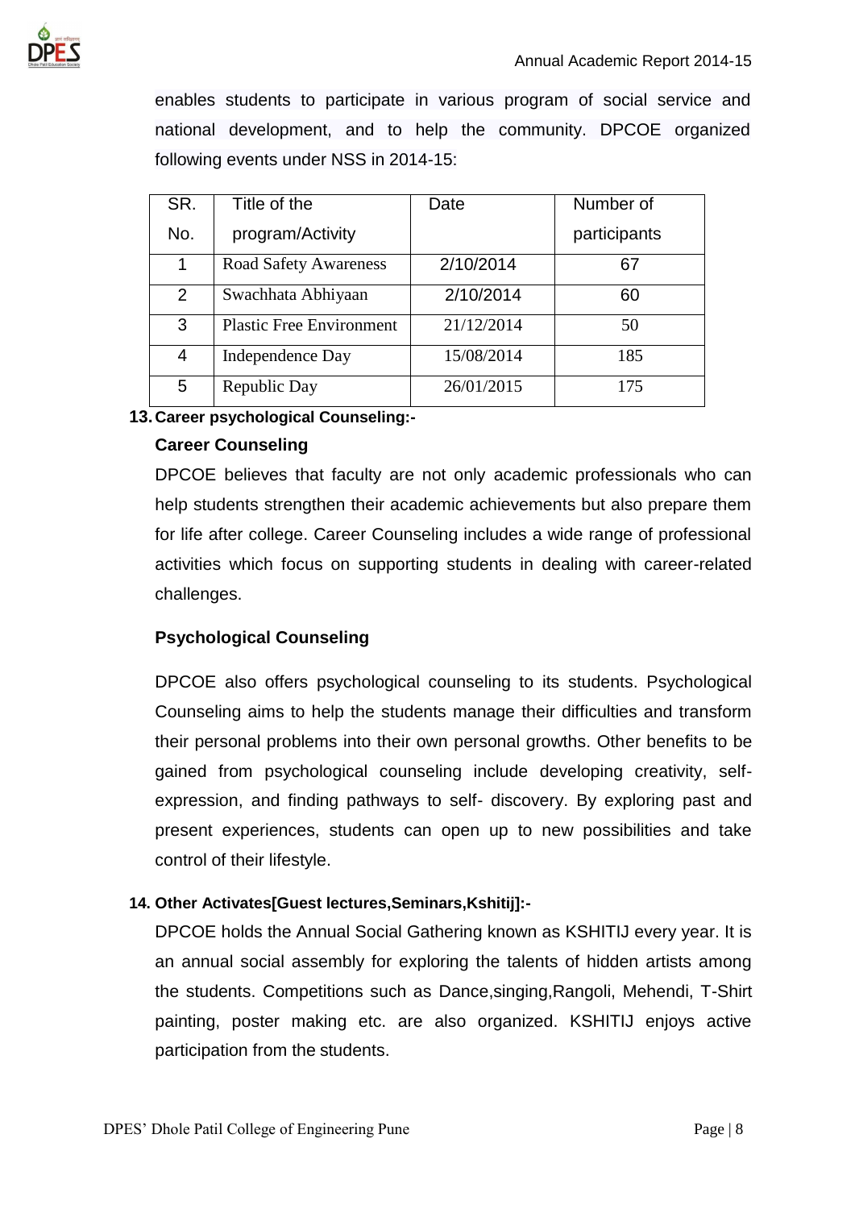enables students to participate in various program of social service and national development, and to help the community. DPCOE organized following events under NSS in 2014-15:

| SR. No. | Title of the program/Activity | Date | Number of participants |
|---|---|---|---|
| 1 | Road Safety Awareness | 2/10/2014 | 67 |
| 2 | Swachhata Abhiyaan | 2/10/2014 | 60 |
| 3 | Plastic Free Environment | 21/12/2014 | 50 |
| 4 | Independence Day | 15/08/2014 | 185 |
| 5 | Republic Day | 26/01/2015 | 175 |

**13. Career psychological Counseling:-**

**Career Counseling**

DPCOE believes that faculty are not only academic professionals who can help students strengthen their academic achievements but also prepare them for life after college. Career Counseling includes a wide range of professional activities which focus on supporting students in dealing with career-related challenges.

**Psychological Counseling**

DPCOE also offers psychological counseling to its students. Psychological Counseling aims to help the students manage their difficulties and transform their personal problems into their own personal growths. Other benefits to be gained from psychological counseling include developing creativity, self-expression, and finding pathways to self- discovery. By exploring past and present experiences, students can open up to new possibilities and take control of their lifestyle.

**14. Other Activates[Guest lectures,Seminars,Kshitij]:-**

DPCOE holds the Annual Social Gathering known as KSHITIJ every year. It is an annual social assembly for exploring the talents of hidden artists among the students. Competitions such as Dance,singing,Rangoli, Mehendi, T-Shirt painting, poster making etc. are also organized. KSHITIJ enjoys active participation from the students.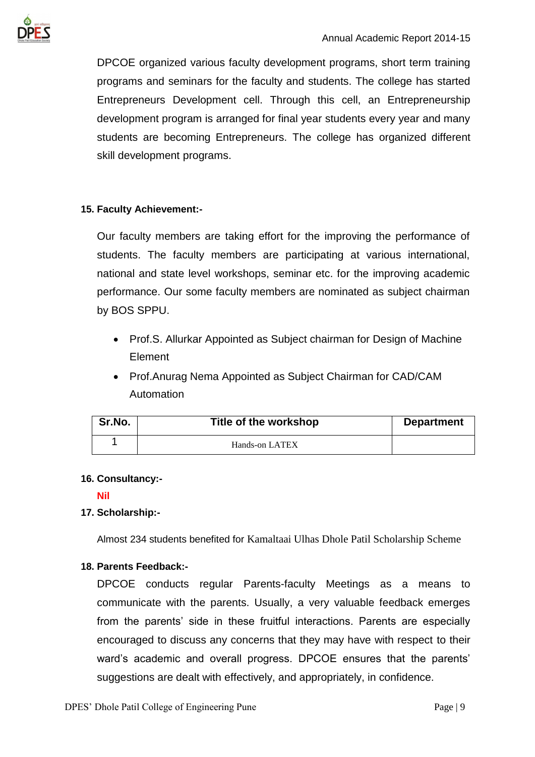DPCOE organized various faculty development programs, short term training programs and seminars for the faculty and students. The college has started Entrepreneurs Development cell. Through this cell, an Entrepreneurship development program is arranged for final year students every year and many students are becoming Entrepreneurs. The college has organized different skill development programs.

**15. Faculty Achievement:-**

Our faculty members are taking effort for the improving the performance of students. The faculty members are participating at various international, national and state level workshops, seminar etc. for the improving academic performance. Our some faculty members are nominated as subject chairman by BOS SPPU.

- Prof.S. Allurkar Appointed as Subject chairman for Design of Machine Element
- Prof.Anurag Nema Appointed as Subject Chairman for CAD/CAM Automation

| Sr.No. | Title of the workshop | Department |
|---|---|---|
| 1 | Hands-on LATEX | |

**16. Consultancy:-**

**Nil**

**17. Scholarship:-**

Almost 234 students benefited for Kamaltaai Ulhas Dhole Patil Scholarship Scheme

**18. Parents Feedback:-**

DPCOE conducts regular Parents-faculty Meetings as a means to communicate with the parents. Usually, a very valuable feedback emerges from the parents' side in these fruitful interactions. Parents are especially encouraged to discuss any concerns that they may have with respect to their ward's academic and overall progress. DPCOE ensures that the parents' suggestions are dealt with effectively, and appropriately, in confidence.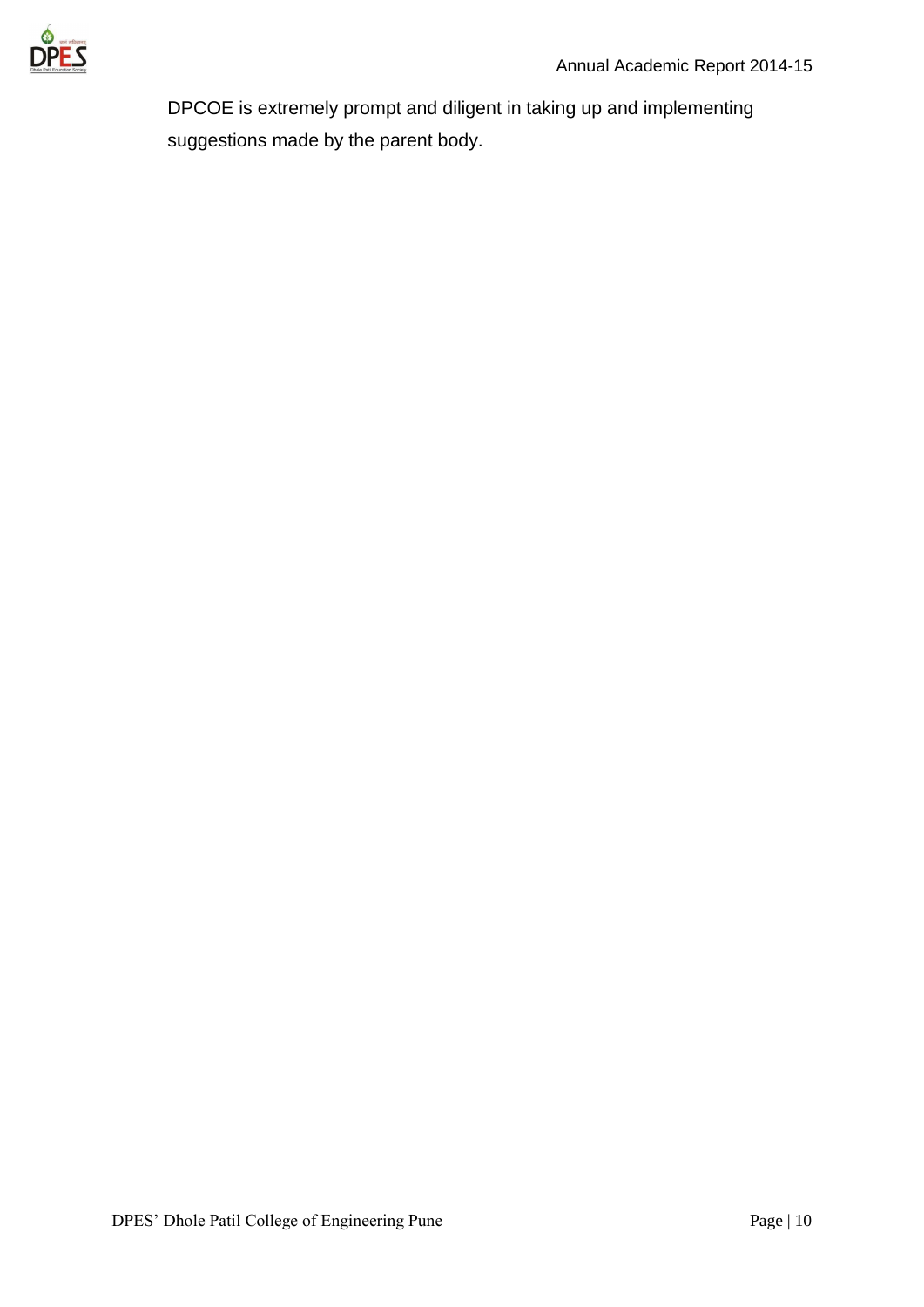DPCOE is extremely prompt and diligent in taking up and implementing suggestions made by the parent body.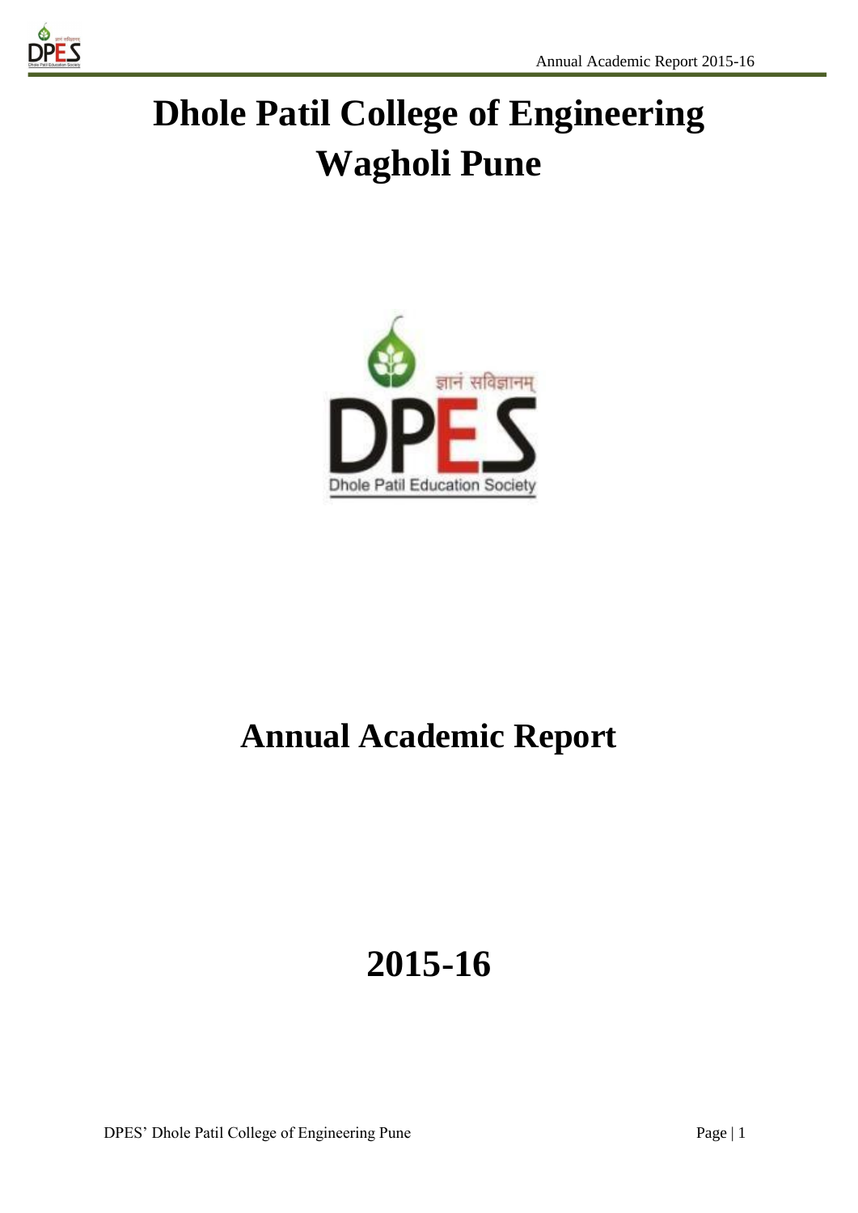# Dhole Patil College of Engineering
# Wagholi Pune

ज्ञानं सविज्ञानम्

DPES

Dhole Patil Education Society

# Annual Academic Report

# 2015-16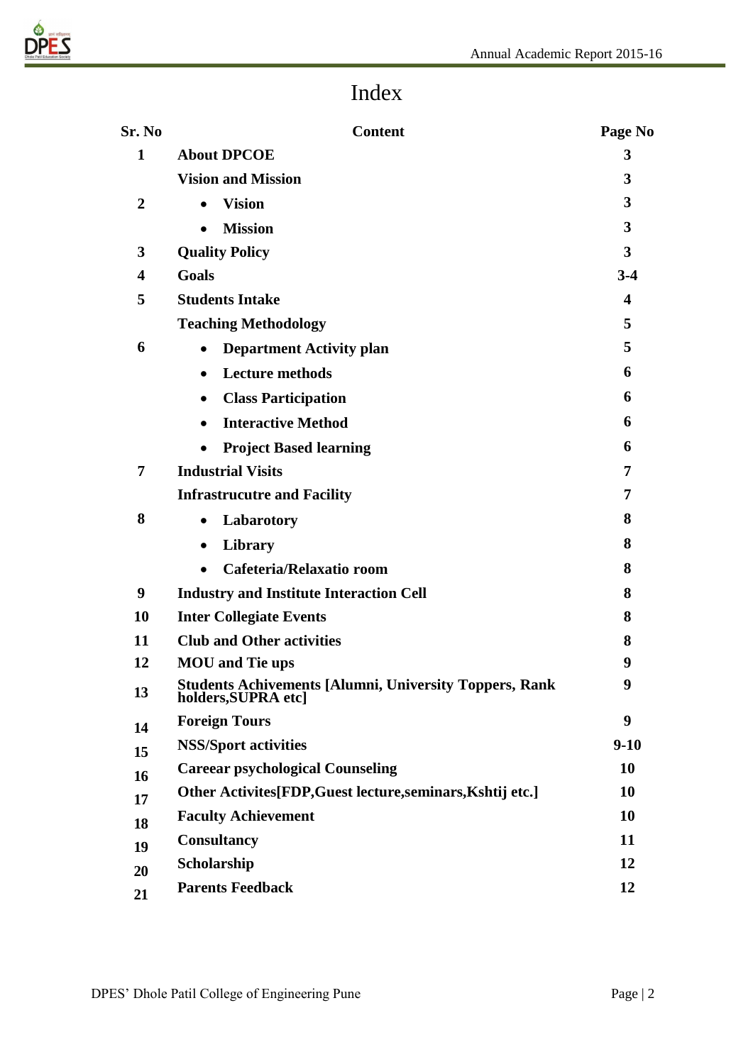# Index

| Sr. No | Content | Page No |
|---|---|---|
| 1 | About DPCOE | 3 |
| 2 | Vision and Mission | 3 |
| | • Vision | 3 |
| | • Mission | 3 |
| 3 | Quality Policy | 3 |
| 4 | Goals | 3-4 |
| 5 | Students Intake | 4 |
| 6 | Teaching Methodology | 5 |
| | • Department Activity plan | 5 |
| | • Lecture methods | 6 |
| | • Class Participation | 6 |
| | • Interactive Method | 6 |
| | • Project Based learning | 6 |
| 7 | Industrial Visits | 7 |
| 8 | Infrastrucutre and Facility | 7 |
| | • Labarotory | 8 |
| | • Library | 8 |
| | • Cafeteria/Relaxatio room | 8 |
| 9 | Industry and Institute Interaction Cell | 8 |
| 10 | Inter Collegiate Events | 8 |
| 11 | Club and Other activities | 8 |
| 12 | MOU and Tie ups | 9 |
| 13 | Students Achivements [Alumni, University Toppers, Rank holders,SUPRA etc] | 9 |
| 14 | Foreign Tours | 9 |
| 15 | NSS/Sport activities | 9-10 |
| 16 | Careear psychological Counseling | 10 |
| 17 | Other Activites[FDP,Guest lecture,seminars,Kshtij etc.] | 10 |
| 18 | Faculty Achievement | 10 |
| 19 | Consultancy | 11 |
| 20 | Scholarship | 12 |
| 21 | Parents Feedback | 12 |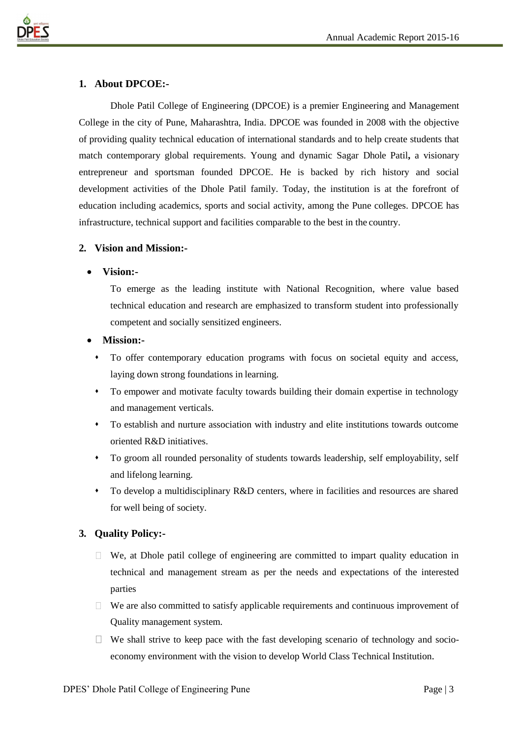## 1. About DPCOE:-

Dhole Patil College of Engineering (DPCOE) is a premier Engineering and Management College in the city of Pune, Maharashtra, India. DPCOE was founded in 2008 with the objective of providing quality technical education of international standards and to help create students that match contemporary global requirements. Young and dynamic Sagar Dhole Patil**,** a visionary entrepreneur and sportsman founded DPCOE. He is backed by rich history and social development activities of the Dhole Patil family. Today, the institution is at the forefront of education including academics, sports and social activity, among the Pune colleges. DPCOE has infrastructure, technical support and facilities comparable to the best in the country.

## 2. Vision and Mission:-

- **Vision:-**

  To emerge as the leading institute with National Recognition, where value based technical education and research are emphasized to transform student into professionally competent and socially sensitized engineers.

- **Mission:-**
  - To offer contemporary education programs with focus on societal equity and access, laying down strong foundations in learning.
  - To empower and motivate faculty towards building their domain expertise in technology and management verticals.
  - To establish and nurture association with industry and elite institutions towards outcome oriented R&D initiatives.
  - To groom all rounded personality of students towards leadership, self employability, self and lifelong learning.
  - To develop a multidisciplinary R&D centers, where in facilities and resources are shared for well being of society.

## 3. Quality Policy:-

- We, at Dhole patil college of engineering are committed to impart quality education in technical and management stream as per the needs and expectations of the interested parties
- We are also committed to satisfy applicable requirements and continuous improvement of Quality management system.
- We shall strive to keep pace with the fast developing scenario of technology and socio-economy environment with the vision to develop World Class Technical Institution.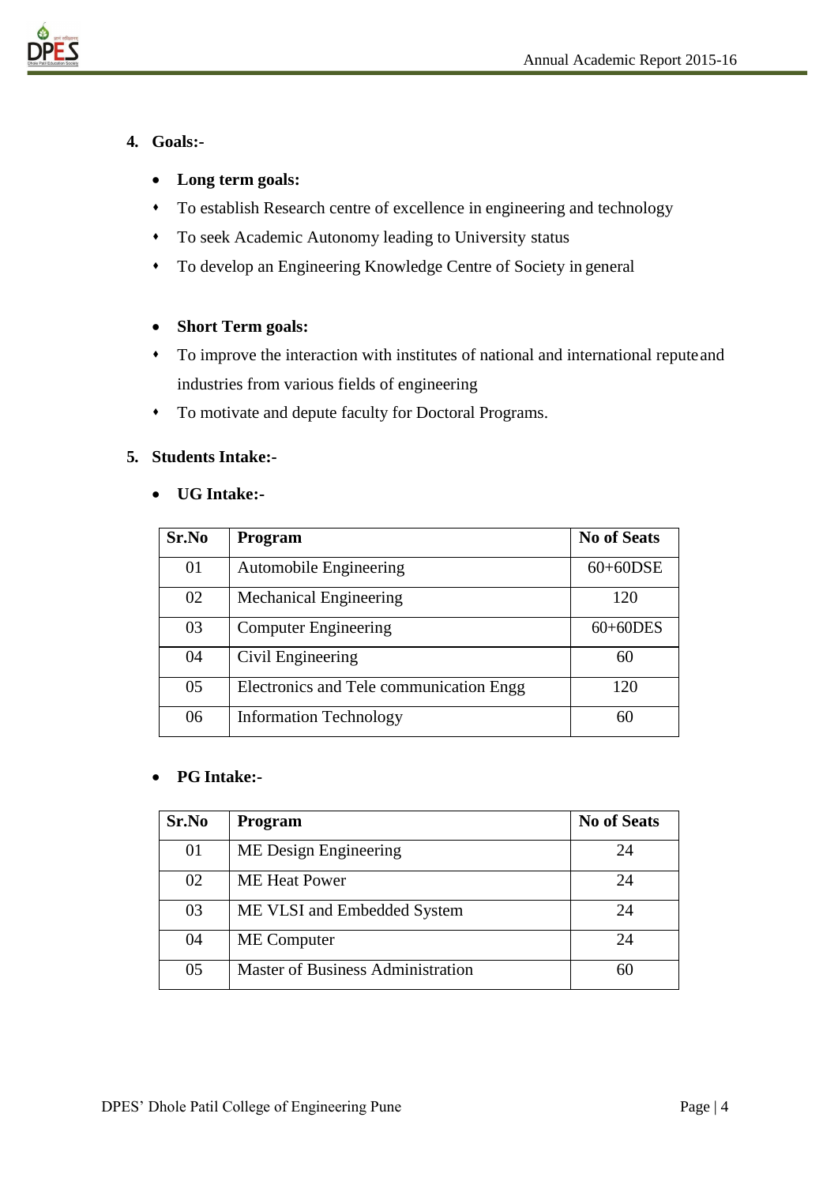## 4. Goals:-

- **Long term goals:**
  - To establish Research centre of excellence in engineering and technology
  - To seek Academic Autonomy leading to University status
  - To develop an Engineering Knowledge Centre of Society in general

- **Short Term goals:**
  - To improve the interaction with institutes of national and international repute and industries from various fields of engineering
  - To motivate and depute faculty for Doctoral Programs.

## 5. Students Intake:-

- **UG Intake:-**

| Sr.No | Program | No of Seats |
|---|---|---|
| 01 | Automobile Engineering | 60+60DSE |
| 02 | Mechanical Engineering | 120 |
| 03 | Computer Engineering | 60+60DES |
| 04 | Civil Engineering | 60 |
| 05 | Electronics and Tele communication Engg | 120 |
| 06 | Information Technology | 60 |

- **PG Intake:-**

| Sr.No | Program | No of Seats |
|---|---|---|
| 01 | ME Design Engineering | 24 |
| 02 | ME Heat Power | 24 |
| 03 | ME VLSI and Embedded System | 24 |
| 04 | ME Computer | 24 |
| 05 | Master of Business Administration | 60 |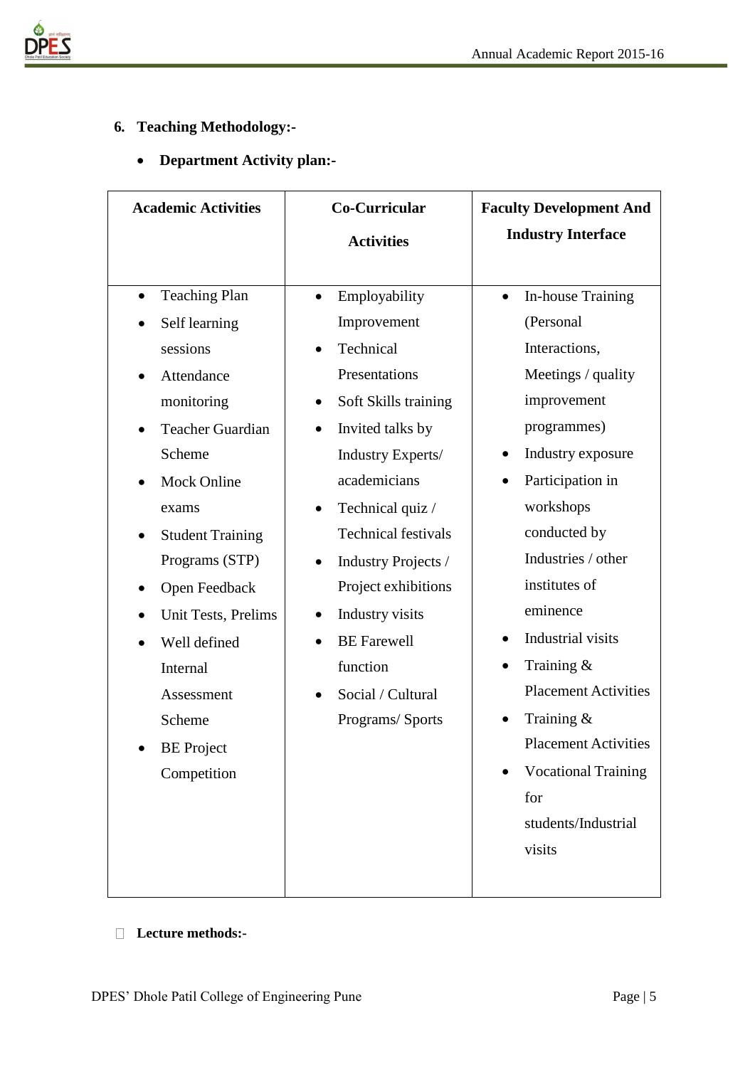## 6. Teaching Methodology:-

- **Department Activity plan:-**

| Academic Activities | Co-Curricular Activities | Faculty Development And Industry Interface |
|---|---|---|
| • Teaching Plan<br>• Self learning sessions<br>• Attendance monitoring<br>• Teacher Guardian Scheme<br>• Mock Online exams<br>• Student Training Programs (STP)<br>• Open Feedback<br>• Unit Tests, Prelims<br>• Well defined Internal Assessment Scheme<br>• BE Project Competition | • Employability Improvement<br>• Technical Presentations<br>• Soft Skills training<br>• Invited talks by Industry Experts/ academicians<br>• Technical quiz / Technical festivals<br>• Industry Projects / Project exhibitions<br>• Industry visits<br>• BE Farewell function<br>• Social / Cultural Programs/ Sports | • In-house Training (Personal Interactions, Meetings / quality improvement programmes)<br>• Industry exposure<br>• Participation in workshops conducted by Industries / other institutes of eminence<br>• Industrial visits<br>• Training & Placement Activities<br>• Training & Placement Activities<br>• Vocational Training for students/Industrial visits |

- **Lecture methods:-**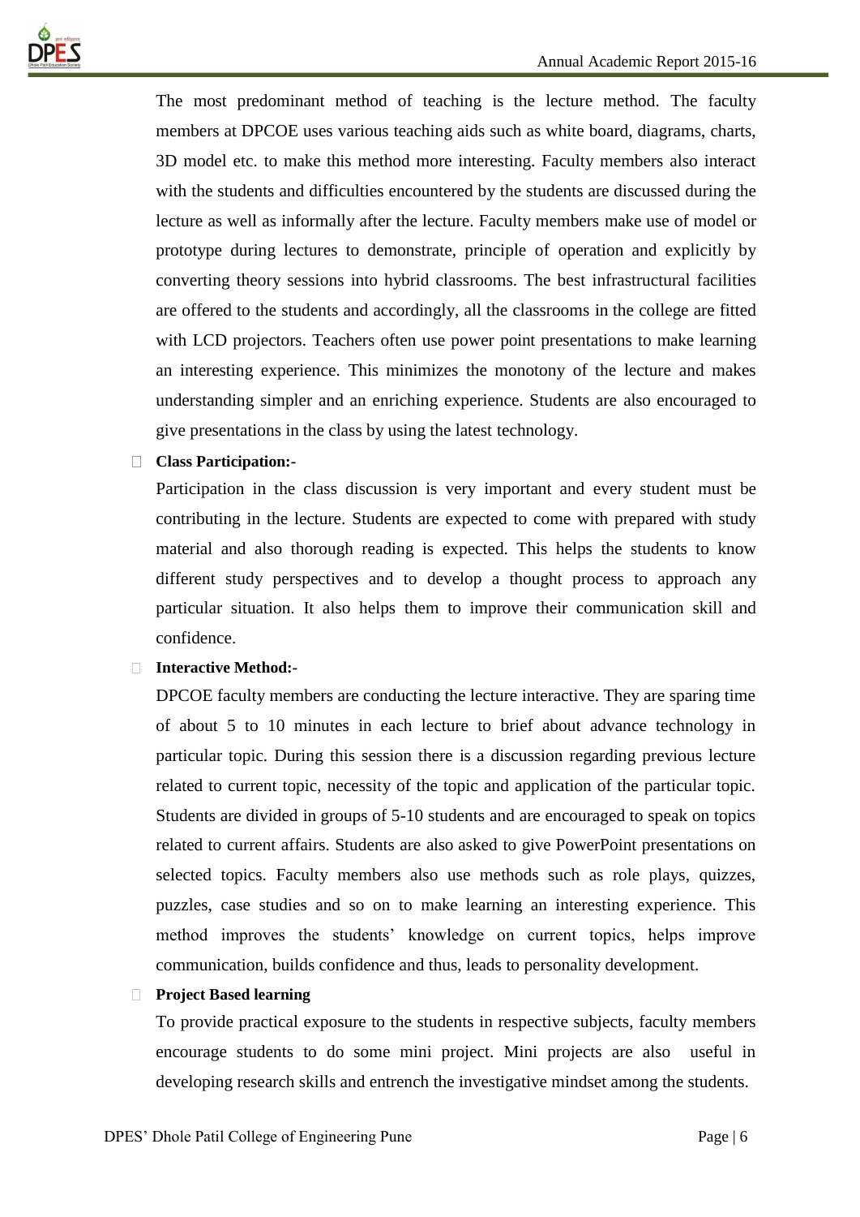The most predominant method of teaching is the lecture method. The faculty members at DPCOE uses various teaching aids such as white board, diagrams, charts, 3D model etc. to make this method more interesting. Faculty members also interact with the students and difficulties encountered by the students are discussed during the lecture as well as informally after the lecture. Faculty members make use of model or prototype during lectures to demonstrate, principle of operation and explicitly by converting theory sessions into hybrid classrooms. The best infrastructural facilities are offered to the students and accordingly, all the classrooms in the college are fitted with LCD projectors. Teachers often use power point presentations to make learning an interesting experience. This minimizes the monotony of the lecture and makes understanding simpler and an enriching experience. Students are also encouraged to give presentations in the class by using the latest technology.

- **Class Participation:-**

  Participation in the class discussion is very important and every student must be contributing in the lecture. Students are expected to come with prepared with study material and also thorough reading is expected. This helps the students to know different study perspectives and to develop a thought process to approach any particular situation. It also helps them to improve their communication skill and confidence.

- **Interactive Method:-**

  DPCOE faculty members are conducting the lecture interactive. They are sparing time of about 5 to 10 minutes in each lecture to brief about advance technology in particular topic. During this session there is a discussion regarding previous lecture related to current topic, necessity of the topic and application of the particular topic. Students are divided in groups of 5-10 students and are encouraged to speak on topics related to current affairs. Students are also asked to give PowerPoint presentations on selected topics. Faculty members also use methods such as role plays, quizzes, puzzles, case studies and so on to make learning an interesting experience. This method improves the students' knowledge on current topics, helps improve communication, builds confidence and thus, leads to personality development.

- **Project Based learning**

  To provide practical exposure to the students in respective subjects, faculty members encourage students to do some mini project. Mini projects are also useful in developing research skills and entrench the investigative mindset among the students.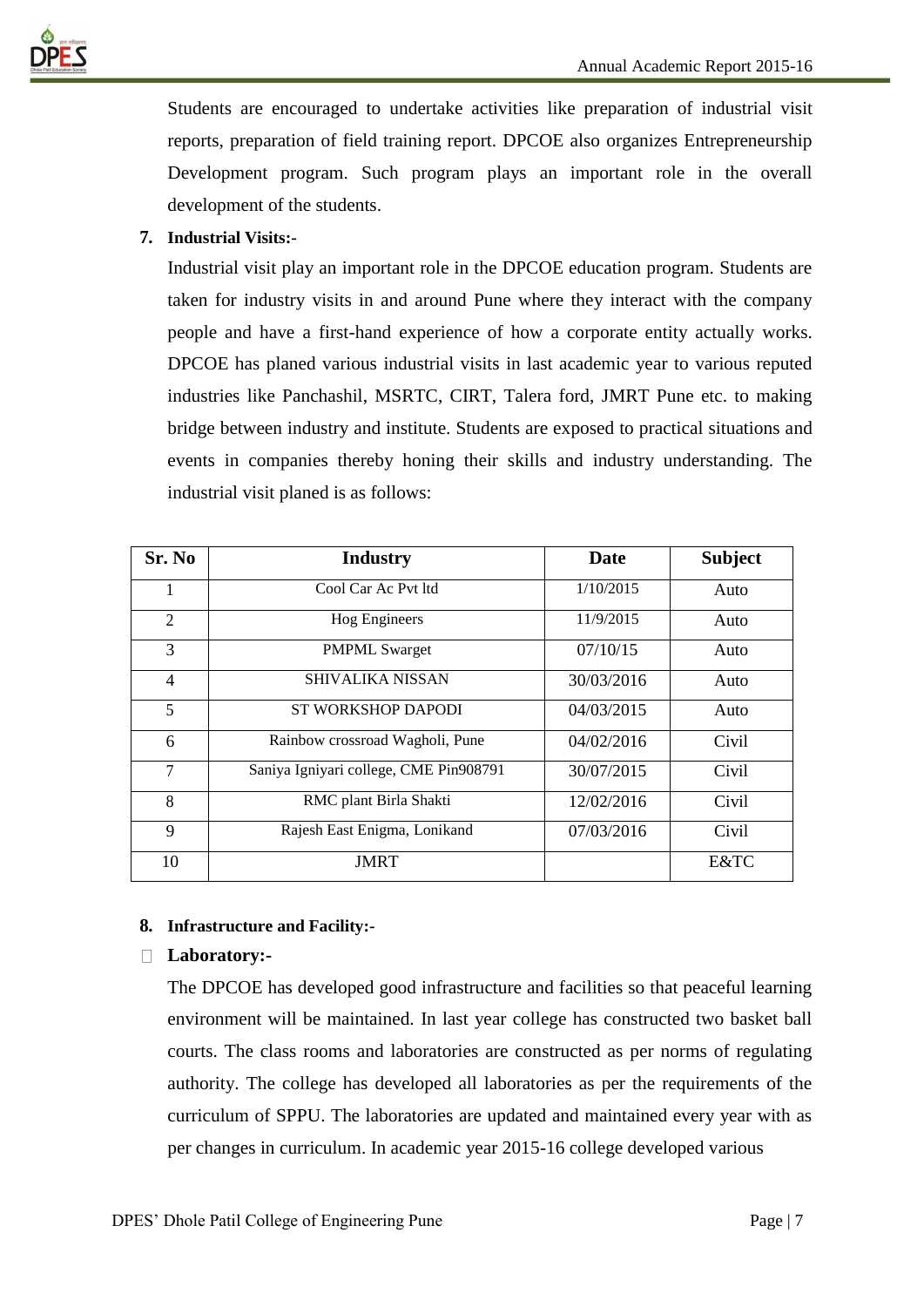Students are encouraged to undertake activities like preparation of industrial visit reports, preparation of field training report. DPCOE also organizes Entrepreneurship Development program. Such program plays an important role in the overall development of the students.

**7. Industrial Visits:-**

Industrial visit play an important role in the DPCOE education program. Students are taken for industry visits in and around Pune where they interact with the company people and have a first-hand experience of how a corporate entity actually works. DPCOE has planed various industrial visits in last academic year to various reputed industries like Panchashil, MSRTC, CIRT, Talera ford, JMRT Pune etc. to making bridge between industry and institute. Students are exposed to practical situations and events in companies thereby honing their skills and industry understanding. The industrial visit planed is as follows:

| Sr. No | Industry | Date | Subject |
|---|---|---|---|
| 1 | Cool Car Ac Pvt ltd | 1/10/2015 | Auto |
| 2 | Hog Engineers | 11/9/2015 | Auto |
| 3 | PMPML Swarget | 07/10/15 | Auto |
| 4 | SHIVALIKA NISSAN | 30/03/2016 | Auto |
| 5 | ST WORKSHOP DAPODI | 04/03/2015 | Auto |
| 6 | Rainbow crossroad Wagholi, Pune | 04/02/2016 | Civil |
| 7 | Saniya Igniyari college, CME Pin908791 | 30/07/2015 | Civil |
| 8 | RMC plant Birla Shakti | 12/02/2016 | Civil |
| 9 | Rajesh East Enigma, Lonikand | 07/03/2016 | Civil |
| 10 | JMRT | | E&TC |

**8. Infrastructure and Facility:-**

- **Laboratory:-**

The DPCOE has developed good infrastructure and facilities so that peaceful learning environment will be maintained. In last year college has constructed two basket ball courts. The class rooms and laboratories are constructed as per norms of regulating authority. The college has developed all laboratories as per the requirements of the curriculum of SPPU. The laboratories are updated and maintained every year with as per changes in curriculum. In academic year 2015-16 college developed various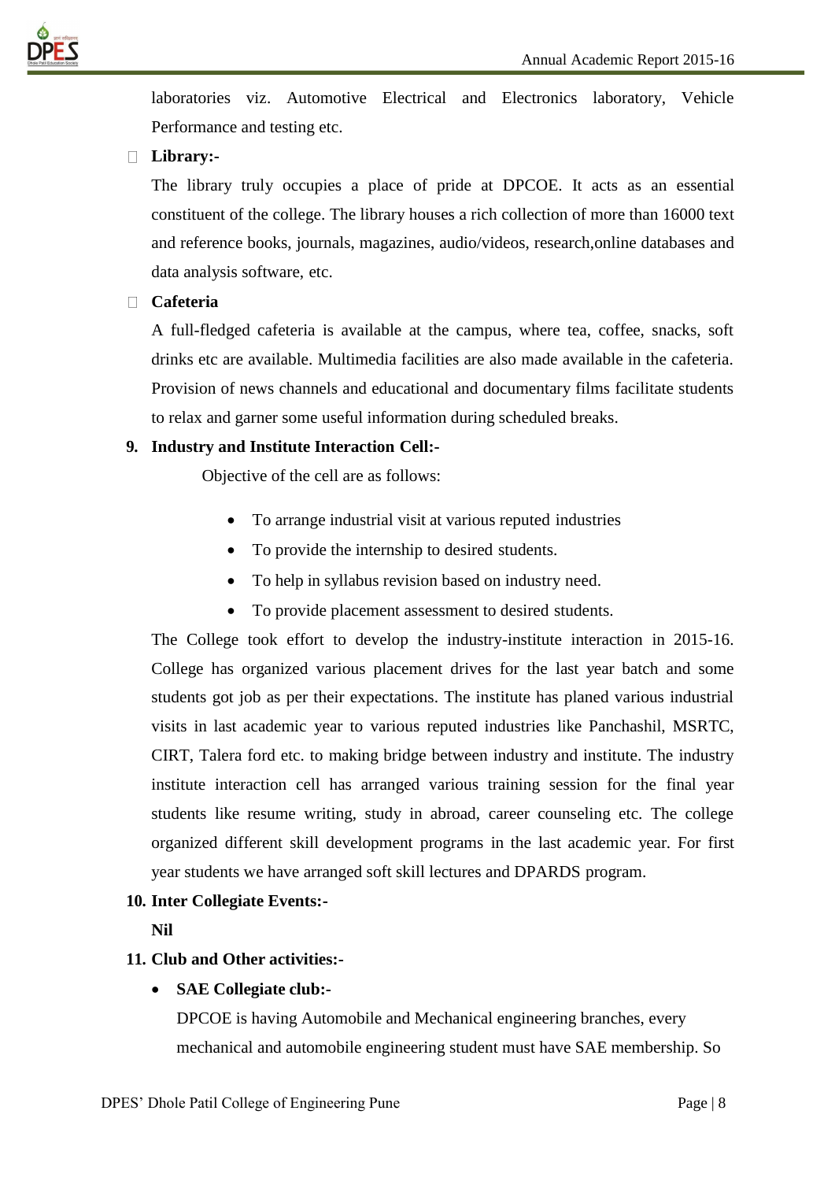laboratories viz. Automotive Electrical and Electronics laboratory, Vehicle Performance and testing etc.

- **Library:-**

  The library truly occupies a place of pride at DPCOE. It acts as an essential constituent of the college. The library houses a rich collection of more than 16000 text and reference books, journals, magazines, audio/videos, research,online databases and data analysis software, etc.

- **Cafeteria**

  A full-fledged cafeteria is available at the campus, where tea, coffee, snacks, soft drinks etc are available. Multimedia facilities are also made available in the cafeteria. Provision of news channels and educational and documentary films facilitate students to relax and garner some useful information during scheduled breaks.

**9. Industry and Institute Interaction Cell:-**

Objective of the cell are as follows:

- To arrange industrial visit at various reputed industries
- To provide the internship to desired students.
- To help in syllabus revision based on industry need.
- To provide placement assessment to desired students.

The College took effort to develop the industry-institute interaction in 2015-16. College has organized various placement drives for the last year batch and some students got job as per their expectations. The institute has planed various industrial visits in last academic year to various reputed industries like Panchashil, MSRTC, CIRT, Talera ford etc. to making bridge between industry and institute. The industry institute interaction cell has arranged various training session for the final year students like resume writing, study in abroad, career counseling etc. The college organized different skill development programs in the last academic year. For first year students we have arranged soft skill lectures and DPARDS program.

**10. Inter Collegiate Events:-**

**Nil**

**11. Club and Other activities:-**

- **SAE Collegiate club:-**

  DPCOE is having Automobile and Mechanical engineering branches, every mechanical and automobile engineering student must have SAE membership. So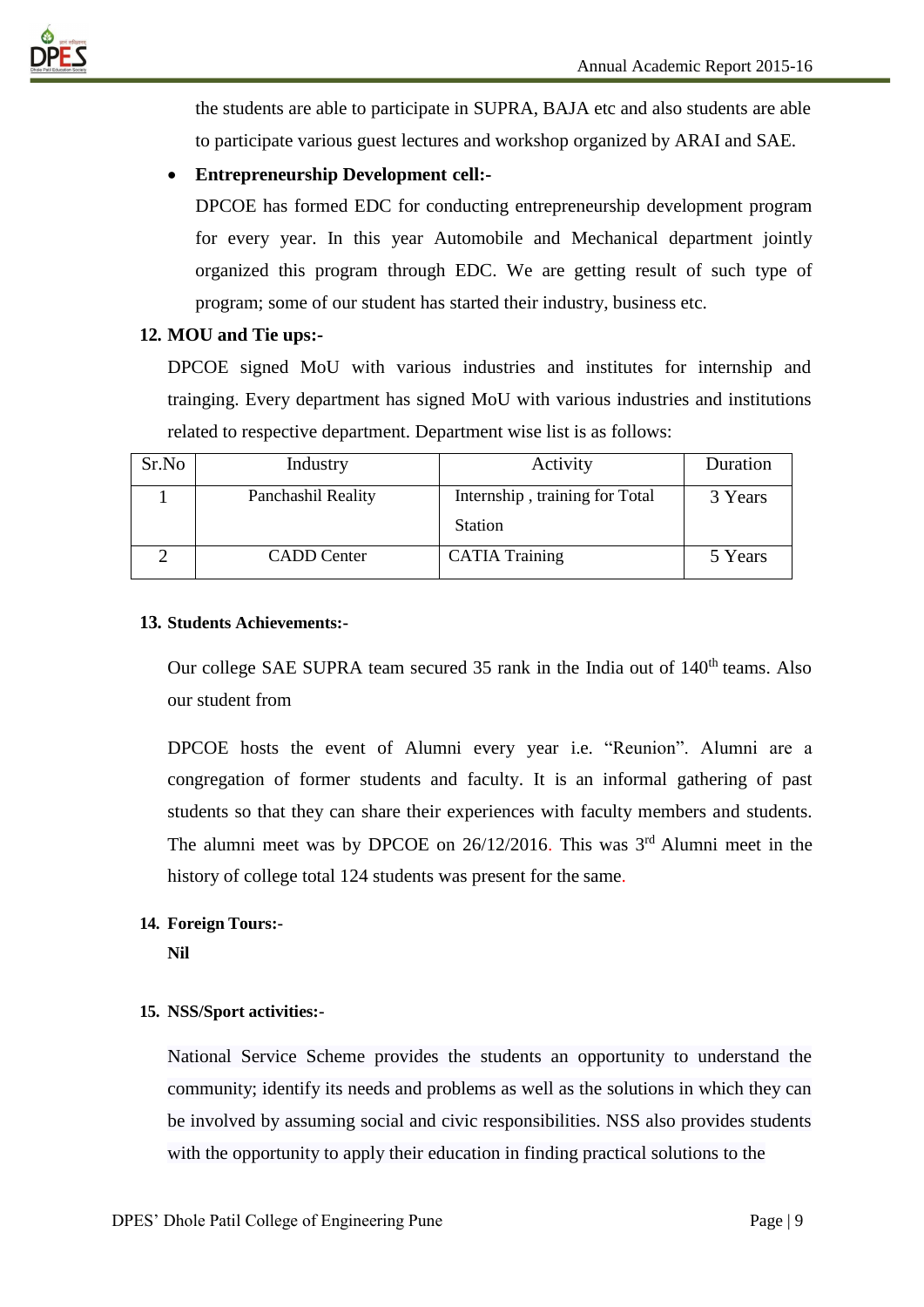the students are able to participate in SUPRA, BAJA etc and also students are able to participate various guest lectures and workshop organized by ARAI and SAE.

- **Entrepreneurship Development cell:-**

  DPCOE has formed EDC for conducting entrepreneurship development program for every year. In this year Automobile and Mechanical department jointly organized this program through EDC. We are getting result of such type of program; some of our student has started their industry, business etc.

**12. MOU and Tie ups:-**

DPCOE signed MoU with various industries and institutes for internship and trainging. Every department has signed MoU with various industries and institutions related to respective department. Department wise list is as follows:

| Sr.No | Industry | Activity | Duration |
|---|---|---|---|
| 1 | Panchashil Reality | Internship , training for Total Station | 3 Years |
| 2 | CADD Center | CATIA Training | 5 Years |

**13. Students Achievements:-**

Our college SAE SUPRA team secured 35 rank in the India out of 140$^{th}$ teams. Also our student from

DPCOE hosts the event of Alumni every year i.e. "Reunion". Alumni are a congregation of former students and faculty. It is an informal gathering of past students so that they can share their experiences with faculty members and students. The alumni meet was by DPCOE on 26/12/2016. This was 3$^{rd}$ Alumni meet in the history of college total 124 students was present for the same.

**14. Foreign Tours:-**

**Nil**

**15. NSS/Sport activities:-**

National Service Scheme provides the students an opportunity to understand the community; identify its needs and problems as well as the solutions in which they can be involved by assuming social and civic responsibilities. NSS also provides students with the opportunity to apply their education in finding practical solutions to the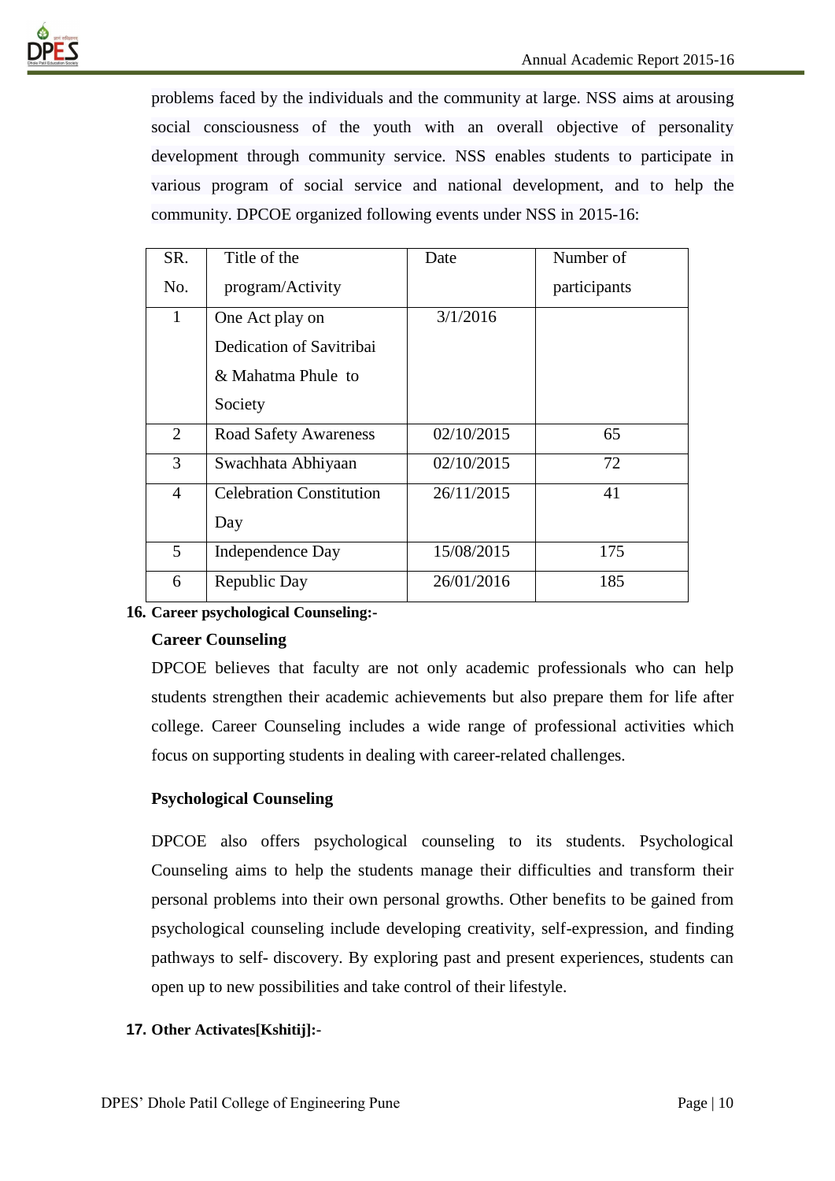problems faced by the individuals and the community at large. NSS aims at arousing social consciousness of the youth with an overall objective of personality development through community service. NSS enables students to participate in various program of social service and national development, and to help the community. DPCOE organized following events under NSS in 2015-16:

| SR. No. | Title of the program/Activity | Date | Number of participants |
|---|---|---|---|
| 1 | One Act play on Dedication of Savitribai & Mahatma Phule to Society | 3/1/2016 | |
| 2 | Road Safety Awareness | 02/10/2015 | 65 |
| 3 | Swachhata Abhiyaan | 02/10/2015 | 72 |
| 4 | Celebration Constitution Day | 26/11/2015 | 41 |
| 5 | Independence Day | 15/08/2015 | 175 |
| 6 | Republic Day | 26/01/2016 | 185 |

**16. Career psychological Counseling:-**

**Career Counseling**

DPCOE believes that faculty are not only academic professionals who can help students strengthen their academic achievements but also prepare them for life after college. Career Counseling includes a wide range of professional activities which focus on supporting students in dealing with career-related challenges.

**Psychological Counseling**

DPCOE also offers psychological counseling to its students. Psychological Counseling aims to help the students manage their difficulties and transform their personal problems into their own personal growths. Other benefits to be gained from psychological counseling include developing creativity, self-expression, and finding pathways to self- discovery. By exploring past and present experiences, students can open up to new possibilities and take control of their lifestyle.

**17. Other Activates[Kshitij]:-**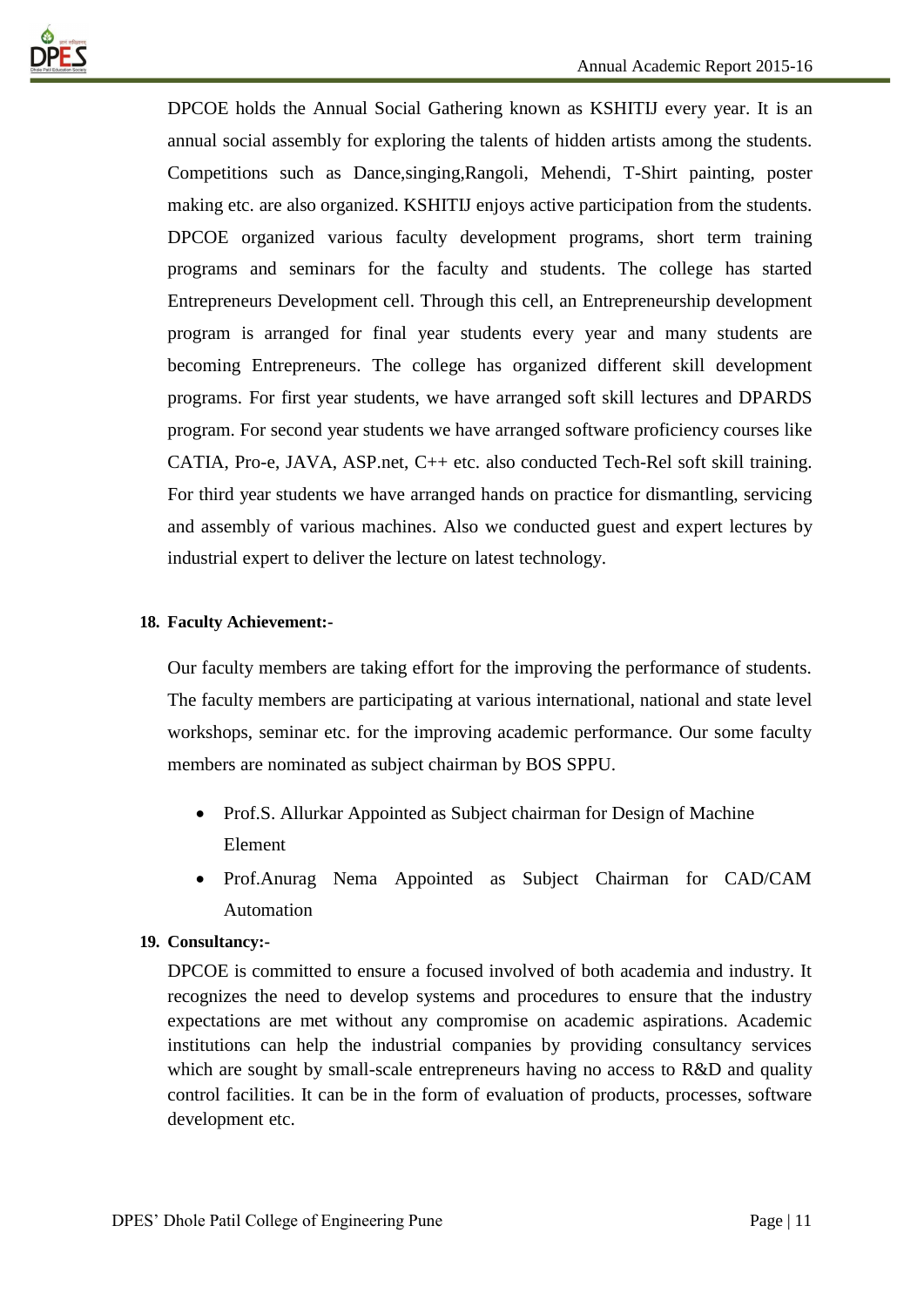DPCOE holds the Annual Social Gathering known as KSHITIJ every year. It is an annual social assembly for exploring the talents of hidden artists among the students. Competitions such as Dance,singing,Rangoli, Mehendi, T-Shirt painting, poster making etc. are also organized. KSHITIJ enjoys active participation from the students. DPCOE organized various faculty development programs, short term training programs and seminars for the faculty and students. The college has started Entrepreneurs Development cell. Through this cell, an Entrepreneurship development program is arranged for final year students every year and many students are becoming Entrepreneurs. The college has organized different skill development programs. For first year students, we have arranged soft skill lectures and DPARDS program. For second year students we have arranged software proficiency courses like CATIA, Pro-e, JAVA, ASP.net, C++ etc. also conducted Tech-Rel soft skill training. For third year students we have arranged hands on practice for dismantling, servicing and assembly of various machines. Also we conducted guest and expert lectures by industrial expert to deliver the lecture on latest technology.

**18. Faculty Achievement:-**

Our faculty members are taking effort for the improving the performance of students. The faculty members are participating at various international, national and state level workshops, seminar etc. for the improving academic performance. Our some faculty members are nominated as subject chairman by BOS SPPU.

- Prof.S. Allurkar Appointed as Subject chairman for Design of Machine Element
- Prof.Anurag Nema Appointed as Subject Chairman for CAD/CAM Automation

**19. Consultancy:-**

DPCOE is committed to ensure a focused involved of both academia and industry. It recognizes the need to develop systems and procedures to ensure that the industry expectations are met without any compromise on academic aspirations. Academic institutions can help the industrial companies by providing consultancy services which are sought by small-scale entrepreneurs having no access to R&D and quality control facilities. It can be in the form of evaluation of products, processes, software development etc.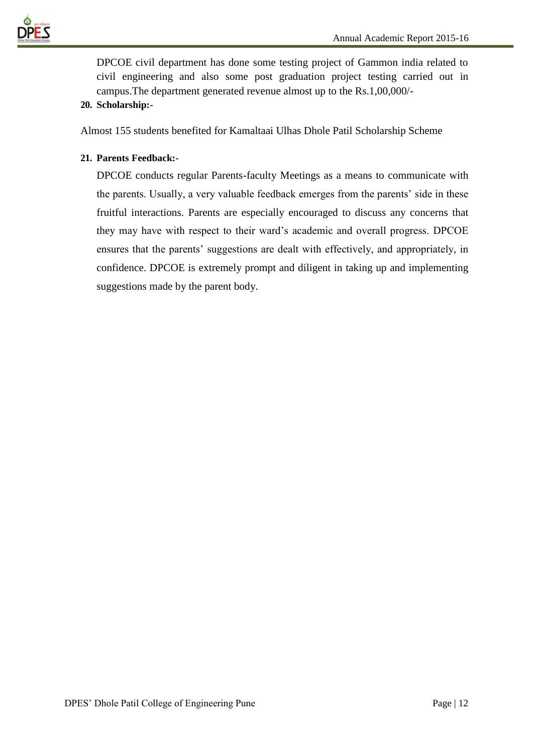DPCOE civil department has done some testing project of Gammon india related to civil engineering and also some post graduation project testing carried out in campus.The department generated revenue almost up to the Rs.1,00,000/-

**20. Scholarship:-**

Almost 155 students benefited for Kamaltaai Ulhas Dhole Patil Scholarship Scheme

**21. Parents Feedback:-**

DPCOE conducts regular Parents-faculty Meetings as a means to communicate with the parents. Usually, a very valuable feedback emerges from the parents' side in these fruitful interactions. Parents are especially encouraged to discuss any concerns that they may have with respect to their ward's academic and overall progress. DPCOE ensures that the parents' suggestions are dealt with effectively, and appropriately, in confidence. DPCOE is extremely prompt and diligent in taking up and implementing suggestions made by the parent body.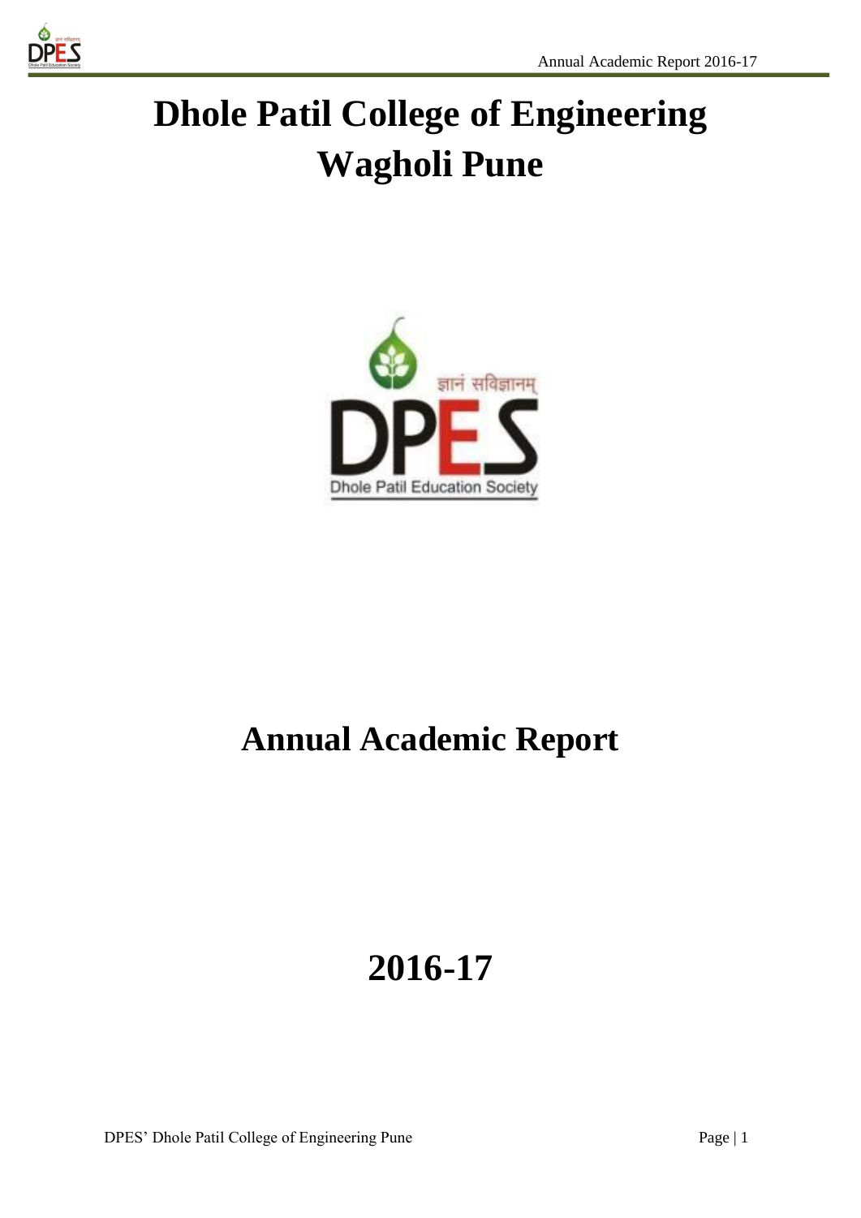# Dhole Patil College of Engineering Wagholi Pune

# Annual Academic Report

# 2016-17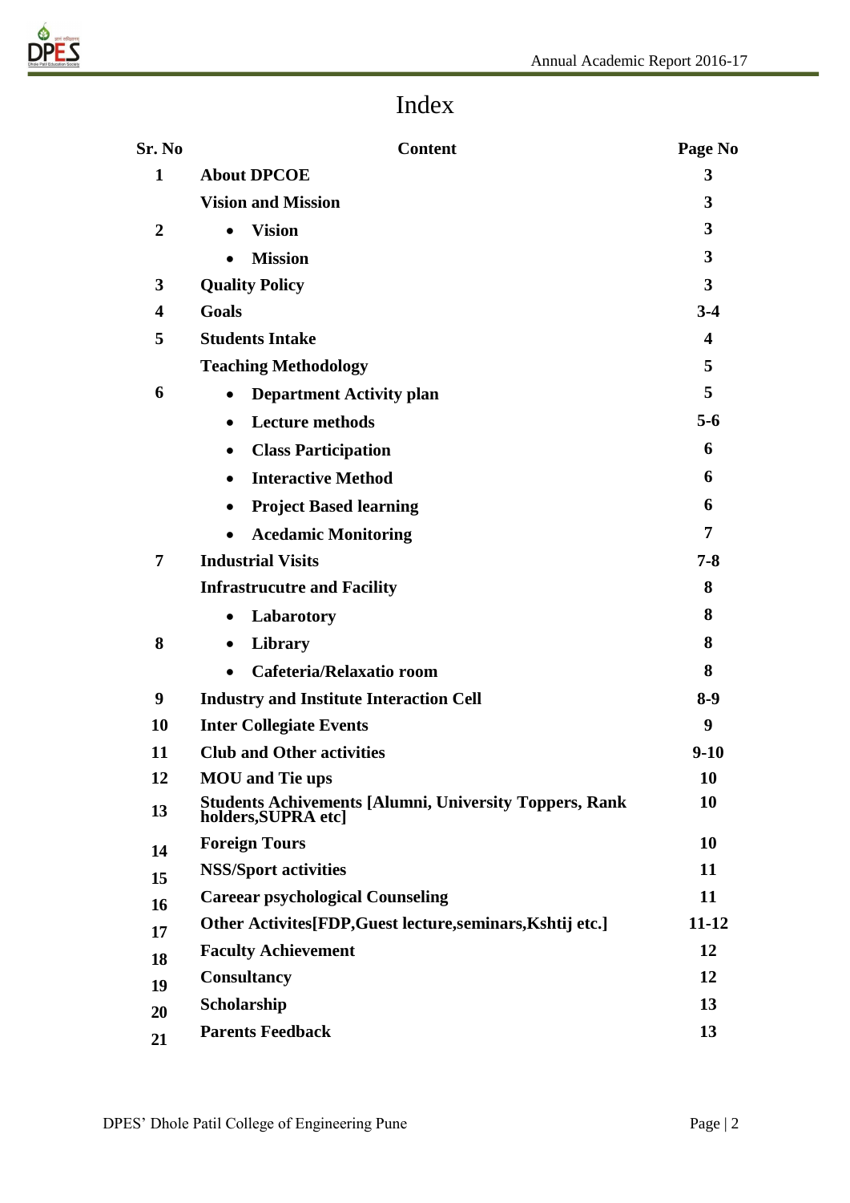# Index

| Sr. No | Content | Page No |
|---|---|---|
| 1 | **About DPCOE** | 3 |
| | **Vision and Mission** | 3 |
| 2 | • **Vision** | 3 |
| | • **Mission** | 3 |
| 3 | **Quality Policy** | 3 |
| 4 | **Goals** | 3-4 |
| 5 | **Students Intake** | 4 |
| | **Teaching Methodology** | 5 |
| 6 | • **Department Activity plan** | 5 |
| | • **Lecture methods** | 5-6 |
| | • **Class Participation** | 6 |
| | • **Interactive Method** | 6 |
| | • **Project Based learning** | 6 |
| | • **Acedamic Monitoring** | 7 |
| 7 | **Industrial Visits** | 7-8 |
| | **Infrastrucutre and Facility** | 8 |
| | • **Labarotory** | 8 |
| 8 | • **Library** | 8 |
| | • **Cafeteria/Relaxatio room** | 8 |
| 9 | **Industry and Institute Interaction Cell** | 8-9 |
| 10 | **Inter Collegiate Events** | 9 |
| 11 | **Club and Other activities** | 9-10 |
| 12 | **MOU and Tie ups** | 10 |
| 13 | **Students Achivements [Alumni, University Toppers, Rank holders,SUPRA etc]** | 10 |
| 14 | **Foreign Tours** | 10 |
| 15 | **NSS/Sport activities** | 11 |
| 16 | **Careear psychological Counseling** | 11 |
| 17 | **Other Activites[FDP,Guest lecture,seminars,Kshtij etc.]** | 11-12 |
| 18 | **Faculty Achievement** | 12 |
| 19 | **Consultancy** | 12 |
| 20 | **Scholarship** | 13 |
| 21 | **Parents Feedback** | 13 |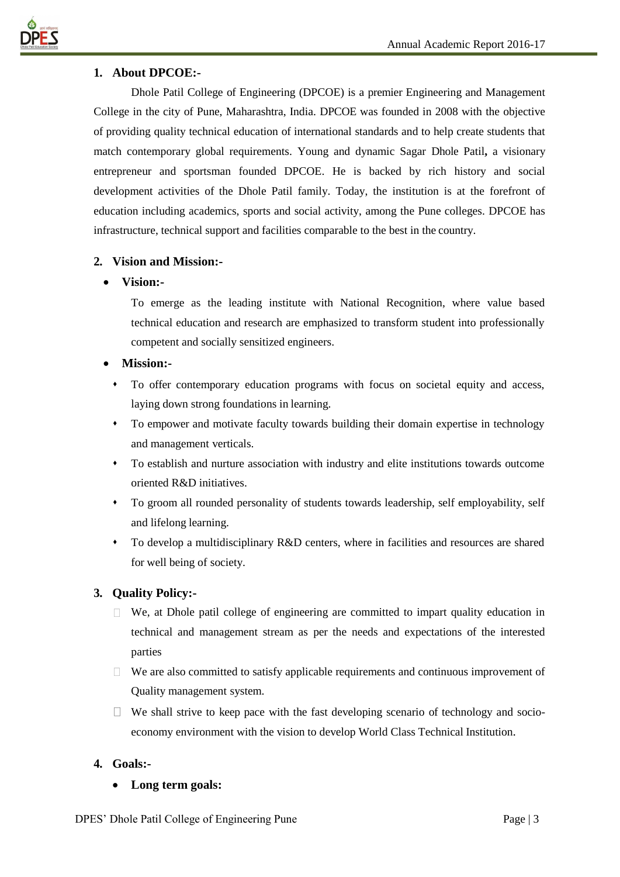## 1. About DPCOE:-

Dhole Patil College of Engineering (DPCOE) is a premier Engineering and Management College in the city of Pune, Maharashtra, India. DPCOE was founded in 2008 with the objective of providing quality technical education of international standards and to help create students that match contemporary global requirements. Young and dynamic Sagar Dhole Patil**,** a visionary entrepreneur and sportsman founded DPCOE. He is backed by rich history and social development activities of the Dhole Patil family. Today, the institution is at the forefront of education including academics, sports and social activity, among the Pune colleges. DPCOE has infrastructure, technical support and facilities comparable to the best in the country.

## 2. Vision and Mission:-

- **Vision:-**

  To emerge as the leading institute with National Recognition, where value based technical education and research are emphasized to transform student into professionally competent and socially sensitized engineers.

- **Mission:-**
  - To offer contemporary education programs with focus on societal equity and access, laying down strong foundations in learning.
  - To empower and motivate faculty towards building their domain expertise in technology and management verticals.
  - To establish and nurture association with industry and elite institutions towards outcome oriented R&D initiatives.
  - To groom all rounded personality of students towards leadership, self employability, self and lifelong learning.
  - To develop a multidisciplinary R&D centers, where in facilities and resources are shared for well being of society.

## 3. Quality Policy:-

- We, at Dhole patil college of engineering are committed to impart quality education in technical and management stream as per the needs and expectations of the interested parties
- We are also committed to satisfy applicable requirements and continuous improvement of Quality management system.
- We shall strive to keep pace with the fast developing scenario of technology and socio-economy environment with the vision to develop World Class Technical Institution.

## 4. Goals:-

- **Long term goals:**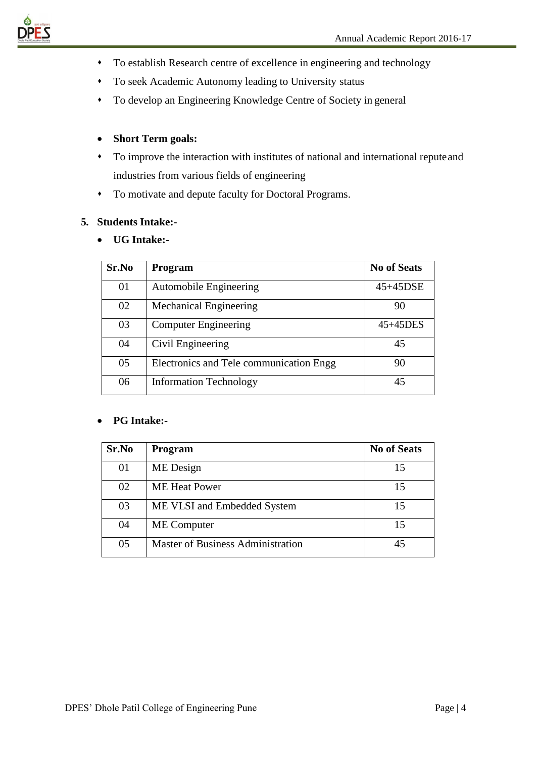- To establish Research centre of excellence in engineering and technology
- To seek Academic Autonomy leading to University status
- To develop an Engineering Knowledge Centre of Society in general

- **Short Term goals:**
- To improve the interaction with institutes of national and international repute and industries from various fields of engineering
- To motivate and depute faculty for Doctoral Programs.

**5. Students Intake:-**

- **UG Intake:-**

| Sr.No | Program | No of Seats |
|---|---|---|
| 01 | Automobile Engineering | 45+45DSE |
| 02 | Mechanical Engineering | 90 |
| 03 | Computer Engineering | 45+45DES |
| 04 | Civil Engineering | 45 |
| 05 | Electronics and Tele communication Engg | 90 |
| 06 | Information Technology | 45 |

- **PG Intake:-**

| Sr.No | Program | No of Seats |
|---|---|---|
| 01 | ME Design | 15 |
| 02 | ME Heat Power | 15 |
| 03 | ME VLSI and Embedded System | 15 |
| 04 | ME Computer | 15 |
| 05 | Master of Business Administration | 45 |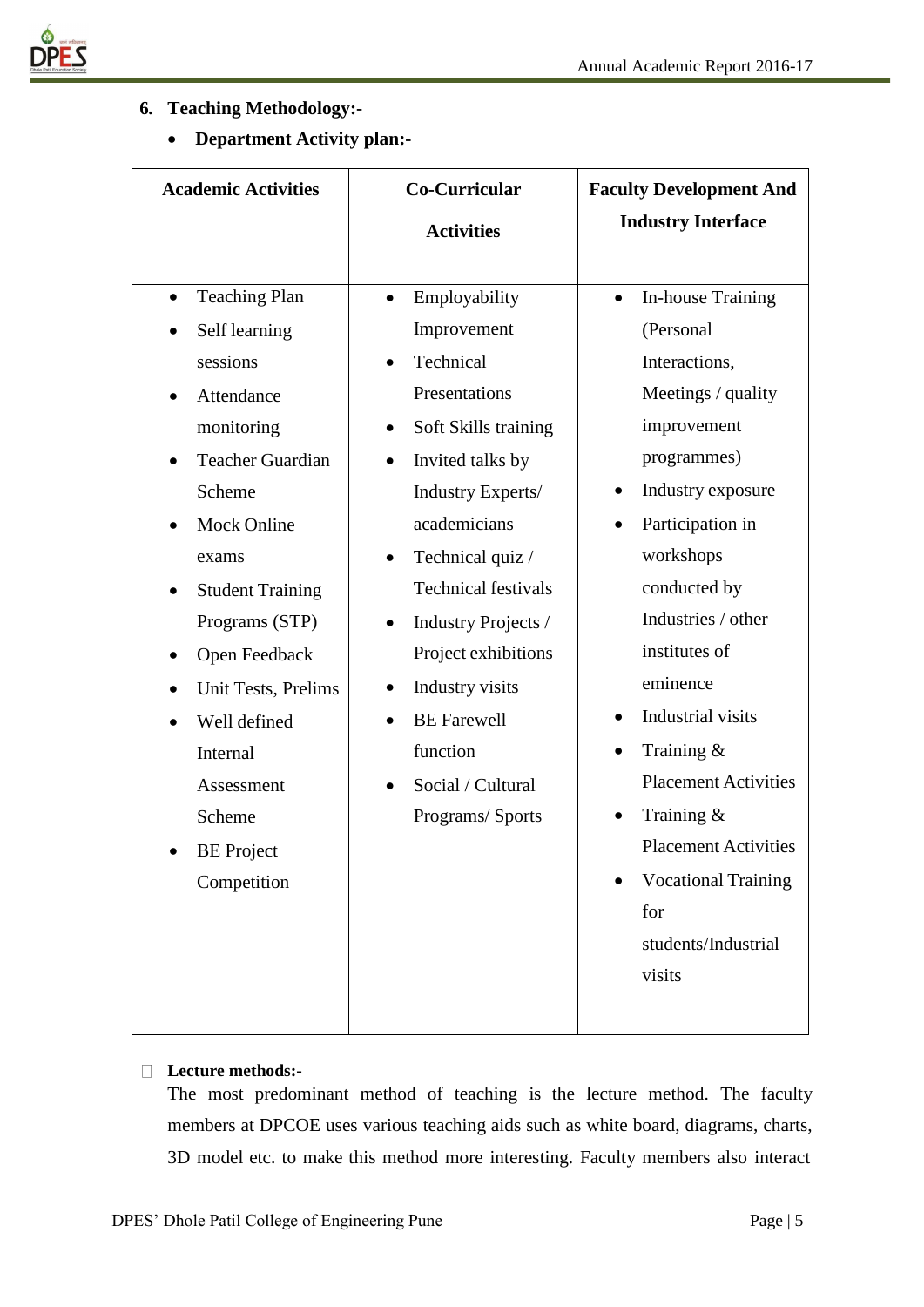6. **Teaching Methodology:-**

- **Department Activity plan:-**

| Academic Activities | Co-Curricular Activities | Faculty Development And Industry Interface |
|---|---|---|
| • Teaching Plan<br>• Self learning sessions<br>• Attendance monitoring<br>• Teacher Guardian Scheme<br>• Mock Online exams<br>• Student Training Programs (STP)<br>• Open Feedback<br>• Unit Tests, Prelims<br>• Well defined Internal Assessment Scheme<br>• BE Project Competition | • Employability Improvement<br>• Technical Presentations<br>• Soft Skills training<br>• Invited talks by Industry Experts/ academicians<br>• Technical quiz / Technical festivals<br>• Industry Projects / Project exhibitions<br>• Industry visits<br>• BE Farewell function<br>• Social / Cultural Programs/ Sports | • In-house Training (Personal Interactions, Meetings / quality improvement programmes)<br>• Industry exposure<br>• Participation in workshops conducted by Industries / other institutes of eminence<br>• Industrial visits<br>• Training & Placement Activities<br>• Training & Placement Activities<br>• Vocational Training for students/Industrial visits |

- **Lecture methods:-**

The most predominant method of teaching is the lecture method. The faculty members at DPCOE uses various teaching aids such as white board, diagrams, charts, 3D model etc. to make this method more interesting. Faculty members also interact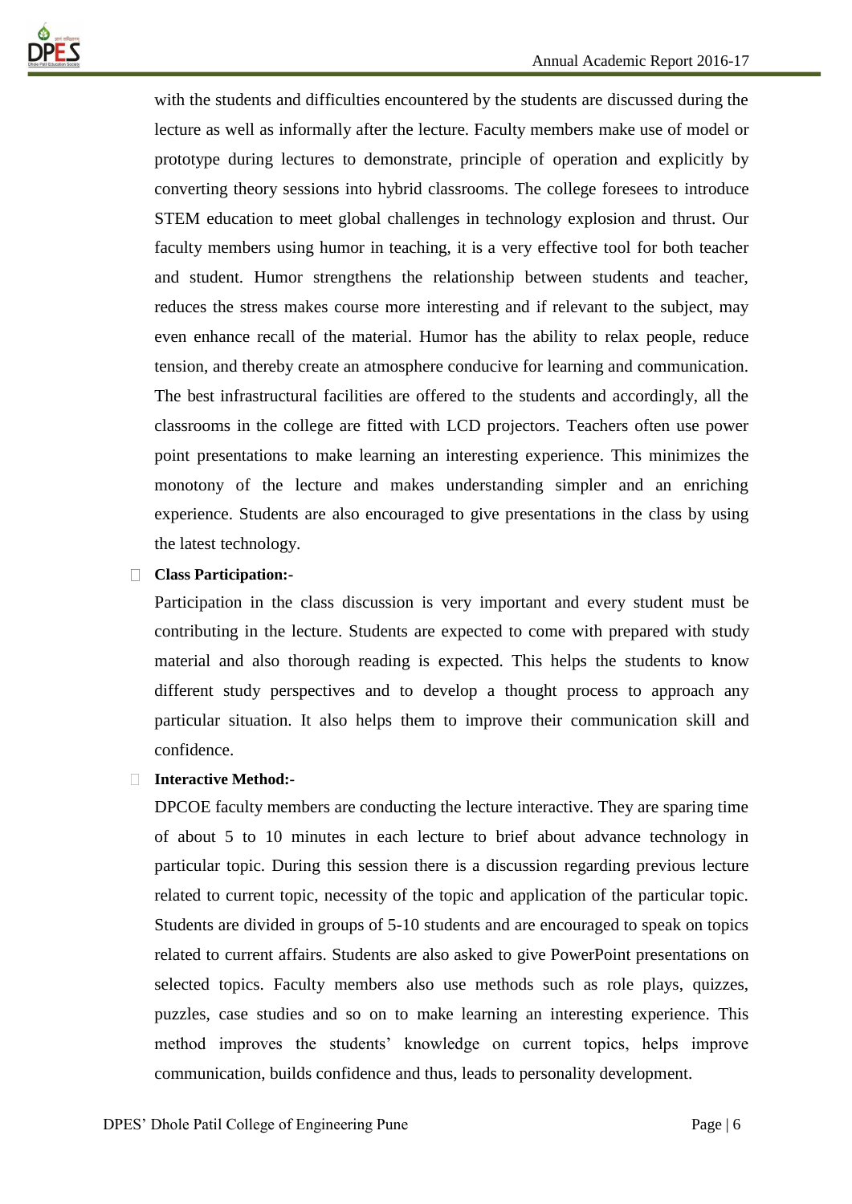with the students and difficulties encountered by the students are discussed during the lecture as well as informally after the lecture. Faculty members make use of model or prototype during lectures to demonstrate, principle of operation and explicitly by converting theory sessions into hybrid classrooms. The college foresees to introduce STEM education to meet global challenges in technology explosion and thrust. Our faculty members using humor in teaching, it is a very effective tool for both teacher and student. Humor strengthens the relationship between students and teacher, reduces the stress makes course more interesting and if relevant to the subject, may even enhance recall of the material. Humor has the ability to relax people, reduce tension, and thereby create an atmosphere conducive for learning and communication. The best infrastructural facilities are offered to the students and accordingly, all the classrooms in the college are fitted with LCD projectors. Teachers often use power point presentations to make learning an interesting experience. This minimizes the monotony of the lecture and makes understanding simpler and an enriching experience. Students are also encouraged to give presentations in the class by using the latest technology.

- **Class Participation:-**

  Participation in the class discussion is very important and every student must be contributing in the lecture. Students are expected to come with prepared with study material and also thorough reading is expected. This helps the students to know different study perspectives and to develop a thought process to approach any particular situation. It also helps them to improve their communication skill and confidence.

- **Interactive Method:-**

  DPCOE faculty members are conducting the lecture interactive. They are sparing time of about 5 to 10 minutes in each lecture to brief about advance technology in particular topic. During this session there is a discussion regarding previous lecture related to current topic, necessity of the topic and application of the particular topic. Students are divided in groups of 5-10 students and are encouraged to speak on topics related to current affairs. Students are also asked to give PowerPoint presentations on selected topics. Faculty members also use methods such as role plays, quizzes, puzzles, case studies and so on to make learning an interesting experience. This method improves the students' knowledge on current topics, helps improve communication, builds confidence and thus, leads to personality development.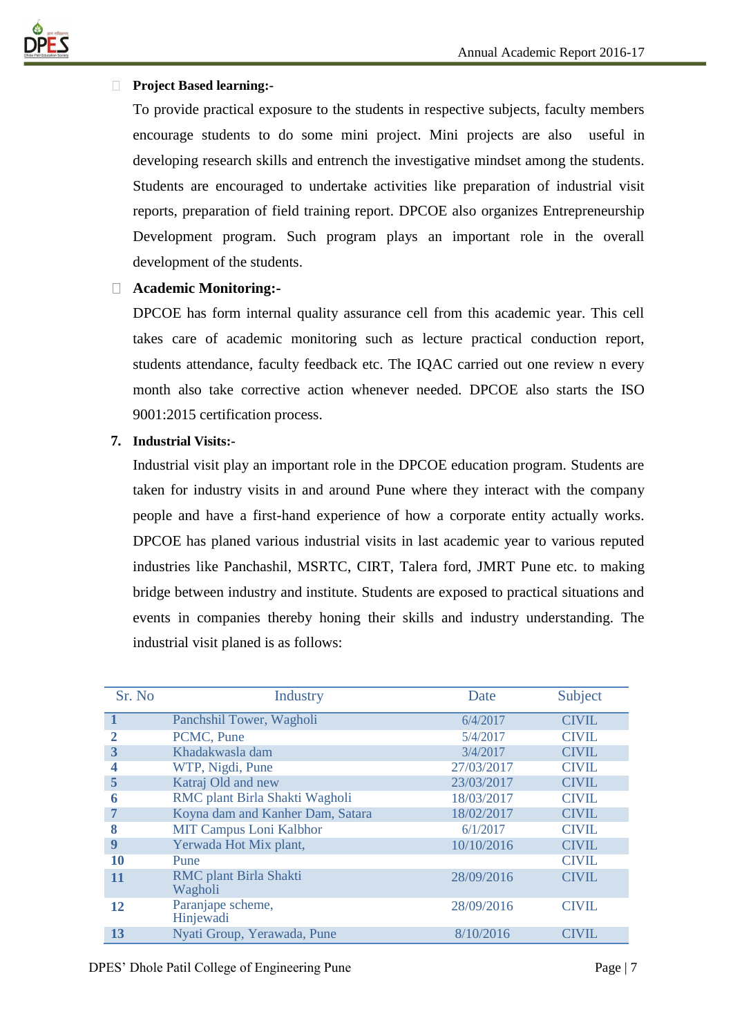- **Project Based learning:-**

  To provide practical exposure to the students in respective subjects, faculty members encourage students to do some mini project. Mini projects are also useful in developing research skills and entrench the investigative mindset among the students. Students are encouraged to undertake activities like preparation of industrial visit reports, preparation of field training report. DPCOE also organizes Entrepreneurship Development program. Such program plays an important role in the overall development of the students.

- **Academic Monitoring:-**

  DPCOE has form internal quality assurance cell from this academic year. This cell takes care of academic monitoring such as lecture practical conduction report, students attendance, faculty feedback etc. The IQAC carried out one review n every month also take corrective action whenever needed. DPCOE also starts the ISO 9001:2015 certification process.

**7. Industrial Visits:-**

Industrial visit play an important role in the DPCOE education program. Students are taken for industry visits in and around Pune where they interact with the company people and have a first-hand experience of how a corporate entity actually works. DPCOE has planed various industrial visits in last academic year to various reputed industries like Panchashil, MSRTC, CIRT, Talera ford, JMRT Pune etc. to making bridge between industry and institute. Students are exposed to practical situations and events in companies thereby honing their skills and industry understanding. The industrial visit planed is as follows:

| Sr. No | Industry | Date | Subject |
|---|---|---|---|
| 1 | Panchshil Tower, Wagholi | 6/4/2017 | CIVIL |
| 2 | PCMC, Pune | 5/4/2017 | CIVIL |
| 3 | Khadakwasla dam | 3/4/2017 | CIVIL |
| 4 | WTP, Nigdi, Pune | 27/03/2017 | CIVIL |
| 5 | Katraj Old and new | 23/03/2017 | CIVIL |
| 6 | RMC plant Birla Shakti Wagholi | 18/03/2017 | CIVIL |
| 7 | Koyna dam and Kanher Dam, Satara | 18/02/2017 | CIVIL |
| 8 | MIT Campus Loni Kalbhor | 6/1/2017 | CIVIL |
| 9 | Yerwada Hot Mix plant, | 10/10/2016 | CIVIL |
| 10 | Pune | | CIVIL |
| 11 | RMC plant Birla Shakti Wagholi | 28/09/2016 | CIVIL |
| 12 | Paranjape scheme, Hinjewadi | 28/09/2016 | CIVIL |
| 13 | Nyati Group, Yerawada, Pune | 8/10/2016 | CIVIL |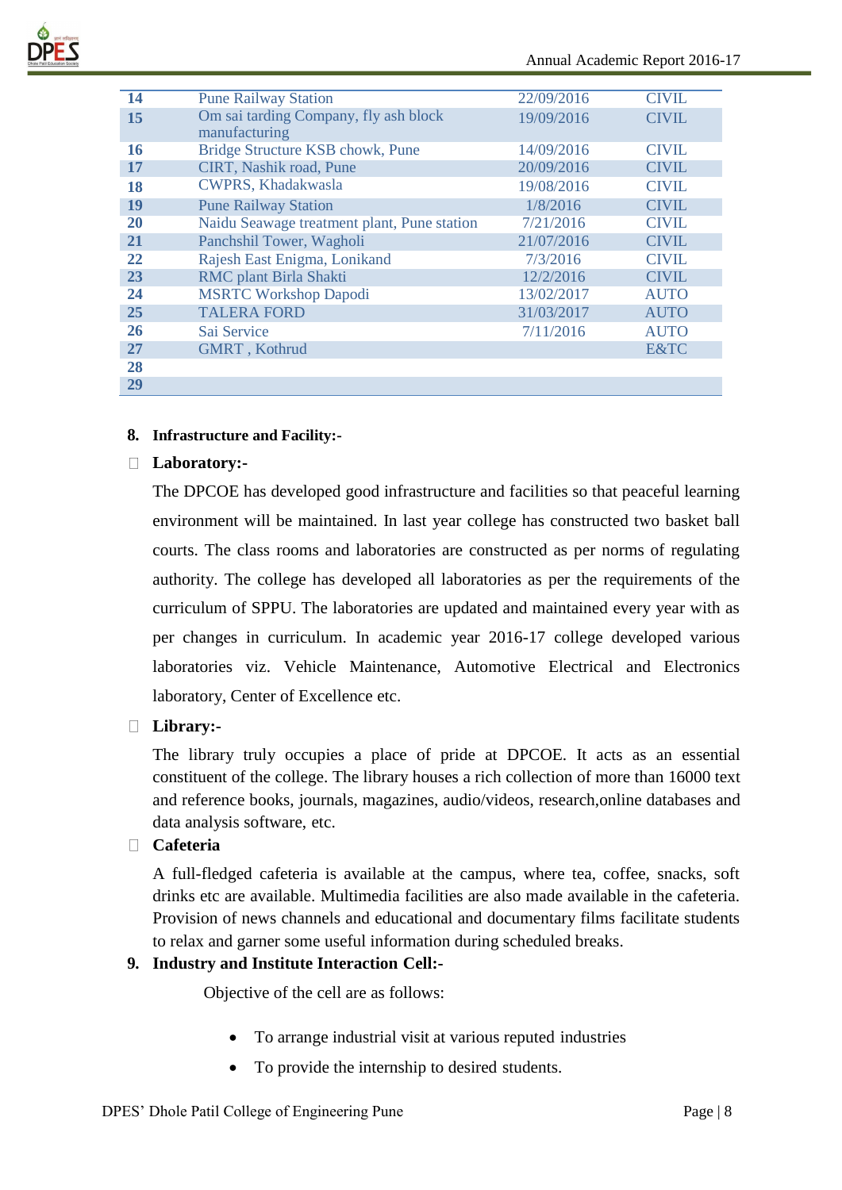| | | | |
|---|---|---|---|
| 14 | Pune Railway Station | 22/09/2016 | CIVIL |
| 15 | Om sai tarding Company, fly ash block manufacturing | 19/09/2016 | CIVIL |
| 16 | Bridge Structure KSB chowk, Pune | 14/09/2016 | CIVIL |
| 17 | CIRT, Nashik road, Pune | 20/09/2016 | CIVIL |
| 18 | CWPRS, Khadakwasla | 19/08/2016 | CIVIL |
| 19 | Pune Railway Station | 1/8/2016 | CIVIL |
| 20 | Naidu Seawage treatment plant, Pune station | 7/21/2016 | CIVIL |
| 21 | Panchshil Tower, Wagholi | 21/07/2016 | CIVIL |
| 22 | Rajesh East Enigma, Lonikand | 7/3/2016 | CIVIL |
| 23 | RMC plant Birla Shakti | 12/2/2016 | CIVIL |
| 24 | MSRTC Workshop Dapodi | 13/02/2017 | AUTO |
| 25 | TALERA FORD | 31/03/2017 | AUTO |
| 26 | Sai Service | 7/11/2016 | AUTO |
| 27 | GMRT , Kothrud | | E&TC |
| 28 | | | |
| 29 | | | |

**8. Infrastructure and Facility:-**

- **Laboratory:-**

  The DPCOE has developed good infrastructure and facilities so that peaceful learning environment will be maintained. In last year college has constructed two basket ball courts. The class rooms and laboratories are constructed as per norms of regulating authority. The college has developed all laboratories as per the requirements of the curriculum of SPPU. The laboratories are updated and maintained every year with as per changes in curriculum. In academic year 2016-17 college developed various laboratories viz. Vehicle Maintenance, Automotive Electrical and Electronics laboratory, Center of Excellence etc.

- **Library:-**

  The library truly occupies a place of pride at DPCOE. It acts as an essential constituent of the college. The library houses a rich collection of more than 16000 text and reference books, journals, magazines, audio/videos, research,online databases and data analysis software, etc.

- **Cafeteria**

  A full-fledged cafeteria is available at the campus, where tea, coffee, snacks, soft drinks etc are available. Multimedia facilities are also made available in the cafeteria. Provision of news channels and educational and documentary films facilitate students to relax and garner some useful information during scheduled breaks.

**9. Industry and Institute Interaction Cell:-**

Objective of the cell are as follows:

- To arrange industrial visit at various reputed industries
- To provide the internship to desired students.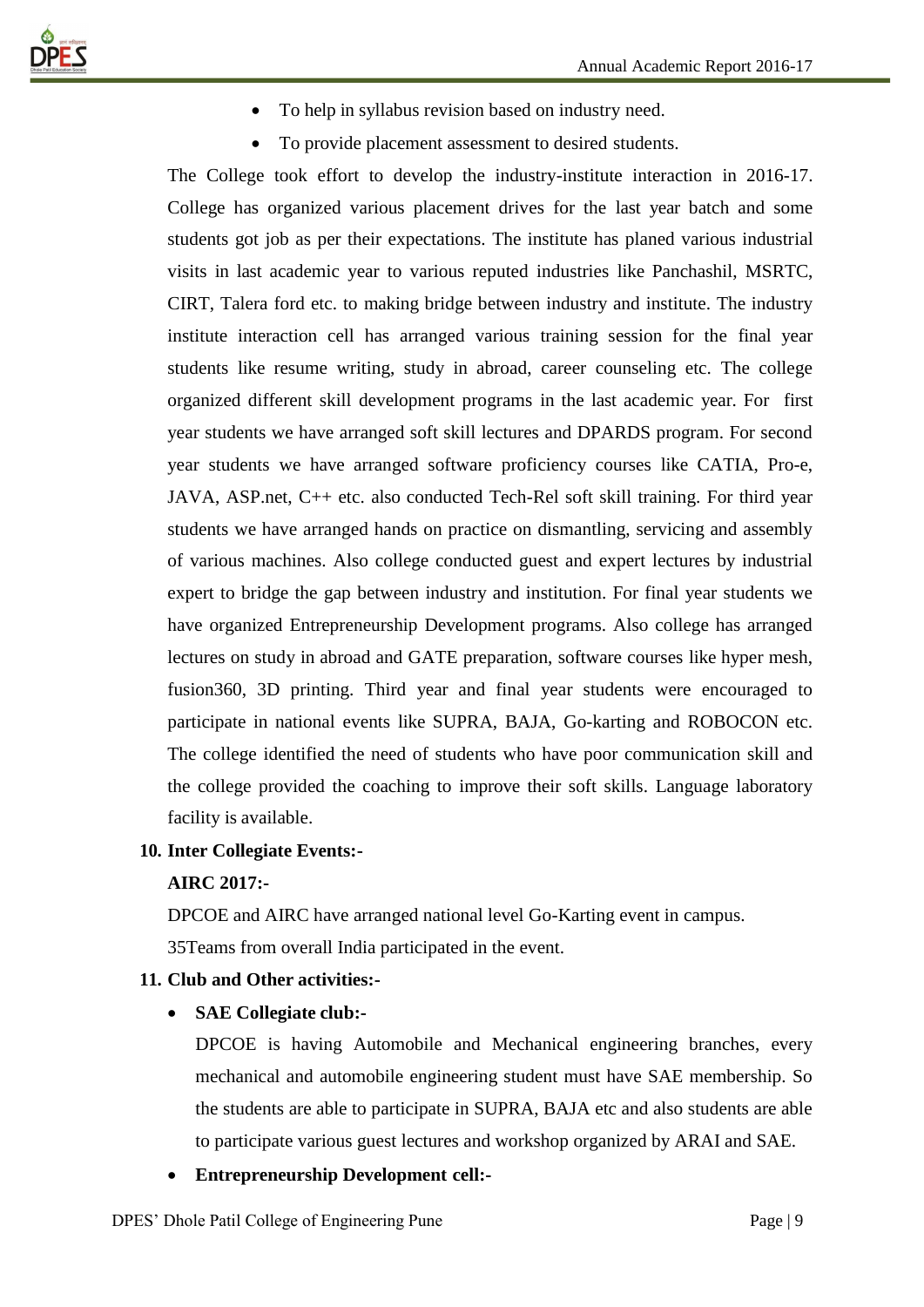- To help in syllabus revision based on industry need.
- To provide placement assessment to desired students.

The College took effort to develop the industry-institute interaction in 2016-17. College has organized various placement drives for the last year batch and some students got job as per their expectations. The institute has planed various industrial visits in last academic year to various reputed industries like Panchashil, MSRTC, CIRT, Talera ford etc. to making bridge between industry and institute. The industry institute interaction cell has arranged various training session for the final year students like resume writing, study in abroad, career counseling etc. The college organized different skill development programs in the last academic year. For first year students we have arranged soft skill lectures and DPARDS program. For second year students we have arranged software proficiency courses like CATIA, Pro-e, JAVA, ASP.net, C++ etc. also conducted Tech-Rel soft skill training. For third year students we have arranged hands on practice on dismantling, servicing and assembly of various machines. Also college conducted guest and expert lectures by industrial expert to bridge the gap between industry and institution. For final year students we have organized Entrepreneurship Development programs. Also college has arranged lectures on study in abroad and GATE preparation, software courses like hyper mesh, fusion360, 3D printing. Third year and final year students were encouraged to participate in national events like SUPRA, BAJA, Go-karting and ROBOCON etc. The college identified the need of students who have poor communication skill and the college provided the coaching to improve their soft skills. Language laboratory facility is available.

**10. Inter Collegiate Events:-**

**AIRC 2017:-**

DPCOE and AIRC have arranged national level Go-Karting event in campus.

35Teams from overall India participated in the event.

**11. Club and Other activities:-**

- **SAE Collegiate club:-**

  DPCOE is having Automobile and Mechanical engineering branches, every mechanical and automobile engineering student must have SAE membership. So the students are able to participate in SUPRA, BAJA etc and also students are able to participate various guest lectures and workshop organized by ARAI and SAE.

- **Entrepreneurship Development cell:-**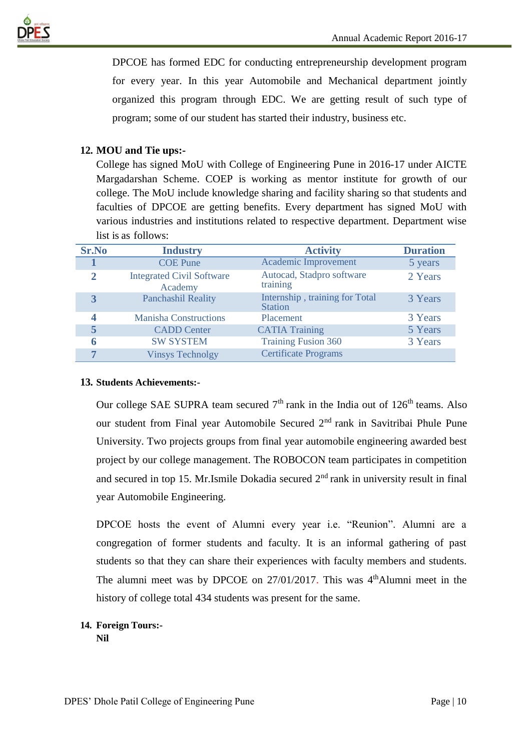DPCOE has formed EDC for conducting entrepreneurship development program for every year. In this year Automobile and Mechanical department jointly organized this program through EDC. We are getting result of such type of program; some of our student has started their industry, business etc.

**12. MOU and Tie ups:-**

College has signed MoU with College of Engineering Pune in 2016-17 under AICTE Margadarshan Scheme. COEP is working as mentor institute for growth of our college. The MoU include knowledge sharing and facility sharing so that students and faculties of DPCOE are getting benefits. Every department has signed MoU with various industries and institutions related to respective department. Department wise list is as follows:

| Sr.No | Industry | Activity | Duration |
|---|---|---|---|
| 1 | COE Pune | Academic Improvement | 5 years |
| 2 | Integrated Civil Software Academy | Autocad, Stadpro software training | 2 Years |
| 3 | Panchashil Reality | Internship , training for Total Station | 3 Years |
| 4 | Manisha Constructions | Placement | 3 Years |
| 5 | CADD Center | CATIA Training | 5 Years |
| 6 | SW SYSTEM | Training Fusion 360 | 3 Years |
| 7 | Vinsys Technolgy | Certificate Programs | |

**13. Students Achievements:-**

Our college SAE SUPRA team secured 7th rank in the India out of 126th teams. Also our student from Final year Automobile Secured 2nd rank in Savitribai Phule Pune University. Two projects groups from final year automobile engineering awarded best project by our college management. The ROBOCON team participates in competition and secured in top 15. Mr.Ismile Dokadia secured 2nd rank in university result in final year Automobile Engineering.

DPCOE hosts the event of Alumni every year i.e. "Reunion". Alumni are a congregation of former students and faculty. It is an informal gathering of past students so that they can share their experiences with faculty members and students. The alumni meet was by DPCOE on 27/01/2017. This was 4thAlumni meet in the history of college total 434 students was present for the same.

**14. Foreign Tours:-**

**Nil**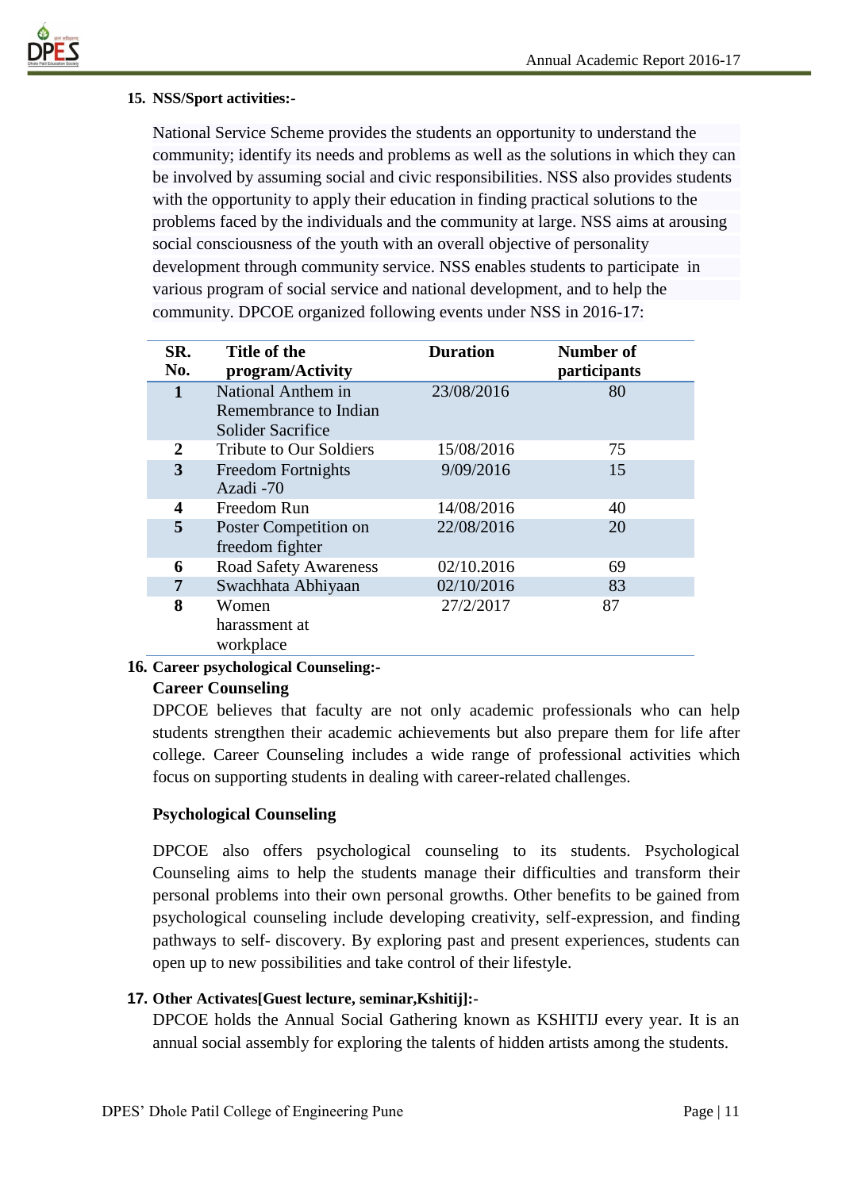### 15. NSS/Sport activities:-

National Service Scheme provides the students an opportunity to understand the community; identify its needs and problems as well as the solutions in which they can be involved by assuming social and civic responsibilities. NSS also provides students with the opportunity to apply their education in finding practical solutions to the problems faced by the individuals and the community at large. NSS aims at arousing social consciousness of the youth with an overall objective of personality development through community service. NSS enables students to participate in various program of social service and national development, and to help the community. DPCOE organized following events under NSS in 2016-17:

| SR. No. | Title of the program/Activity | Duration | Number of participants |
|---|---|---|---|
| 1 | National Anthem in Remembrance to Indian Solider Sacrifice | 23/08/2016 | 80 |
| 2 | Tribute to Our Soldiers | 15/08/2016 | 75 |
| 3 | Freedom Fortnights Azadi -70 | 9/09/2016 | 15 |
| 4 | Freedom Run | 14/08/2016 | 40 |
| 5 | Poster Competition on freedom fighter | 22/08/2016 | 20 |
| 6 | Road Safety Awareness | 02/10.2016 | 69 |
| 7 | Swachhata Abhiyaan | 02/10/2016 | 83 |
| 8 | Women harassment at workplace | 27/2/2017 | 87 |

### 16. Career psychological Counseling:-

**Career Counseling**

DPCOE believes that faculty are not only academic professionals who can help students strengthen their academic achievements but also prepare them for life after college. Career Counseling includes a wide range of professional activities which focus on supporting students in dealing with career-related challenges.

**Psychological Counseling**

DPCOE also offers psychological counseling to its students. Psychological Counseling aims to help the students manage their difficulties and transform their personal problems into their own personal growths. Other benefits to be gained from psychological counseling include developing creativity, self-expression, and finding pathways to self- discovery. By exploring past and present experiences, students can open up to new possibilities and take control of their lifestyle.

### 17. Other Activates[Guest lecture, seminar,Kshitij]:-

DPCOE holds the Annual Social Gathering known as KSHITIJ every year. It is an annual social assembly for exploring the talents of hidden artists among the students.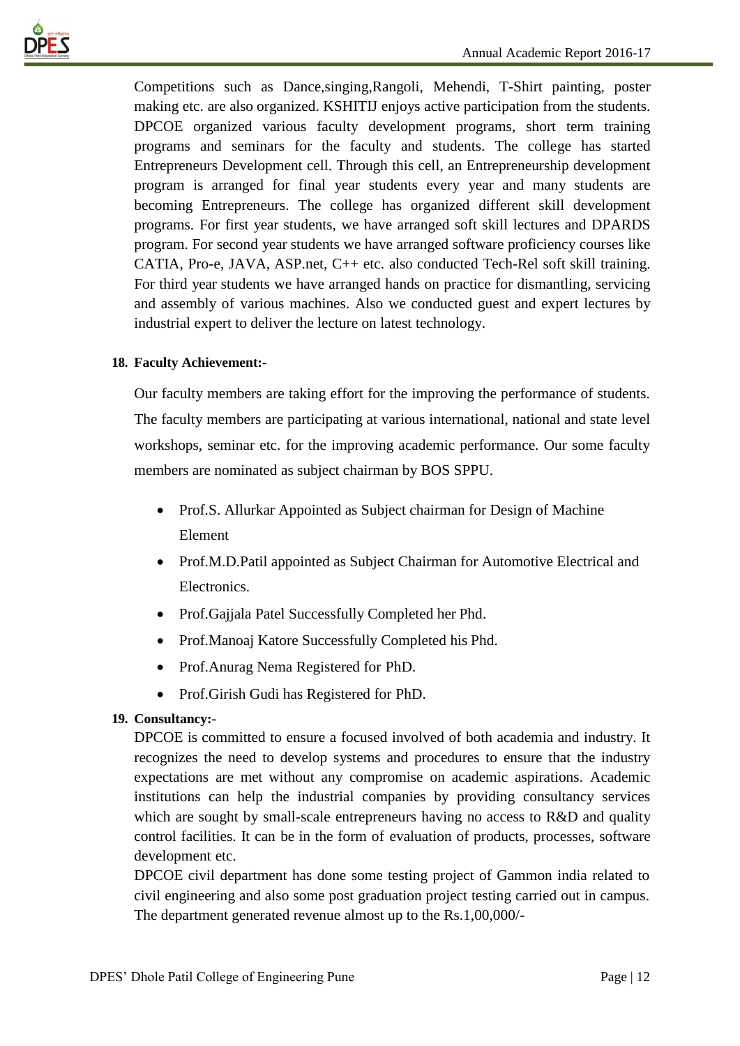Competitions such as Dance,singing,Rangoli, Mehendi, T-Shirt painting, poster making etc. are also organized. KSHITIJ enjoys active participation from the students. DPCOE organized various faculty development programs, short term training programs and seminars for the faculty and students. The college has started Entrepreneurs Development cell. Through this cell, an Entrepreneurship development program is arranged for final year students every year and many students are becoming Entrepreneurs. The college has organized different skill development programs. For first year students, we have arranged soft skill lectures and DPARDS program. For second year students we have arranged software proficiency courses like CATIA, Pro-e, JAVA, ASP.net, C++ etc. also conducted Tech-Rel soft skill training. For third year students we have arranged hands on practice for dismantling, servicing and assembly of various machines. Also we conducted guest and expert lectures by industrial expert to deliver the lecture on latest technology.

**18. Faculty Achievement:-**

Our faculty members are taking effort for the improving the performance of students. The faculty members are participating at various international, national and state level workshops, seminar etc. for the improving academic performance. Our some faculty members are nominated as subject chairman by BOS SPPU.

- Prof.S. Allurkar Appointed as Subject chairman for Design of Machine Element
- Prof.M.D.Patil appointed as Subject Chairman for Automotive Electrical and Electronics.
- Prof.Gajjala Patel Successfully Completed her Phd.
- Prof.Manoaj Katore Successfully Completed his Phd.
- Prof.Anurag Nema Registered for PhD.
- Prof.Girish Gudi has Registered for PhD.

**19. Consultancy:-**

DPCOE is committed to ensure a focused involved of both academia and industry. It recognizes the need to develop systems and procedures to ensure that the industry expectations are met without any compromise on academic aspirations. Academic institutions can help the industrial companies by providing consultancy services which are sought by small-scale entrepreneurs having no access to R&D and quality control facilities. It can be in the form of evaluation of products, processes, software development etc.

DPCOE civil department has done some testing project of Gammon india related to civil engineering and also some post graduation project testing carried out in campus. The department generated revenue almost up to the Rs.1,00,000/-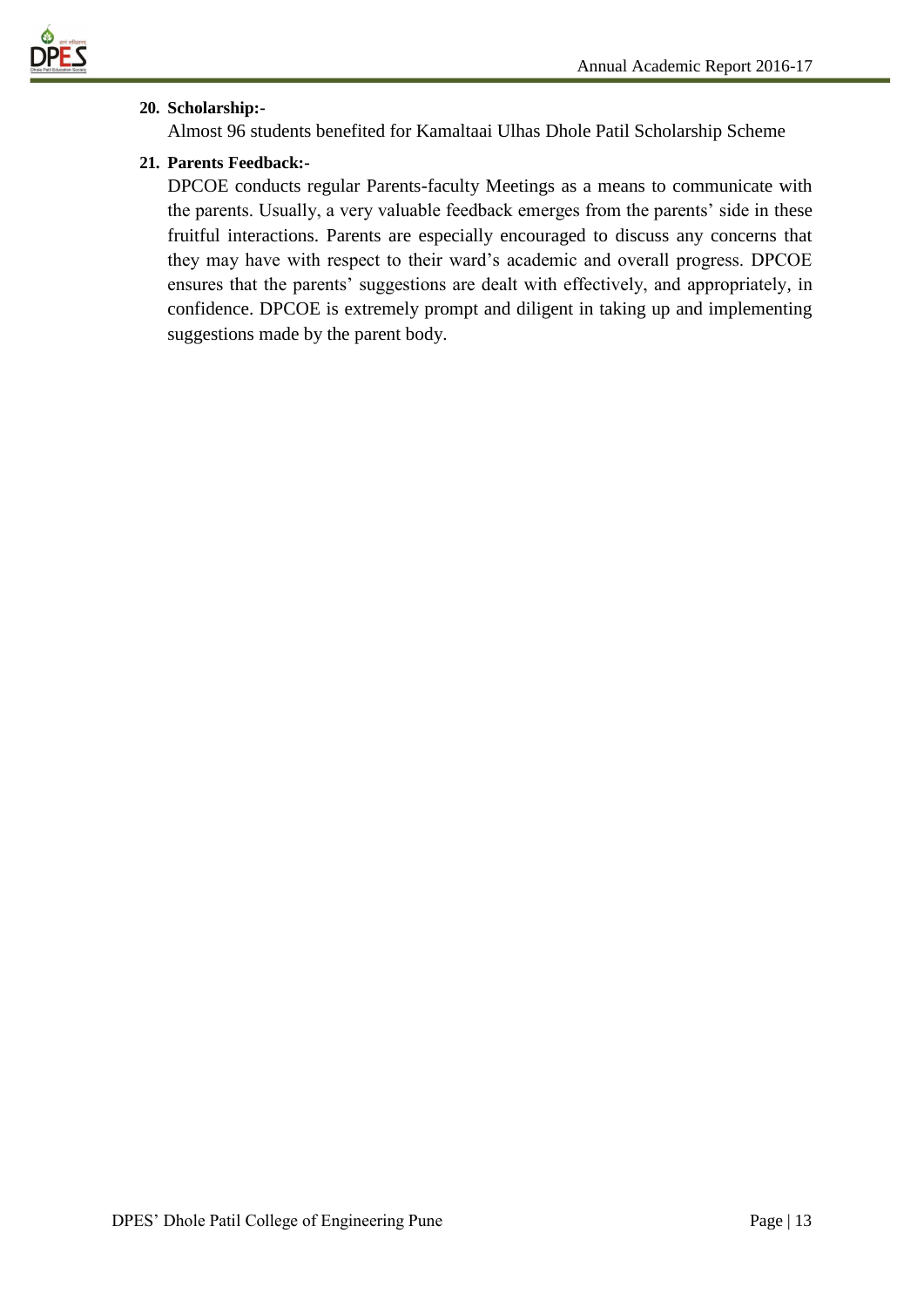**20. Scholarship:-**

Almost 96 students benefited for Kamaltaai Ulhas Dhole Patil Scholarship Scheme

**21. Parents Feedback:-**

DPCOE conducts regular Parents-faculty Meetings as a means to communicate with the parents. Usually, a very valuable feedback emerges from the parents' side in these fruitful interactions. Parents are especially encouraged to discuss any concerns that they may have with respect to their ward's academic and overall progress. DPCOE ensures that the parents' suggestions are dealt with effectively, and appropriately, in confidence. DPCOE is extremely prompt and diligent in taking up and implementing suggestions made by the parent body.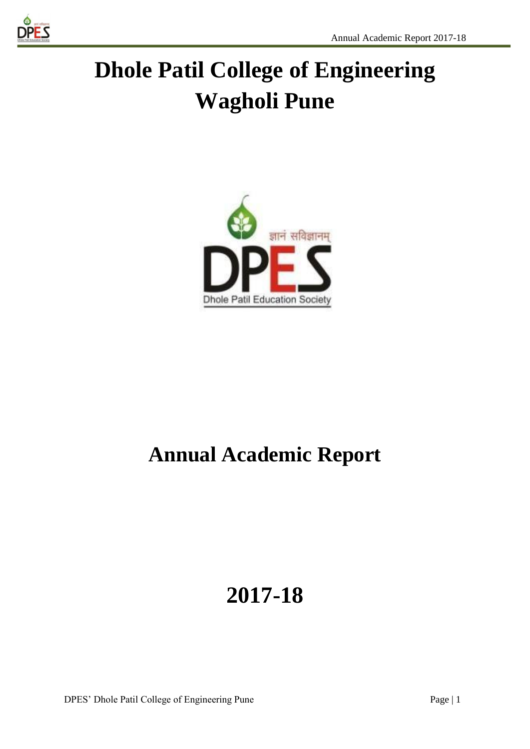# Dhole Patil College of Engineering Wagholi Pune

# Annual Academic Report

# 2017-18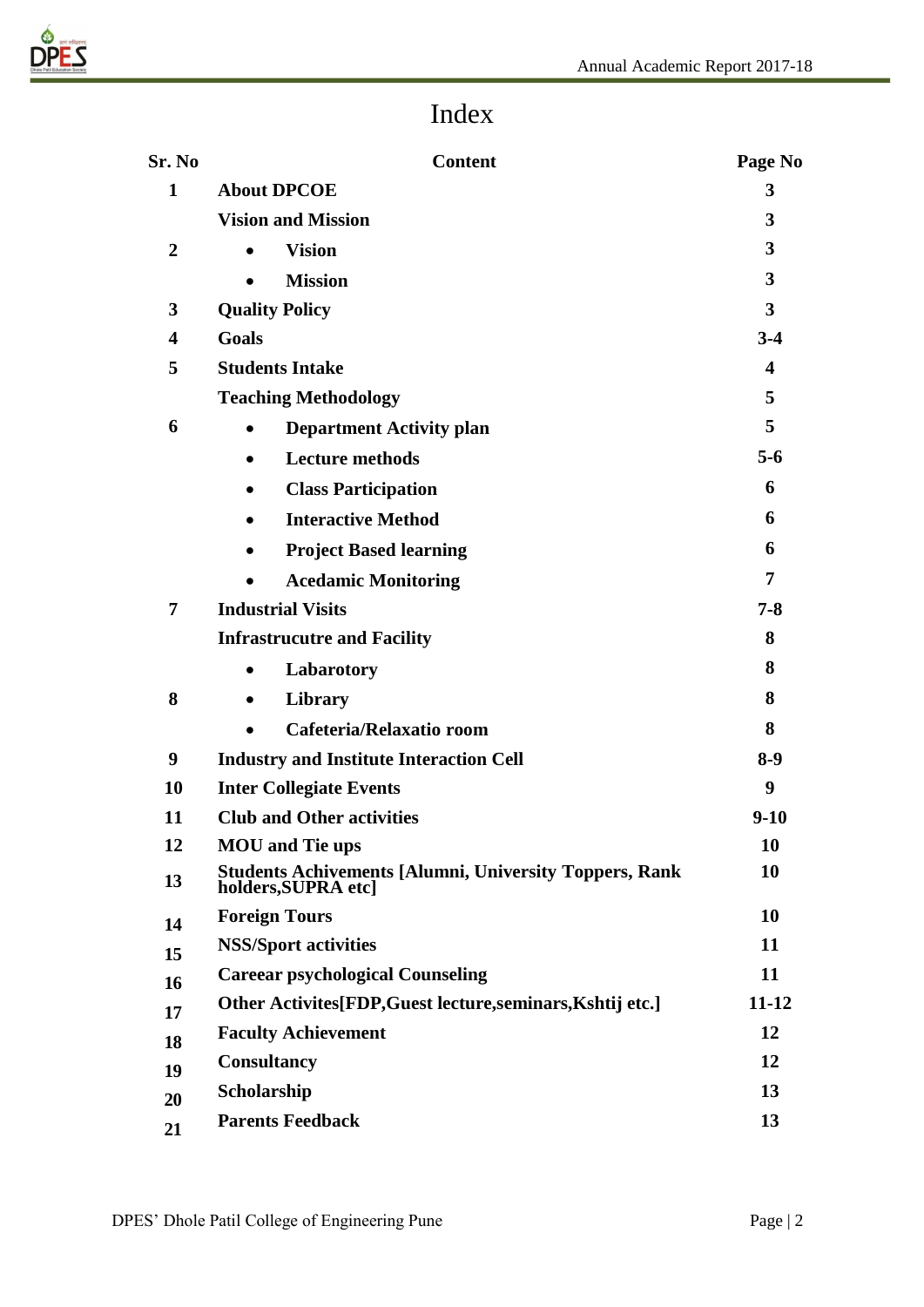# Index

| Sr. No | Content | Page No |
|---|---|---|
| 1 | **About DPCOE** | 3 |
| | **Vision and Mission** | 3 |
| 2 | • **Vision** | 3 |
| | • **Mission** | 3 |
| 3 | **Quality Policy** | 3 |
| 4 | **Goals** | 3-4 |
| 5 | **Students Intake** | 4 |
| | **Teaching Methodology** | 5 |
| 6 | • **Department Activity plan** | 5 |
| | • **Lecture methods** | 5-6 |
| | • **Class Participation** | 6 |
| | • **Interactive Method** | 6 |
| | • **Project Based learning** | 6 |
| | • **Acedamic Monitoring** | 7 |
| 7 | **Industrial Visits** | 7-8 |
| | **Infrastrucutre and Facility** | 8 |
| | • **Labarotory** | 8 |
| 8 | • **Library** | 8 |
| | • **Cafeteria/Relaxatio room** | 8 |
| 9 | **Industry and Institute Interaction Cell** | 8-9 |
| 10 | **Inter Collegiate Events** | 9 |
| 11 | **Club and Other activities** | 9-10 |
| 12 | **MOU and Tie ups** | 10 |
| 13 | **Students Achivements [Alumni, University Toppers, Rank holders,SUPRA etc]** | 10 |
| 14 | **Foreign Tours** | 10 |
| 15 | **NSS/Sport activities** | 11 |
| 16 | **Careear psychological Counseling** | 11 |
| 17 | **Other Activites[FDP,Guest lecture,seminars,Kshtij etc.]** | 11-12 |
| 18 | **Faculty Achievement** | 12 |
| 19 | **Consultancy** | 12 |
| 20 | **Scholarship** | 13 |
| 21 | **Parents Feedback** | 13 |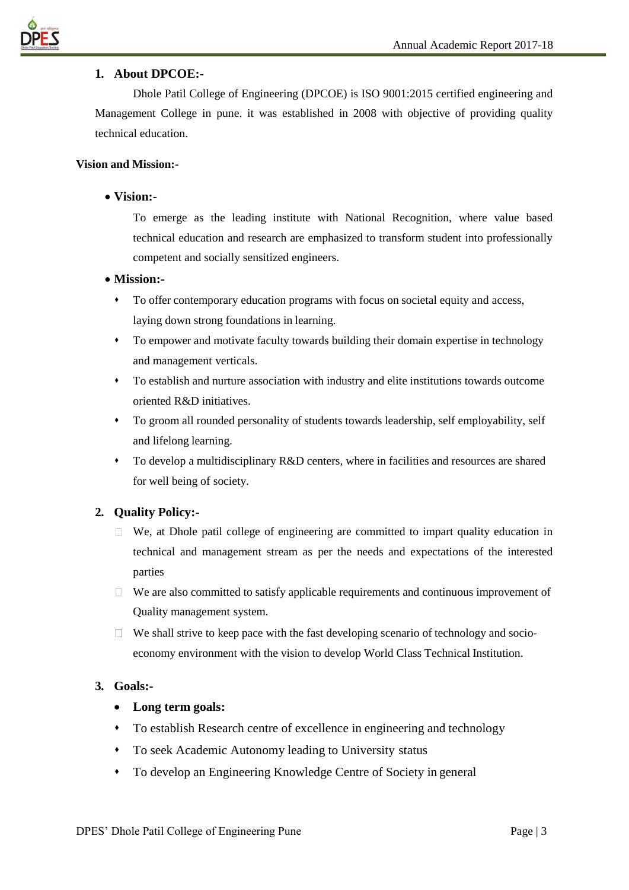## 1. About DPCOE:-

Dhole Patil College of Engineering (DPCOE) is ISO 9001:2015 certified engineering and Management College in pune. it was established in 2008 with objective of providing quality technical education.

**Vision and Mission:-**

- **Vision:-**

  To emerge as the leading institute with National Recognition, where value based technical education and research are emphasized to transform student into professionally competent and socially sensitized engineers.

- **Mission:-**
  - To offer contemporary education programs with focus on societal equity and access, laying down strong foundations in learning.
  - To empower and motivate faculty towards building their domain expertise in technology and management verticals.
  - To establish and nurture association with industry and elite institutions towards outcome oriented R&D initiatives.
  - To groom all rounded personality of students towards leadership, self employability, self and lifelong learning.
  - To develop a multidisciplinary R&D centers, where in facilities and resources are shared for well being of society.

## 2. Quality Policy:-

- We, at Dhole patil college of engineering are committed to impart quality education in technical and management stream as per the needs and expectations of the interested parties
- We are also committed to satisfy applicable requirements and continuous improvement of Quality management system.
- We shall strive to keep pace with the fast developing scenario of technology and socio-economy environment with the vision to develop World Class Technical Institution.

## 3. Goals:-

- **Long term goals:**
- To establish Research centre of excellence in engineering and technology
- To seek Academic Autonomy leading to University status
- To develop an Engineering Knowledge Centre of Society in general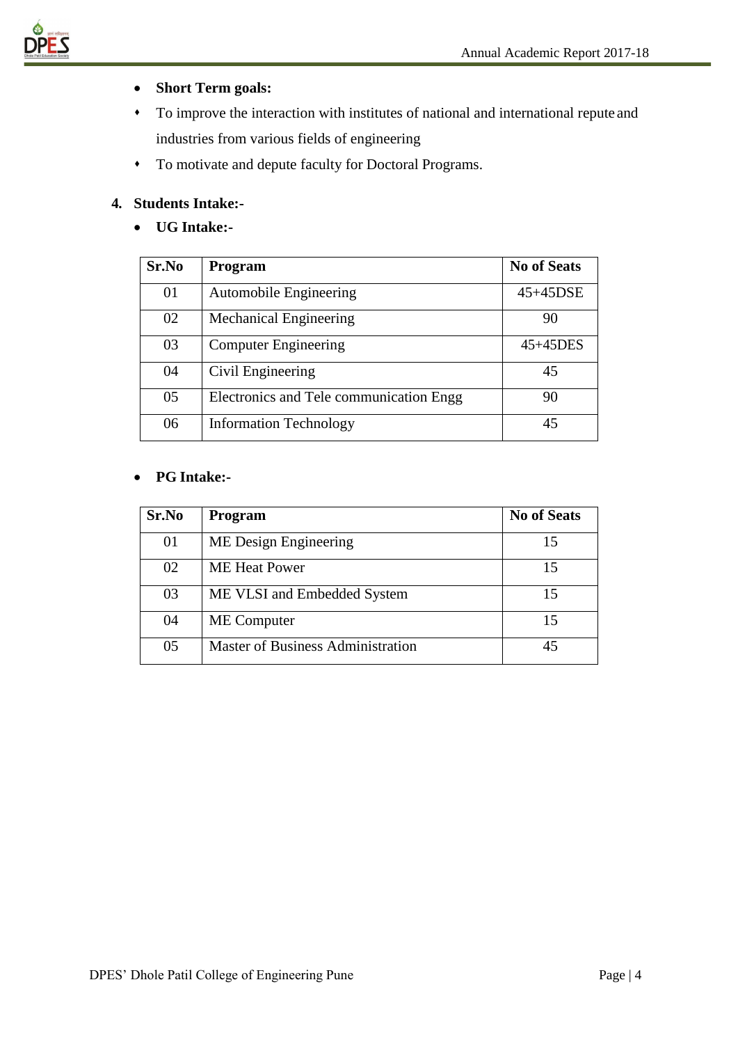- **Short Term goals:**
    - To improve the interaction with institutes of national and international repute and industries from various fields of engineering
    - To motivate and depute faculty for Doctoral Programs.

**4. Students Intake:-**

- **UG Intake:-**

| Sr.No | Program | No of Seats |
|---|---|---|
| 01 | Automobile Engineering | 45+45DSE |
| 02 | Mechanical Engineering | 90 |
| 03 | Computer Engineering | 45+45DES |
| 04 | Civil Engineering | 45 |
| 05 | Electronics and Tele communication Engg | 90 |
| 06 | Information Technology | 45 |

- **PG Intake:-**

| Sr.No | Program | No of Seats |
|---|---|---|
| 01 | ME Design Engineering | 15 |
| 02 | ME Heat Power | 15 |
| 03 | ME VLSI and Embedded System | 15 |
| 04 | ME Computer | 15 |
| 05 | Master of Business Administration | 45 |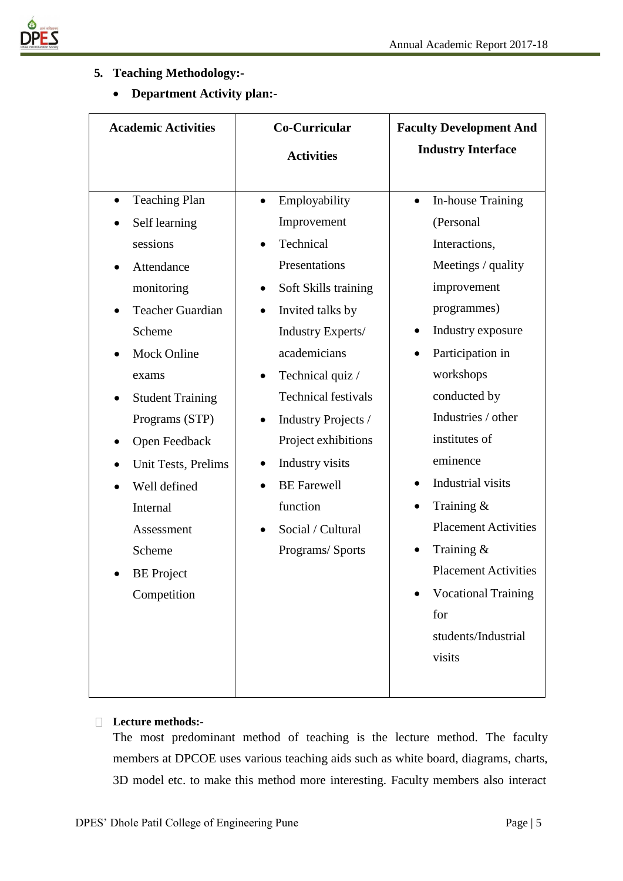5. **Teaching Methodology:-**

- **Department Activity plan:-**

| Academic Activities | Co-Curricular Activities | Faculty Development And Industry Interface |
|---|---|---|
| • Teaching Plan<br>• Self learning sessions<br>• Attendance monitoring<br>• Teacher Guardian Scheme<br>• Mock Online exams<br>• Student Training Programs (STP)<br>• Open Feedback<br>• Unit Tests, Prelims<br>• Well defined Internal Assessment Scheme<br>• BE Project Competition | • Employability Improvement<br>• Technical Presentations<br>• Soft Skills training<br>• Invited talks by Industry Experts/ academicians<br>• Technical quiz / Technical festivals<br>• Industry Projects / Project exhibitions<br>• Industry visits<br>• BE Farewell function<br>• Social / Cultural Programs/ Sports | • In-house Training (Personal Interactions, Meetings / quality improvement programmes)<br>• Industry exposure<br>• Participation in workshops conducted by Industries / other institutes of eminence<br>• Industrial visits<br>• Training & Placement Activities<br>• Training & Placement Activities<br>• Vocational Training for students/Industrial visits |

- **Lecture methods:-**

The most predominant method of teaching is the lecture method. The faculty members at DPCOE uses various teaching aids such as white board, diagrams, charts, 3D model etc. to make this method more interesting. Faculty members also interact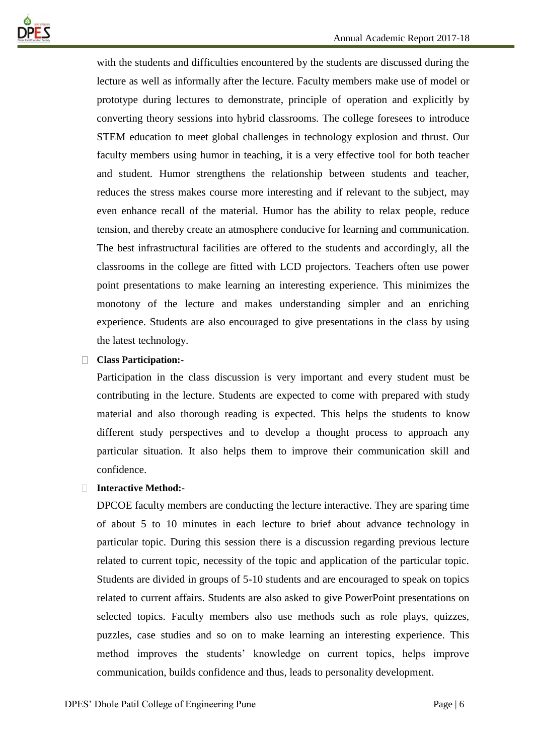with the students and difficulties encountered by the students are discussed during the lecture as well as informally after the lecture. Faculty members make use of model or prototype during lectures to demonstrate, principle of operation and explicitly by converting theory sessions into hybrid classrooms. The college foresees to introduce STEM education to meet global challenges in technology explosion and thrust. Our faculty members using humor in teaching, it is a very effective tool for both teacher and student. Humor strengthens the relationship between students and teacher, reduces the stress makes course more interesting and if relevant to the subject, may even enhance recall of the material. Humor has the ability to relax people, reduce tension, and thereby create an atmosphere conducive for learning and communication. The best infrastructural facilities are offered to the students and accordingly, all the classrooms in the college are fitted with LCD projectors. Teachers often use power point presentations to make learning an interesting experience. This minimizes the monotony of the lecture and makes understanding simpler and an enriching experience. Students are also encouraged to give presentations in the class by using the latest technology.

- **Class Participation:-**

  Participation in the class discussion is very important and every student must be contributing in the lecture. Students are expected to come with prepared with study material and also thorough reading is expected. This helps the students to know different study perspectives and to develop a thought process to approach any particular situation. It also helps them to improve their communication skill and confidence.

- **Interactive Method:-**

  DPCOE faculty members are conducting the lecture interactive. They are sparing time of about 5 to 10 minutes in each lecture to brief about advance technology in particular topic. During this session there is a discussion regarding previous lecture related to current topic, necessity of the topic and application of the particular topic. Students are divided in groups of 5-10 students and are encouraged to speak on topics related to current affairs. Students are also asked to give PowerPoint presentations on selected topics. Faculty members also use methods such as role plays, quizzes, puzzles, case studies and so on to make learning an interesting experience. This method improves the students' knowledge on current topics, helps improve communication, builds confidence and thus, leads to personality development.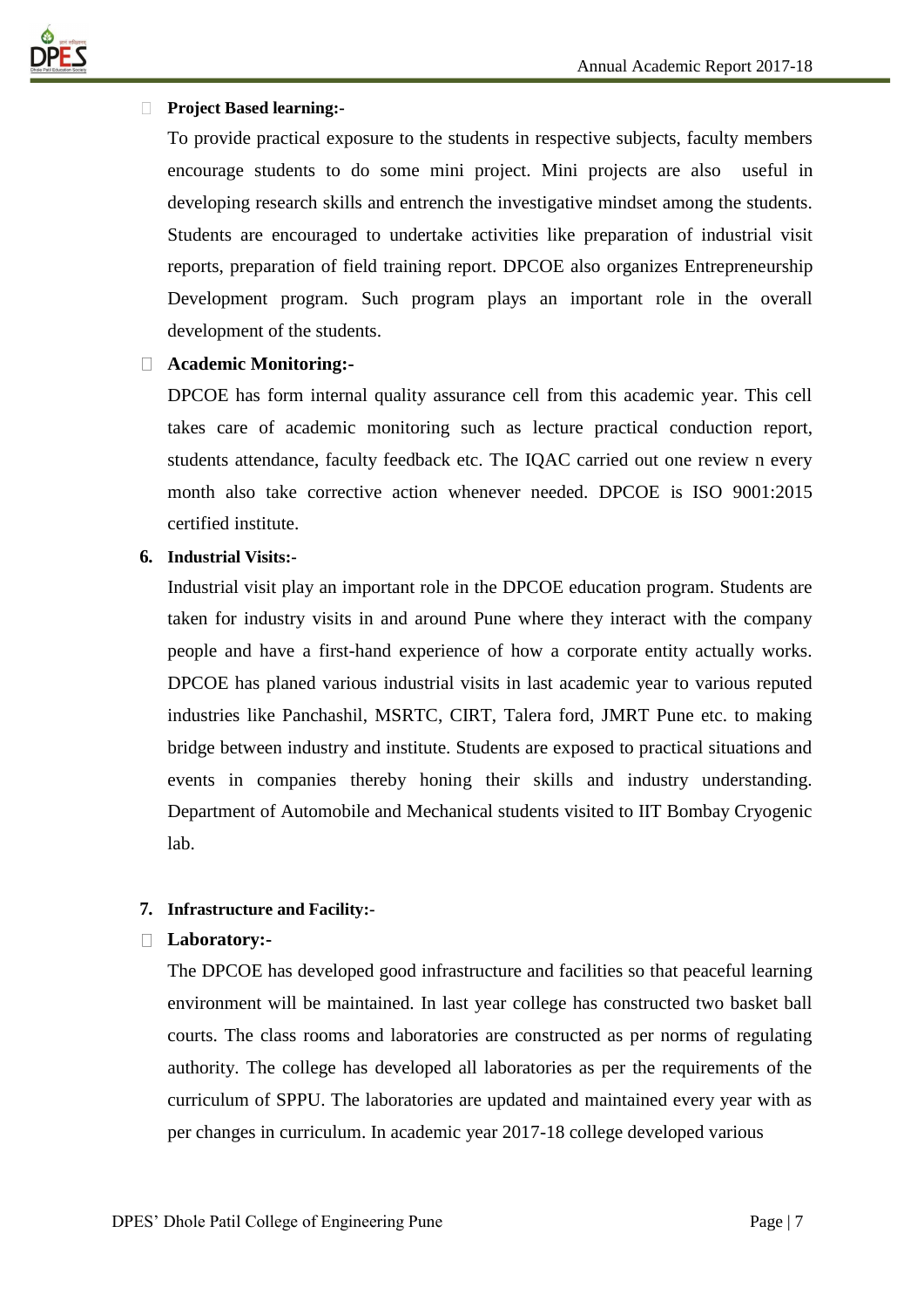- **Project Based learning:-**

  To provide practical exposure to the students in respective subjects, faculty members encourage students to do some mini project. Mini projects are also useful in developing research skills and entrench the investigative mindset among the students. Students are encouraged to undertake activities like preparation of industrial visit reports, preparation of field training report. DPCOE also organizes Entrepreneurship Development program. Such program plays an important role in the overall development of the students.

- **Academic Monitoring:-**

  DPCOE has form internal quality assurance cell from this academic year. This cell takes care of academic monitoring such as lecture practical conduction report, students attendance, faculty feedback etc. The IQAC carried out one review n every month also take corrective action whenever needed. DPCOE is ISO 9001:2015 certified institute.

**6. Industrial Visits:-**

Industrial visit play an important role in the DPCOE education program. Students are taken for industry visits in and around Pune where they interact with the company people and have a first-hand experience of how a corporate entity actually works. DPCOE has planed various industrial visits in last academic year to various reputed industries like Panchashil, MSRTC, CIRT, Talera ford, JMRT Pune etc. to making bridge between industry and institute. Students are exposed to practical situations and events in companies thereby honing their skills and industry understanding. Department of Automobile and Mechanical students visited to IIT Bombay Cryogenic lab.

**7. Infrastructure and Facility:-**

- **Laboratory:-**

  The DPCOE has developed good infrastructure and facilities so that peaceful learning environment will be maintained. In last year college has constructed two basket ball courts. The class rooms and laboratories are constructed as per norms of regulating authority. The college has developed all laboratories as per the requirements of the curriculum of SPPU. The laboratories are updated and maintained every year with as per changes in curriculum. In academic year 2017-18 college developed various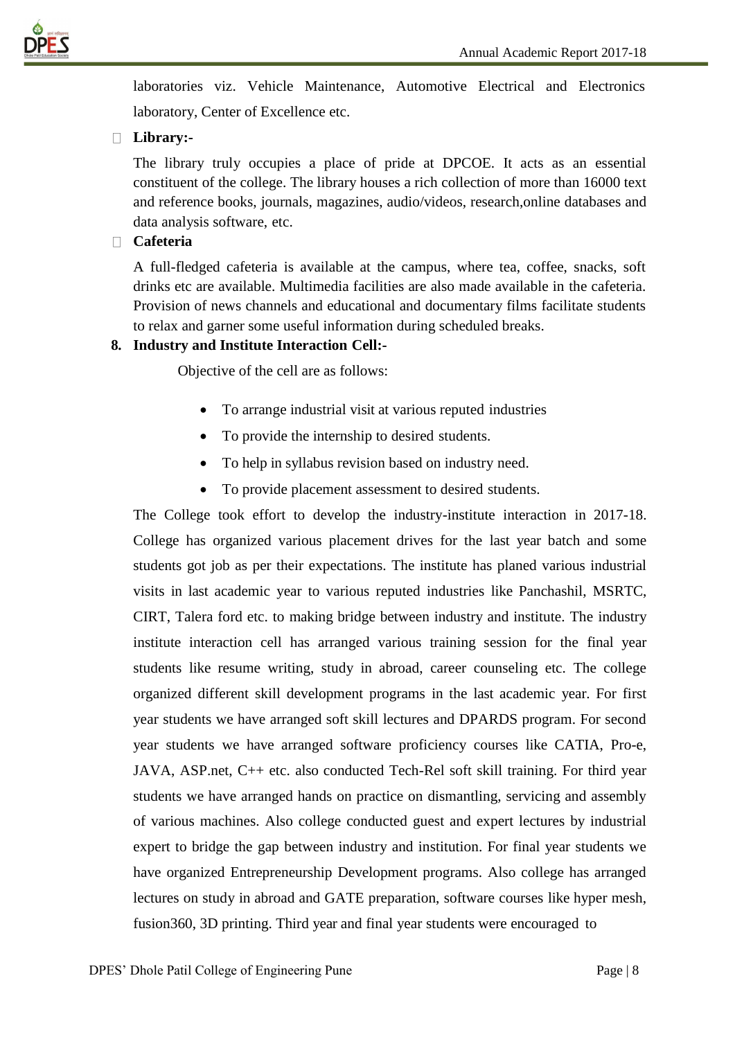laboratories viz. Vehicle Maintenance, Automotive Electrical and Electronics laboratory, Center of Excellence etc.

- **Library:-**

The library truly occupies a place of pride at DPCOE. It acts as an essential constituent of the college. The library houses a rich collection of more than 16000 text and reference books, journals, magazines, audio/videos, research,online databases and data analysis software, etc.

- **Cafeteria**

A full-fledged cafeteria is available at the campus, where tea, coffee, snacks, soft drinks etc are available. Multimedia facilities are also made available in the cafeteria. Provision of news channels and educational and documentary films facilitate students to relax and garner some useful information during scheduled breaks.

**8. Industry and Institute Interaction Cell:-**

Objective of the cell are as follows:

- To arrange industrial visit at various reputed industries
- To provide the internship to desired students.
- To help in syllabus revision based on industry need.
- To provide placement assessment to desired students.

The College took effort to develop the industry-institute interaction in 2017-18. College has organized various placement drives for the last year batch and some students got job as per their expectations. The institute has planed various industrial visits in last academic year to various reputed industries like Panchashil, MSRTC, CIRT, Talera ford etc. to making bridge between industry and institute. The industry institute interaction cell has arranged various training session for the final year students like resume writing, study in abroad, career counseling etc. The college organized different skill development programs in the last academic year. For first year students we have arranged soft skill lectures and DPARDS program. For second year students we have arranged software proficiency courses like CATIA, Pro-e, JAVA, ASP.net, C++ etc. also conducted Tech-Rel soft skill training. For third year students we have arranged hands on practice on dismantling, servicing and assembly of various machines. Also college conducted guest and expert lectures by industrial expert to bridge the gap between industry and institution. For final year students we have organized Entrepreneurship Development programs. Also college has arranged lectures on study in abroad and GATE preparation, software courses like hyper mesh, fusion360, 3D printing. Third year and final year students were encouraged to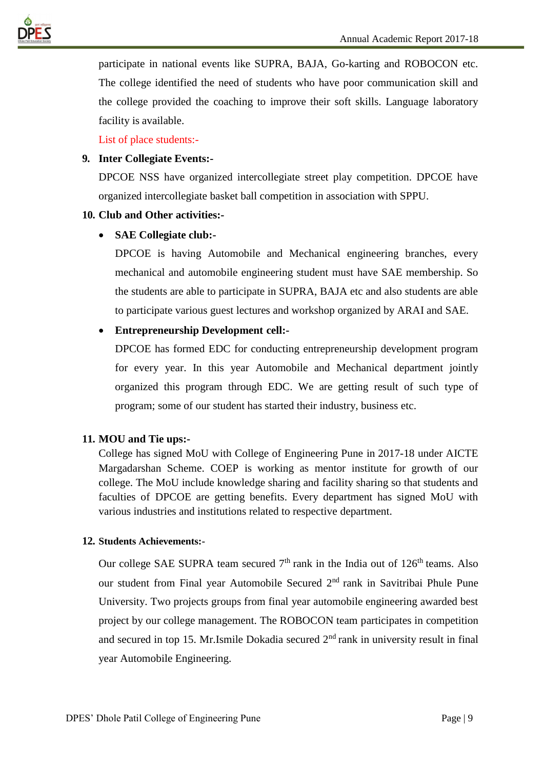participate in national events like SUPRA, BAJA, Go-karting and ROBOCON etc. The college identified the need of students who have poor communication skill and the college provided the coaching to improve their soft skills. Language laboratory facility is available.

List of place students:-

**9. Inter Collegiate Events:-**

DPCOE NSS have organized intercollegiate street play competition. DPCOE have organized intercollegiate basket ball competition in association with SPPU.

**10. Club and Other activities:-**

- **SAE Collegiate club:-**

  DPCOE is having Automobile and Mechanical engineering branches, every mechanical and automobile engineering student must have SAE membership. So the students are able to participate in SUPRA, BAJA etc and also students are able to participate various guest lectures and workshop organized by ARAI and SAE.

- **Entrepreneurship Development cell:-**

  DPCOE has formed EDC for conducting entrepreneurship development program for every year. In this year Automobile and Mechanical department jointly organized this program through EDC. We are getting result of such type of program; some of our student has started their industry, business etc.

**11. MOU and Tie ups:-**

College has signed MoU with College of Engineering Pune in 2017-18 under AICTE Margadarshan Scheme. COEP is working as mentor institute for growth of our college. The MoU include knowledge sharing and facility sharing so that students and faculties of DPCOE are getting benefits. Every department has signed MoU with various industries and institutions related to respective department.

**12. Students Achievements:-**

Our college SAE SUPRA team secured 7th rank in the India out of 126th teams. Also our student from Final year Automobile Secured 2nd rank in Savitribai Phule Pune University. Two projects groups from final year automobile engineering awarded best project by our college management. The ROBOCON team participates in competition and secured in top 15. Mr.Ismile Dokadia secured 2nd rank in university result in final year Automobile Engineering.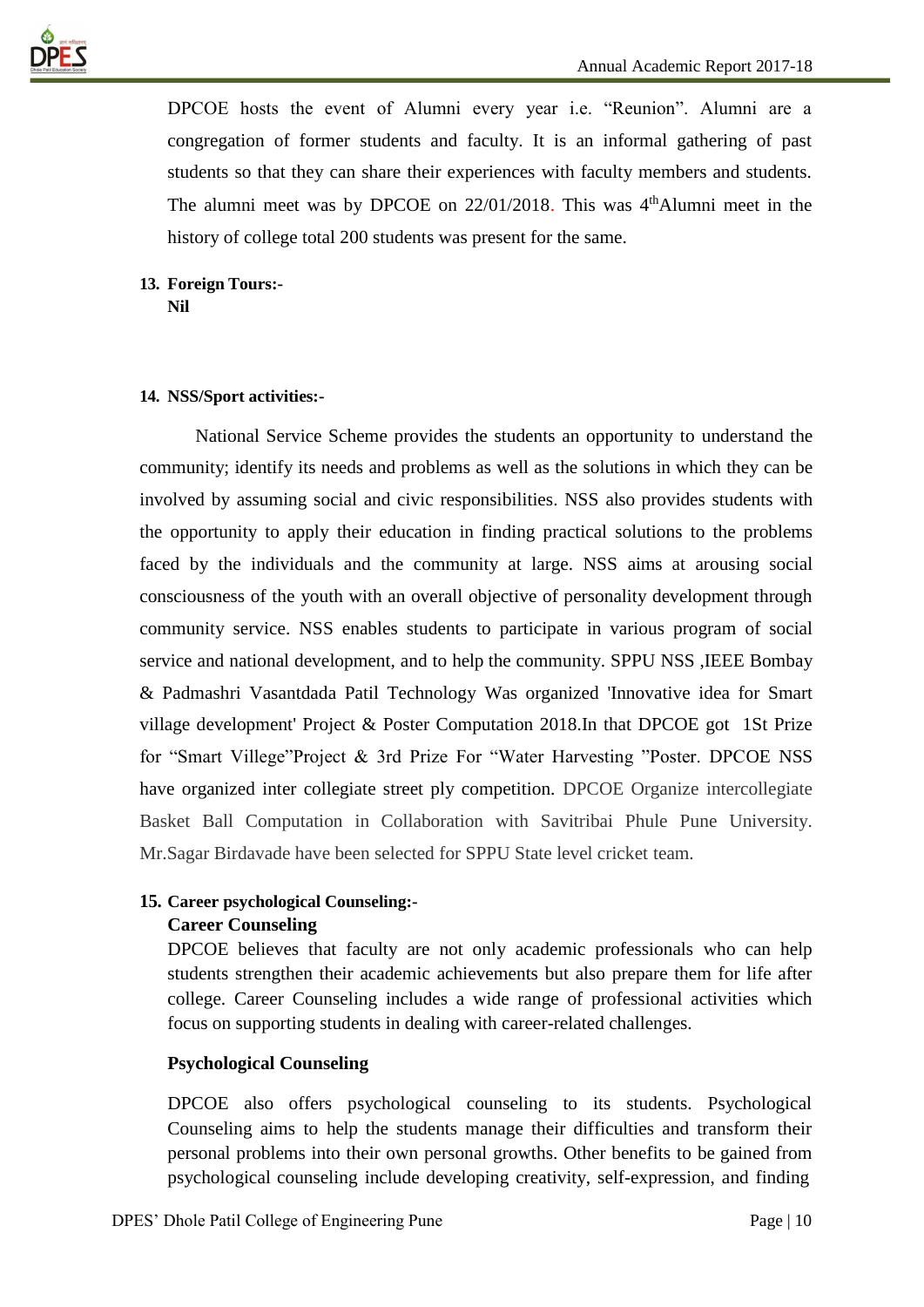DPCOE hosts the event of Alumni every year i.e. "Reunion". Alumni are a congregation of former students and faculty. It is an informal gathering of past students so that they can share their experiences with faculty members and students. The alumni meet was by DPCOE on 22/01/2018. This was 4thAlumni meet in the history of college total 200 students was present for the same.

**13. Foreign Tours:-**
**Nil**

**14. NSS/Sport activities:-**

National Service Scheme provides the students an opportunity to understand the community; identify its needs and problems as well as the solutions in which they can be involved by assuming social and civic responsibilities. NSS also provides students with the opportunity to apply their education in finding practical solutions to the problems faced by the individuals and the community at large. NSS aims at arousing social consciousness of the youth with an overall objective of personality development through community service. NSS enables students to participate in various program of social service and national development, and to help the community. SPPU NSS ,IEEE Bombay & Padmashri Vasantdada Patil Technology Was organized 'Innovative idea for Smart village development' Project & Poster Computation 2018.In that DPCOE got 1St Prize for "Smart Villege"Project & 3rd Prize For "Water Harvesting "Poster. DPCOE NSS have organized inter collegiate street ply competition. DPCOE Organize intercollegiate Basket Ball Computation in Collaboration with Savitribai Phule Pune University. Mr.Sagar Birdavade have been selected for SPPU State level cricket team.

**15. Career psychological Counseling:-**

**Career Counseling**

DPCOE believes that faculty are not only academic professionals who can help students strengthen their academic achievements but also prepare them for life after college. Career Counseling includes a wide range of professional activities which focus on supporting students in dealing with career-related challenges.

**Psychological Counseling**

DPCOE also offers psychological counseling to its students. Psychological Counseling aims to help the students manage their difficulties and transform their personal problems into their own personal growths. Other benefits to be gained from psychological counseling include developing creativity, self-expression, and finding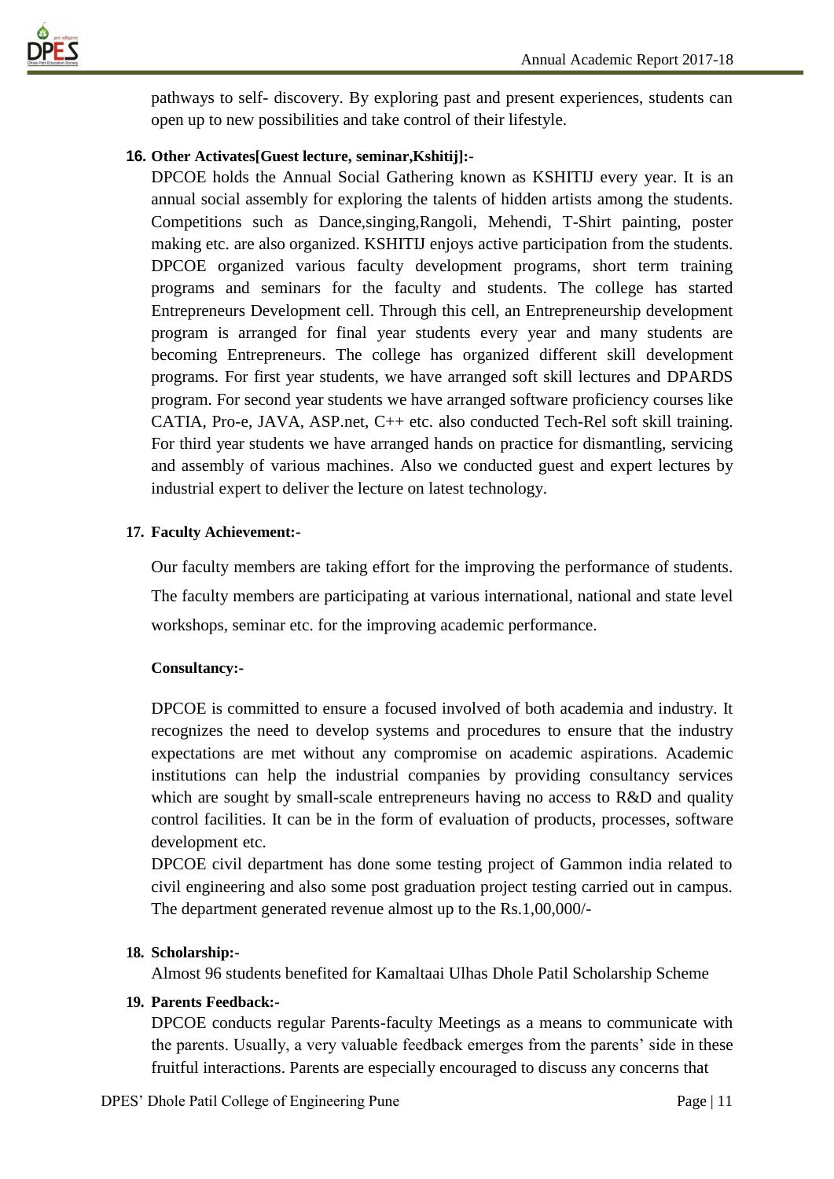pathways to self- discovery. By exploring past and present experiences, students can open up to new possibilities and take control of their lifestyle.

**16. Other Activates[Guest lecture, seminar,Kshitij]:-**

DPCOE holds the Annual Social Gathering known as KSHITIJ every year. It is an annual social assembly for exploring the talents of hidden artists among the students. Competitions such as Dance,singing,Rangoli, Mehendi, T-Shirt painting, poster making etc. are also organized. KSHITIJ enjoys active participation from the students. DPCOE organized various faculty development programs, short term training programs and seminars for the faculty and students. The college has started Entrepreneurs Development cell. Through this cell, an Entrepreneurship development program is arranged for final year students every year and many students are becoming Entrepreneurs. The college has organized different skill development programs. For first year students, we have arranged soft skill lectures and DPARDS program. For second year students we have arranged software proficiency courses like CATIA, Pro-e, JAVA, ASP.net, C++ etc. also conducted Tech-Rel soft skill training. For third year students we have arranged hands on practice for dismantling, servicing and assembly of various machines. Also we conducted guest and expert lectures by industrial expert to deliver the lecture on latest technology.

**17. Faculty Achievement:-**

Our faculty members are taking effort for the improving the performance of students. The faculty members are participating at various international, national and state level workshops, seminar etc. for the improving academic performance.

**Consultancy:-**

DPCOE is committed to ensure a focused involved of both academia and industry. It recognizes the need to develop systems and procedures to ensure that the industry expectations are met without any compromise on academic aspirations. Academic institutions can help the industrial companies by providing consultancy services which are sought by small-scale entrepreneurs having no access to R&D and quality control facilities. It can be in the form of evaluation of products, processes, software development etc.

DPCOE civil department has done some testing project of Gammon india related to civil engineering and also some post graduation project testing carried out in campus. The department generated revenue almost up to the Rs.1,00,000/-

**18. Scholarship:-**

Almost 96 students benefited for Kamaltaai Ulhas Dhole Patil Scholarship Scheme

**19. Parents Feedback:-**

DPCOE conducts regular Parents-faculty Meetings as a means to communicate with the parents. Usually, a very valuable feedback emerges from the parents' side in these fruitful interactions. Parents are especially encouraged to discuss any concerns that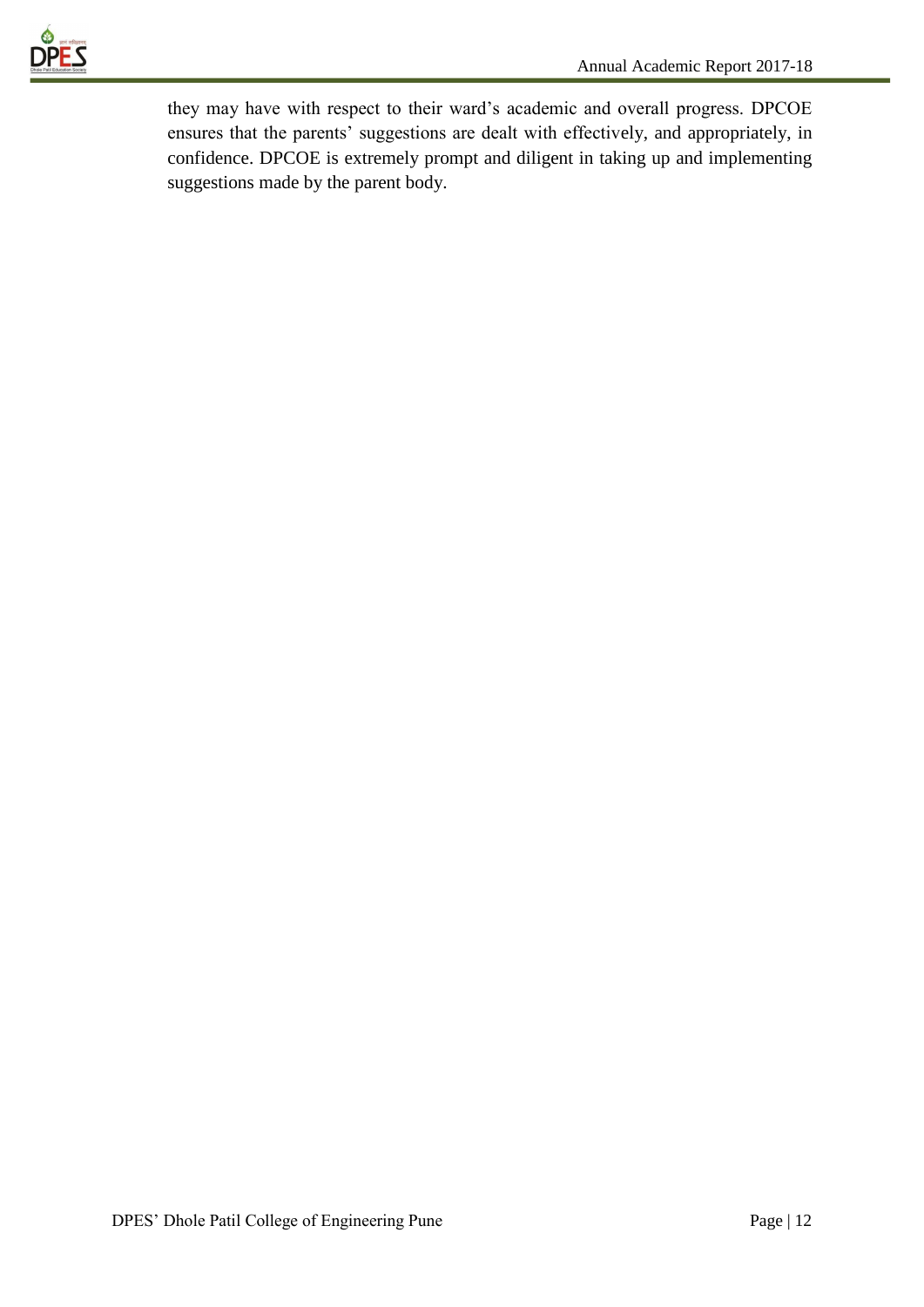they may have with respect to their ward's academic and overall progress. DPCOE ensures that the parents' suggestions are dealt with effectively, and appropriately, in confidence. DPCOE is extremely prompt and diligent in taking up and implementing suggestions made by the parent body.